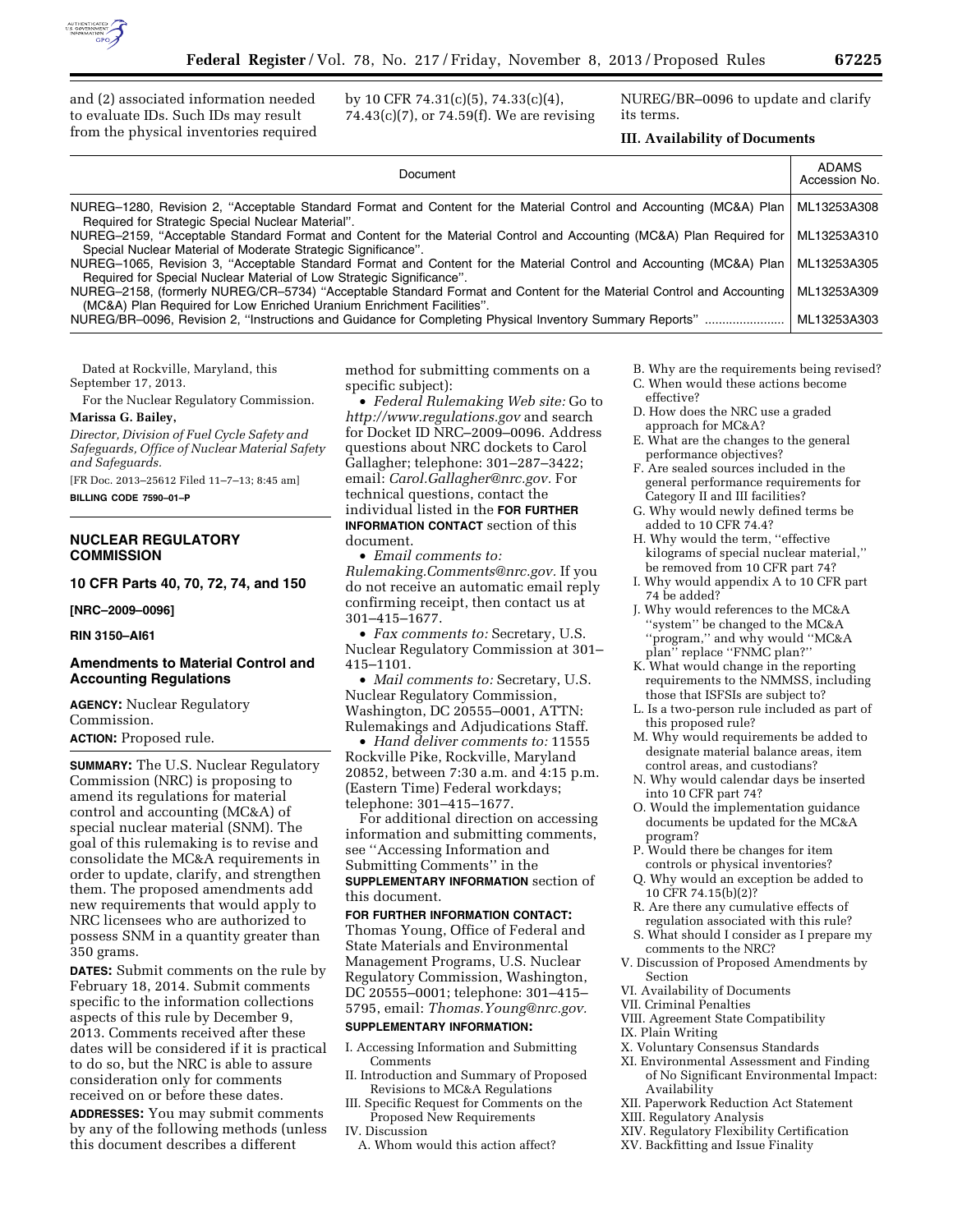and (2) associated information needed to evaluate IDs. Such IDs may result from the physical inventories required by 10 CFR 74.31(c)(5), 74.33(c)(4), 74.43(c)(7), or 74.59(f). We are revising NUREG/BR–0096 to update and clarify its terms.

## III. Availability of Documents

| Document | ADAMS Accession No. |
| --- | --- |
| NUREG–1280, Revision 2, ''Acceptable Standard Format and Content for the Material Control and Accounting (MC&A) Plan Required for Strategic Special Nuclear Material''. | ML13253A308 |
| NUREG–2159, ''Acceptable Standard Format and Content for the Material Control and Accounting (MC&A) Plan Required for Special Nuclear Material of Moderate Strategic Significance''. | ML13253A310 |
| NUREG–1065, Revision 3, ''Acceptable Standard Format and Content for the Material Control and Accounting (MC&A) Plan Required for Special Nuclear Material of Low Strategic Significance''. | ML13253A305 |
| NUREG–2158, (formerly NUREG/CR–5734) ''Acceptable Standard Format and Content for the Material Control and Accounting (MC&A) Plan Required for Low Enriched Uranium Enrichment Facilities''. | ML13253A309 |
| NUREG/BR–0096, Revision 2, ''Instructions and Guidance for Completing Physical Inventory Summary Reports'' | ML13253A303 |

Dated at Rockville, Maryland, this September 17, 2013.

For the Nuclear Regulatory Commission.

**Marissa G. Bailey,**

*Director, Division of Fuel Cycle Safety and Safeguards, Office of Nuclear Material Safety and Safeguards.*

[FR Doc. 2013–25612 Filed 11–7–13; 8:45 am]

**BILLING CODE 7590–01–P**

---

# NUCLEAR REGULATORY COMMISSION

## 10 CFR Parts 40, 70, 72, 74, and 150

**[NRC–2009–0096]**

**RIN 3150–AI61**

## Amendments to Material Control and Accounting Regulations

**AGENCY:** Nuclear Regulatory Commission.

**ACTION:** Proposed rule.

**SUMMARY:** The U.S. Nuclear Regulatory Commission (NRC) is proposing to amend its regulations for material control and accounting (MC&A) of special nuclear material (SNM). The goal of this rulemaking is to revise and consolidate the MC&A requirements in order to update, clarify, and strengthen them. The proposed amendments add new requirements that would apply to NRC licensees who are authorized to possess SNM in a quantity greater than 350 grams.

**DATES:** Submit comments on the rule by February 18, 2014. Submit comments specific to the information collections aspects of this rule by December 9, 2013. Comments received after these dates will be considered if it is practical to do so, but the NRC is able to assure consideration only for comments received on or before these dates.

**ADDRESSES:** You may submit comments by any of the following methods (unless this document describes a different method for submitting comments on a specific subject):

- *Federal Rulemaking Web site:* Go to *http://www.regulations.gov* and search for Docket ID NRC–2009–0096. Address questions about NRC dockets to Carol Gallagher; telephone: 301–287–3422; email: *Carol.Gallagher@nrc.gov.* For technical questions, contact the individual listed in the **FOR FURTHER INFORMATION CONTACT** section of this document.
- *Email comments to: Rulemaking.Comments@nrc.gov.* If you do not receive an automatic email reply confirming receipt, then contact us at 301–415–1677.
- *Fax comments to:* Secretary, U.S. Nuclear Regulatory Commission at 301–415–1101.
- *Mail comments to:* Secretary, U.S. Nuclear Regulatory Commission, Washington, DC 20555–0001, ATTN: Rulemakings and Adjudications Staff.
- *Hand deliver comments to:* 11555 Rockville Pike, Rockville, Maryland 20852, between 7:30 a.m. and 4:15 p.m. (Eastern Time) Federal workdays; telephone: 301–415–1677.

For additional direction on accessing information and submitting comments, see ''Accessing Information and Submitting Comments'' in the **SUPPLEMENTARY INFORMATION** section of this document.

**FOR FURTHER INFORMATION CONTACT:** Thomas Young, Office of Federal and State Materials and Environmental Management Programs, U.S. Nuclear Regulatory Commission, Washington, DC 20555–0001; telephone: 301–415–5795, email: *Thomas.Young@nrc.gov.*

**SUPPLEMENTARY INFORMATION:**

I. Accessing Information and Submitting Comments
II. Introduction and Summary of Proposed Revisions to MC&A Regulations
III. Specific Request for Comments on the Proposed New Requirements
IV. Discussion
  A. Whom would this action affect?
  B. Why are the requirements being revised?
  C. When would these actions become effective?
  D. How does the NRC use a graded approach for MC&A?
  E. What are the changes to the general performance objectives?
  F. Are sealed sources included in the general performance requirements for Category II and III facilities?
  G. Why would newly defined terms be added to 10 CFR 74.4?
  H. Why would the term, ''effective kilograms of special nuclear material,'' be removed from 10 CFR part 74?
  I. Why would appendix A to 10 CFR part 74 be added?
  J. Why would references to the MC&A ''system'' be changed to the MC&A ''program,'' and why would ''MC&A plan'' replace ''FNMC plan?''
  K. What would change in the reporting requirements to the NMMSS, including those that ISFSIs are subject to?
  L. Is a two-person rule included as part of this proposed rule?
  M. Why would requirements be added to designate material balance areas, item control areas, and custodians?
  N. Why would calendar days be inserted into 10 CFR part 74?
  O. Would the implementation guidance documents be updated for the MC&A program?
  P. Would there be changes for item controls or physical inventories?
  Q. Why would an exception be added to 10 CFR 74.15(b)(2)?
  R. Are there any cumulative effects of regulation associated with this rule?
  S. What should I consider as I prepare my comments to the NRC?
V. Discussion of Proposed Amendments by Section
VI. Availability of Documents
VII. Criminal Penalties
VIII. Agreement State Compatibility
IX. Plain Writing
X. Voluntary Consensus Standards
XI. Environmental Assessment and Finding of No Significant Environmental Impact: Availability
XII. Paperwork Reduction Act Statement
XIII. Regulatory Analysis
XIV. Regulatory Flexibility Certification
XV. Backfitting and Issue Finality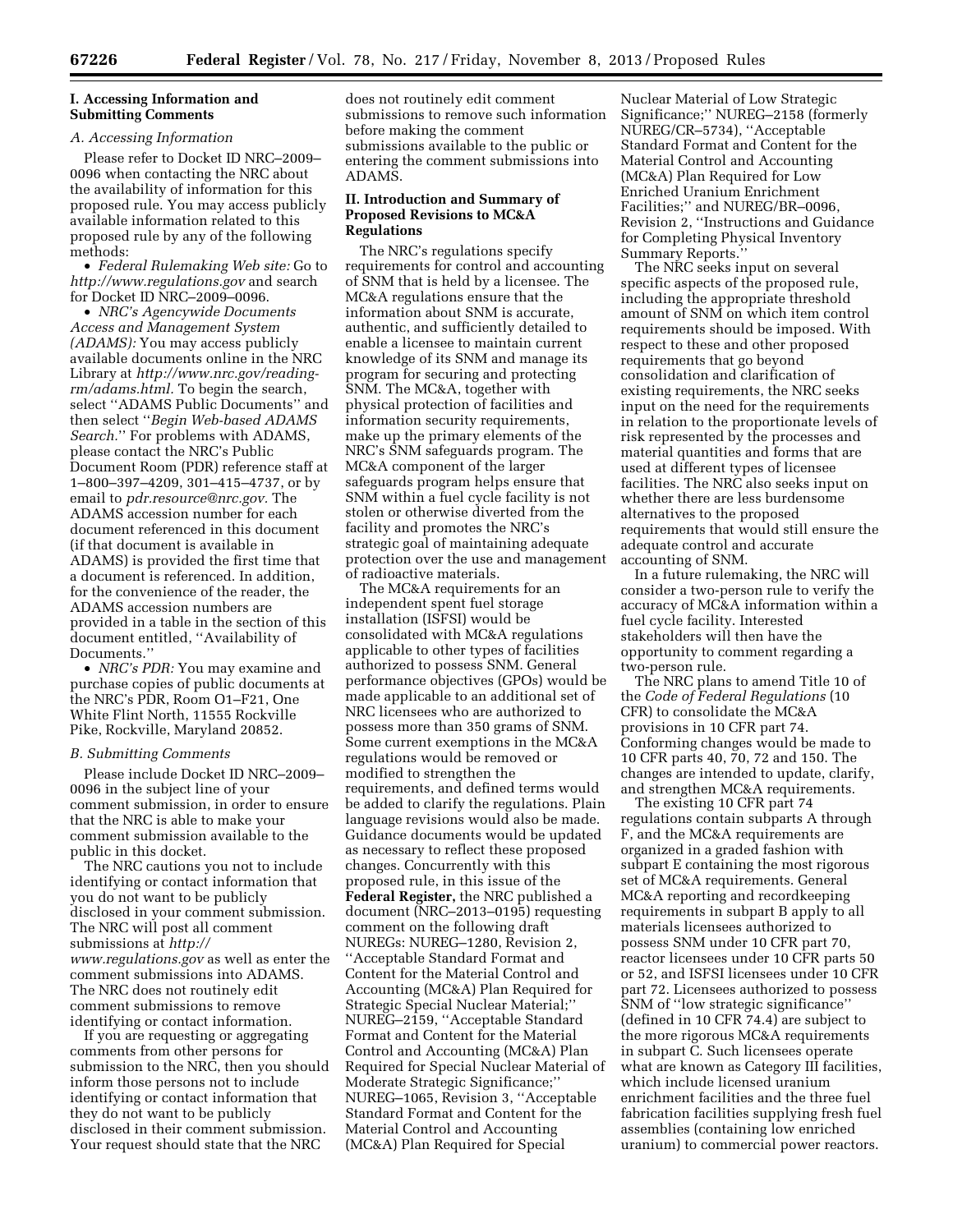## I. Accessing Information and Submitting Comments

### A. Accessing Information

Please refer to Docket ID NRC–2009–0096 when contacting the NRC about the availability of information for this proposed rule. You may access publicly available information related to this proposed rule by any of the following methods:

- *Federal Rulemaking Web site:* Go to *http://www.regulations.gov* and search for Docket ID NRC–2009–0096.
- *NRC's Agencywide Documents Access and Management System (ADAMS):* You may access publicly available documents online in the NRC Library at *http://www.nrc.gov/reading-rm/adams.html.* To begin the search, select ''ADAMS Public Documents'' and then select ''*Begin Web-based ADAMS Search.*'' For problems with ADAMS, please contact the NRC's Public Document Room (PDR) reference staff at 1–800–397–4209, 301–415–4737, or by email to *pdr.resource@nrc.gov.* The ADAMS accession number for each document referenced in this document (if that document is available in ADAMS) is provided the first time that a document is referenced. In addition, for the convenience of the reader, the ADAMS accession numbers are provided in a table in the section of this document entitled, ''Availability of Documents.''
- *NRC's PDR:* You may examine and purchase copies of public documents at the NRC's PDR, Room O1–F21, One White Flint North, 11555 Rockville Pike, Rockville, Maryland 20852.

### B. Submitting Comments

Please include Docket ID NRC–2009–0096 in the subject line of your comment submission, in order to ensure that the NRC is able to make your comment submission available to the public in this docket.

The NRC cautions you not to include identifying or contact information that you do not want to be publicly disclosed in your comment submission. The NRC will post all comment submissions at *http://www.regulations.gov* as well as enter the comment submissions into ADAMS. The NRC does not routinely edit comment submissions to remove identifying or contact information.

If you are requesting or aggregating comments from other persons for submission to the NRC, then you should inform those persons not to include identifying or contact information that they do not want to be publicly disclosed in their comment submission. Your request should state that the NRC does not routinely edit comment submissions to remove such information before making the comment submissions available to the public or entering the comment submissions into ADAMS.

## II. Introduction and Summary of Proposed Revisions to MC&A Regulations

The NRC's regulations specify requirements for control and accounting of SNM that is held by a licensee. The MC&A regulations ensure that the information about SNM is accurate, authentic, and sufficiently detailed to enable a licensee to maintain current knowledge of its SNM and manage its program for securing and protecting SNM. The MC&A, together with physical protection of facilities and information security requirements, make up the primary elements of the NRC's SNM safeguards program. The MC&A component of the larger safeguards program helps ensure that SNM within a fuel cycle facility is not stolen or otherwise diverted from the facility and promotes the NRC's strategic goal of maintaining adequate protection over the use and management of radioactive materials.

The MC&A requirements for an independent spent fuel storage installation (ISFSI) would be consolidated with MC&A regulations applicable to other types of facilities authorized to possess SNM. General performance objectives (GPOs) would be made applicable to an additional set of NRC licensees who are authorized to possess more than 350 grams of SNM. Some current exemptions in the MC&A regulations would be removed or modified to strengthen the requirements, and defined terms would be added to clarify the regulations. Plain language revisions would also be made. Guidance documents would be updated as necessary to reflect these proposed changes. Concurrently with this proposed rule, in this issue of the **Federal Register,** the NRC published a document (NRC–2013–0195) requesting comment on the following draft NUREGs: NUREG–1280, Revision 2, ''Acceptable Standard Format and Content for the Material Control and Accounting (MC&A) Plan Required for Strategic Special Nuclear Material;'' NUREG–2159, ''Acceptable Standard Format and Content for the Material Control and Accounting (MC&A) Plan Required for Special Nuclear Material of Moderate Strategic Significance;'' NUREG–1065, Revision 3, ''Acceptable Standard Format and Content for the Material Control and Accounting (MC&A) Plan Required for Special Nuclear Material of Low Strategic Significance;'' NUREG–2158 (formerly NUREG/CR–5734), ''Acceptable Standard Format and Content for the Material Control and Accounting (MC&A) Plan Required for Low Enriched Uranium Enrichment Facilities;'' and NUREG/BR–0096, Revision 2, ''Instructions and Guidance for Completing Physical Inventory Summary Reports.''

The NRC seeks input on several specific aspects of the proposed rule, including the appropriate threshold amount of SNM on which item control requirements should be imposed. With respect to these and other proposed requirements that go beyond consolidation and clarification of existing requirements, the NRC seeks input on the need for the requirements in relation to the proportionate levels of risk represented by the processes and material quantities and forms that are used at different types of licensee facilities. The NRC also seeks input on whether there are less burdensome alternatives to the proposed requirements that would still ensure the adequate control and accurate accounting of SNM.

In a future rulemaking, the NRC will consider a two-person rule to verify the accuracy of MC&A information within a fuel cycle facility. Interested stakeholders will then have the opportunity to comment regarding a two-person rule.

The NRC plans to amend Title 10 of the *Code of Federal Regulations* (10 CFR) to consolidate the MC&A provisions in 10 CFR part 74. Conforming changes would be made to 10 CFR parts 40, 70, 72 and 150. The changes are intended to update, clarify, and strengthen MC&A requirements.

The existing 10 CFR part 74 regulations contain subparts A through F, and the MC&A requirements are organized in a graded fashion with subpart E containing the most rigorous set of MC&A requirements. General MC&A reporting and recordkeeping requirements in subpart B apply to all materials licensees authorized to possess SNM under 10 CFR part 70, reactor licensees under 10 CFR parts 50 or 52, and ISFSI licensees under 10 CFR part 72. Licensees authorized to possess SNM of ''low strategic significance'' (defined in 10 CFR 74.4) are subject to the more rigorous MC&A requirements in subpart C. Such licensees operate what are known as Category III facilities, which include licensed uranium enrichment facilities and the three fuel fabrication facilities supplying fresh fuel assemblies (containing low enriched uranium) to commercial power reactors.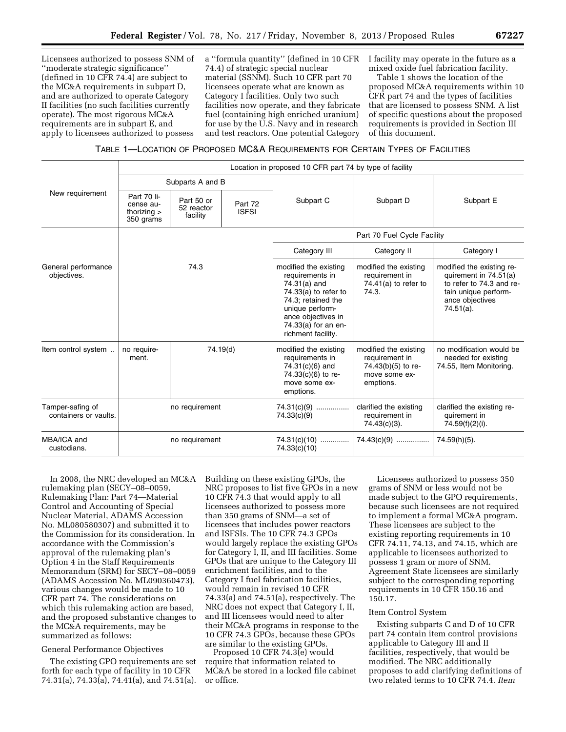Licensees authorized to possess SNM of ''moderate strategic significance'' (defined in 10 CFR 74.4) are subject to the MC&A requirements in subpart D, and are authorized to operate Category II facilities (no such facilities currently operate). The most rigorous MC&A requirements are in subpart E, and apply to licensees authorized to possess a ''formula quantity'' (defined in 10 CFR 74.4) of strategic special nuclear material (SSNM). Such 10 CFR part 70 licensees operate what are known as Category I facilities. Only two such facilities now operate, and they fabricate fuel (containing high enriched uranium) for use by the U.S. Navy and in research and test reactors. One potential Category I facility may operate in the future as a mixed oxide fuel fabrication facility.

Table 1 shows the location of the proposed MC&A requirements within 10 CFR part 74 and the types of facilities that are licensed to possess SNM. A list of specific questions about the proposed requirements is provided in Section III of this document.

TABLE 1—LOCATION OF PROPOSED MC&A REQUIREMENTS FOR CERTAIN TYPES OF FACILITIES

| New requirement | Location in proposed 10 CFR part 74 by type of facility | | | | | |
|---|---|---|---|---|---|---|
| | Subparts A and B | | | Subpart C | Subpart D | Subpart E |
| | Part 70 license authorizing > 350 grams | Part 50 or 52 reactor facility | Part 72 ISFSI | | | |
| | | | | Part 70 Fuel Cycle Facility | | |
| | | | | Category III | Category II | Category I |
| General performance objectives. | 74.3 | | | modified the existing requirements in 74.31(a) and 74.33(a) to refer to 74.3; retained the unique performance objectives in 74.33(a) for an enrichment facility. | modified the existing requirement in 74.41(a) to refer to 74.3. | modified the existing requirement in 74.51(a) to refer to 74.3 and retain unique performance objectives 74.51(a). |
| Item control system .. | no requirement. | 74.19(d) | | modified the existing requirements in 74.31(c)(6) and 74.33(c)(6) to remove some exemptions. | modified the existing requirement in 74.43(b)(5) to remove some exemptions. | no modification would be needed for existing 74.55, Item Monitoring. |
| Tamper-safing of containers or vaults. | no requirement | | | 74.31(c)(9) ................ 74.33(c)(9) | clarified the existing requirement in 74.43(c)(3). | clarified the existing requirement in 74.59(f)(2)(i). |
| MBA/ICA and custodians. | no requirement | | | 74.31(c)(10) ............. 74.33(c)(10) | 74.43(c)(9) ............... | 74.59(h)(5). |

In 2008, the NRC developed an MC&A rulemaking plan (SECY–08–0059, Rulemaking Plan: Part 74—Material Control and Accounting of Special Nuclear Material, ADAMS Accession No. ML080580307) and submitted it to the Commission for its consideration. In accordance with the Commission's approval of the rulemaking plan's Option 4 in the Staff Requirements Memorandum (SRM) for SECY–08–0059 (ADAMS Accession No. ML090360473), various changes would be made to 10 CFR part 74. The considerations on which this rulemaking action are based, and the proposed substantive changes to the MC&A requirements, may be summarized as follows:

General Performance Objectives

The existing GPO requirements are set forth for each type of facility in 10 CFR 74.31(a), 74.33(a), 74.41(a), and 74.51(a). Building on these existing GPOs, the NRC proposes to list five GPOs in a new 10 CFR 74.3 that would apply to all licensees authorized to possess more than 350 grams of SNM—a set of licensees that includes power reactors and ISFSIs. The 10 CFR 74.3 GPOs would largely replace the existing GPOs for Category I, II, and III facilities. Some GPOs that are unique to the Category III enrichment facilities, and to the Category I fuel fabrication facilities, would remain in revised 10 CFR 74.33(a) and 74.51(a), respectively. The NRC does not expect that Category I, II, and III licensees would need to alter their MC&A programs in response to the 10 CFR 74.3 GPOs, because these GPOs are similar to the existing GPOs.

Proposed 10 CFR 74.3(e) would require that information related to MC&A be stored in a locked file cabinet or office.

Licensees authorized to possess 350 grams of SNM or less would not be made subject to the GPO requirements, because such licensees are not required to implement a formal MC&A program. These licensees are subject to the existing reporting requirements in 10 CFR 74.11, 74.13, and 74.15, which are applicable to licensees authorized to possess 1 gram or more of SNM. Agreement State licensees are similarly subject to the corresponding reporting requirements in 10 CFR 150.16 and 150.17.

Item Control System

Existing subparts C and D of 10 CFR part 74 contain item control provisions applicable to Category III and II facilities, respectively, that would be modified. The NRC additionally proposes to add clarifying definitions of two related terms to 10 CFR 74.4. *Item*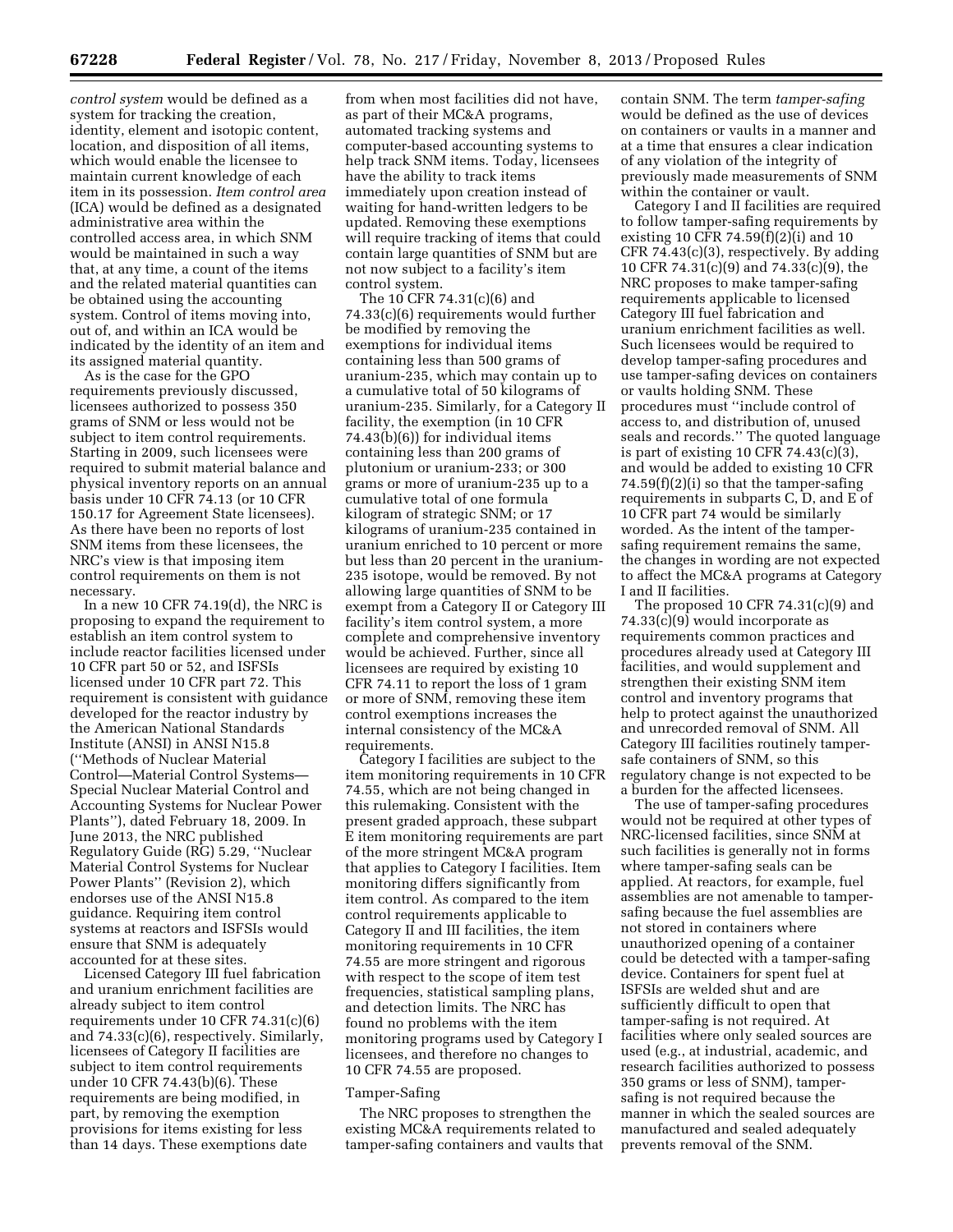*control system* would be defined as a system for tracking the creation, identity, element and isotopic content, location, and disposition of all items, which would enable the licensee to maintain current knowledge of each item in its possession. *Item control area* (ICA) would be defined as a designated administrative area within the controlled access area, in which SNM would be maintained in such a way that, at any time, a count of the items and the related material quantities can be obtained using the accounting system. Control of items moving into, out of, and within an ICA would be indicated by the identity of an item and its assigned material quantity.

As is the case for the GPO requirements previously discussed, licensees authorized to possess 350 grams of SNM or less would not be subject to item control requirements. Starting in 2009, such licensees were required to submit material balance and physical inventory reports on an annual basis under 10 CFR 74.13 (or 10 CFR 150.17 for Agreement State licensees). As there have been no reports of lost SNM items from these licensees, the NRC's view is that imposing item control requirements on them is not necessary.

In a new 10 CFR 74.19(d), the NRC is proposing to expand the requirement to establish an item control system to include reactor facilities licensed under 10 CFR part 50 or 52, and ISFSIs licensed under 10 CFR part 72. This requirement is consistent with guidance developed for the reactor industry by the American National Standards Institute (ANSI) in ANSI N15.8 (''Methods of Nuclear Material Control—Material Control Systems—Special Nuclear Material Control and Accounting Systems for Nuclear Power Plants''), dated February 18, 2009. In June 2013, the NRC published Regulatory Guide (RG) 5.29, ''Nuclear Material Control Systems for Nuclear Power Plants'' (Revision 2), which endorses use of the ANSI N15.8 guidance. Requiring item control systems at reactors and ISFSIs would ensure that SNM is adequately accounted for at these sites.

Licensed Category III fuel fabrication and uranium enrichment facilities are already subject to item control requirements under 10 CFR 74.31(c)(6) and 74.33(c)(6), respectively. Similarly, licensees of Category II facilities are subject to item control requirements under 10 CFR 74.43(b)(6). These requirements are being modified, in part, by removing the exemption provisions for items existing for less than 14 days. These exemptions date from when most facilities did not have, as part of their MC&A programs, automated tracking systems and computer-based accounting systems to help track SNM items. Today, licensees have the ability to track items immediately upon creation instead of waiting for hand-written ledgers to be updated. Removing these exemptions will require tracking of items that could contain large quantities of SNM but are not now subject to a facility's item control system.

The 10 CFR 74.31(c)(6) and 74.33(c)(6) requirements would further be modified by removing the exemptions for individual items containing less than 500 grams of uranium-235, which may contain up to a cumulative total of 50 kilograms of uranium-235. Similarly, for a Category II facility, the exemption (in 10 CFR 74.43(b)(6)) for individual items containing less than 200 grams of plutonium or uranium-233; or 300 grams or more of uranium-235 up to a cumulative total of one formula kilogram of strategic SNM; or 17 kilograms of uranium-235 contained in uranium enriched to 10 percent or more but less than 20 percent in the uranium-235 isotope, would be removed. By not allowing large quantities of SNM to be exempt from a Category II or Category III facility's item control system, a more complete and comprehensive inventory would be achieved. Further, since all licensees are required by existing 10 CFR 74.11 to report the loss of 1 gram or more of SNM, removing these item control exemptions increases the internal consistency of the MC&A requirements.

Category I facilities are subject to the item monitoring requirements in 10 CFR 74.55, which are not being changed in this rulemaking. Consistent with the present graded approach, these subpart E item monitoring requirements are part of the more stringent MC&A program that applies to Category I facilities. Item monitoring differs significantly from item control. As compared to the item control requirements applicable to Category II and III facilities, the item monitoring requirements in 10 CFR 74.55 are more stringent and rigorous with respect to the scope of item test frequencies, statistical sampling plans, and detection limits. The NRC has found no problems with the item monitoring programs used by Category I licensees, and therefore no changes to 10 CFR 74.55 are proposed.

### Tamper-Safing

The NRC proposes to strengthen the existing MC&A requirements related to tamper-safing containers and vaults that contain SNM. The term *tamper-safing* would be defined as the use of devices on containers or vaults in a manner and at a time that ensures a clear indication of any violation of the integrity of previously made measurements of SNM within the container or vault.

Category I and II facilities are required to follow tamper-safing requirements by existing 10 CFR 74.59(f)(2)(i) and 10 CFR 74.43(c)(3), respectively. By adding 10 CFR 74.31(c)(9) and 74.33(c)(9), the NRC proposes to make tamper-safing requirements applicable to licensed Category III fuel fabrication and uranium enrichment facilities as well. Such licensees would be required to develop tamper-safing procedures and use tamper-safing devices on containers or vaults holding SNM. These procedures must ''include control of access to, and distribution of, unused seals and records.'' The quoted language is part of existing 10 CFR 74.43(c)(3), and would be added to existing 10 CFR 74.59(f)(2)(i) so that the tamper-safing requirements in subparts C, D, and E of 10 CFR part 74 would be similarly worded. As the intent of the tamper-safing requirement remains the same, the changes in wording are not expected to affect the MC&A programs at Category I and II facilities.

The proposed 10 CFR 74.31(c)(9) and 74.33(c)(9) would incorporate as requirements common practices and procedures already used at Category III facilities, and would supplement and strengthen their existing SNM item control and inventory programs that help to protect against the unauthorized and unrecorded removal of SNM. All Category III facilities routinely tamper-safe containers of SNM, so this regulatory change is not expected to be a burden for the affected licensees.

The use of tamper-safing procedures would not be required at other types of NRC-licensed facilities, since SNM at such facilities is generally not in forms where tamper-safing seals can be applied. At reactors, for example, fuel assemblies are not amenable to tamper-safing because the fuel assemblies are not stored in containers where unauthorized opening of a container could be detected with a tamper-safing device. Containers for spent fuel at ISFSIs are welded shut and are sufficiently difficult to open that tamper-safing is not required. At facilities where only sealed sources are used (e.g., at industrial, academic, and research facilities authorized to possess 350 grams or less of SNM), tamper-safing is not required because the manner in which the sealed sources are manufactured and sealed adequately prevents removal of the SNM.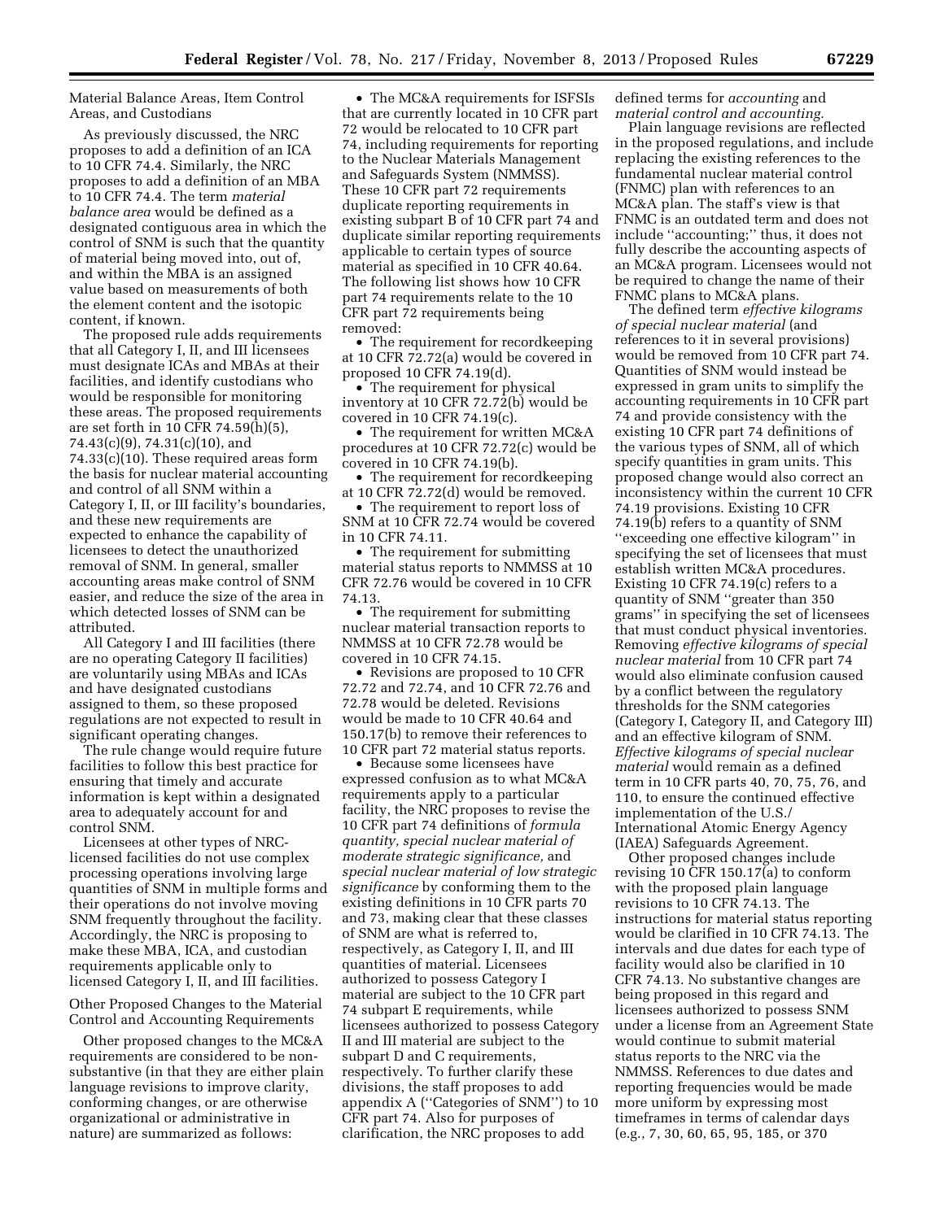Material Balance Areas, Item Control Areas, and Custodians

As previously discussed, the NRC proposes to add a definition of an ICA to 10 CFR 74.4. Similarly, the NRC proposes to add a definition of an MBA to 10 CFR 74.4. The term *material balance area* would be defined as a designated contiguous area in which the control of SNM is such that the quantity of material being moved into, out of, and within the MBA is an assigned value based on measurements of both the element content and the isotopic content, if known.

The proposed rule adds requirements that all Category I, II, and III licensees must designate ICAs and MBAs at their facilities, and identify custodians who would be responsible for monitoring these areas. The proposed requirements are set forth in 10 CFR 74.59(h)(5), 74.43(c)(9), 74.31(c)(10), and 74.33(c)(10). These required areas form the basis for nuclear material accounting and control of all SNM within a Category I, II, or III facility's boundaries, and these new requirements are expected to enhance the capability of licensees to detect the unauthorized removal of SNM. In general, smaller accounting areas make control of SNM easier, and reduce the size of the area in which detected losses of SNM can be attributed.

All Category I and III facilities (there are no operating Category II facilities) are voluntarily using MBAs and ICAs and have designated custodians assigned to them, so these proposed regulations are not expected to result in significant operating changes.

The rule change would require future facilities to follow this best practice for ensuring that timely and accurate information is kept within a designated area to adequately account for and control SNM.

Licensees at other types of NRC-licensed facilities do not use complex processing operations involving large quantities of SNM in multiple forms and their operations do not involve moving SNM frequently throughout the facility. Accordingly, the NRC is proposing to make these MBA, ICA, and custodian requirements applicable only to licensed Category I, II, and III facilities.

Other Proposed Changes to the Material Control and Accounting Requirements

Other proposed changes to the MC&A requirements are considered to be non-substantive (in that they are either plain language revisions to improve clarity, conforming changes, or are otherwise organizational or administrative in nature) are summarized as follows:

- The MC&A requirements for ISFSIs that are currently located in 10 CFR part 72 would be relocated to 10 CFR part 74, including requirements for reporting to the Nuclear Materials Management and Safeguards System (NMMSS). These 10 CFR part 72 requirements duplicate reporting requirements in existing subpart B of 10 CFR part 74 and duplicate similar reporting requirements applicable to certain types of source material as specified in 10 CFR 40.64. The following list shows how 10 CFR part 74 requirements relate to the 10 CFR part 72 requirements being removed:
- The requirement for recordkeeping at 10 CFR 72.72(a) would be covered in proposed 10 CFR 74.19(d).
- The requirement for physical inventory at 10 CFR 72.72(b) would be covered in 10 CFR 74.19(c).
- The requirement for written MC&A procedures at 10 CFR 72.72(c) would be covered in 10 CFR 74.19(b).
- The requirement for recordkeeping at 10 CFR 72.72(d) would be removed.
- The requirement to report loss of SNM at 10 CFR 72.74 would be covered in 10 CFR 74.11.
- The requirement for submitting material status reports to NMMSS at 10 CFR 72.76 would be covered in 10 CFR 74.13.
- The requirement for submitting nuclear material transaction reports to NMMSS at 10 CFR 72.78 would be covered in 10 CFR 74.15.
- Revisions are proposed to 10 CFR 72.72 and 72.74, and 10 CFR 72.76 and 72.78 would be deleted. Revisions would be made to 10 CFR 40.64 and 150.17(b) to remove their references to 10 CFR part 72 material status reports.
- Because some licensees have expressed confusion as to what MC&A requirements apply to a particular facility, the NRC proposes to revise the 10 CFR part 74 definitions of *formula quantity, special nuclear material of moderate strategic significance,* and *special nuclear material of low strategic significance* by conforming them to the existing definitions in 10 CFR parts 70 and 73, making clear that these classes of SNM are what is referred to, respectively, as Category I, II, and III quantities of material. Licensees authorized to possess Category I material are subject to the 10 CFR part 74 subpart E requirements, while licensees authorized to possess Category II and III material are subject to the subpart D and C requirements, respectively. To further clarify these divisions, the staff proposes to add appendix A (''Categories of SNM'') to 10 CFR part 74. Also for purposes of clarification, the NRC proposes to add defined terms for *accounting* and *material control and accounting.*

Plain language revisions are reflected in the proposed regulations, and include replacing the existing references to the fundamental nuclear material control (FNMC) plan with references to an MC&A plan. The staff's view is that FNMC is an outdated term and does not include ''accounting;'' thus, it does not fully describe the accounting aspects of an MC&A program. Licensees would not be required to change the name of their FNMC plans to MC&A plans.

The defined term *effective kilograms of special nuclear material* (and references to it in several provisions) would be removed from 10 CFR part 74. Quantities of SNM would instead be expressed in gram units to simplify the accounting requirements in 10 CFR part 74 and provide consistency with the existing 10 CFR part 74 definitions of the various types of SNM, all of which specify quantities in gram units. This proposed change would also correct an inconsistency within the current 10 CFR 74.19 provisions. Existing 10 CFR 74.19(b) refers to a quantity of SNM ''exceeding one effective kilogram'' in specifying the set of licensees that must establish written MC&A procedures. Existing 10 CFR 74.19(c) refers to a quantity of SNM ''greater than 350 grams'' in specifying the set of licensees that must conduct physical inventories. Removing *effective kilograms of special nuclear material* from 10 CFR part 74 would also eliminate confusion caused by a conflict between the regulatory thresholds for the SNM categories (Category I, Category II, and Category III) and an effective kilogram of SNM. *Effective kilograms of special nuclear material* would remain as a defined term in 10 CFR parts 40, 70, 75, 76, and 110, to ensure the continued effective implementation of the U.S./International Atomic Energy Agency (IAEA) Safeguards Agreement.

Other proposed changes include revising 10 CFR 150.17(a) to conform with the proposed plain language revisions to 10 CFR 74.13. The instructions for material status reporting would be clarified in 10 CFR 74.13. The intervals and due dates for each type of facility would also be clarified in 10 CFR 74.13. No substantive changes are being proposed in this regard and licensees authorized to possess SNM under a license from an Agreement State would continue to submit material status reports to the NRC via the NMMSS. References to due dates and reporting frequencies would be made more uniform by expressing most timeframes in terms of calendar days (e.g., 7, 30, 60, 65, 95, 185, or 370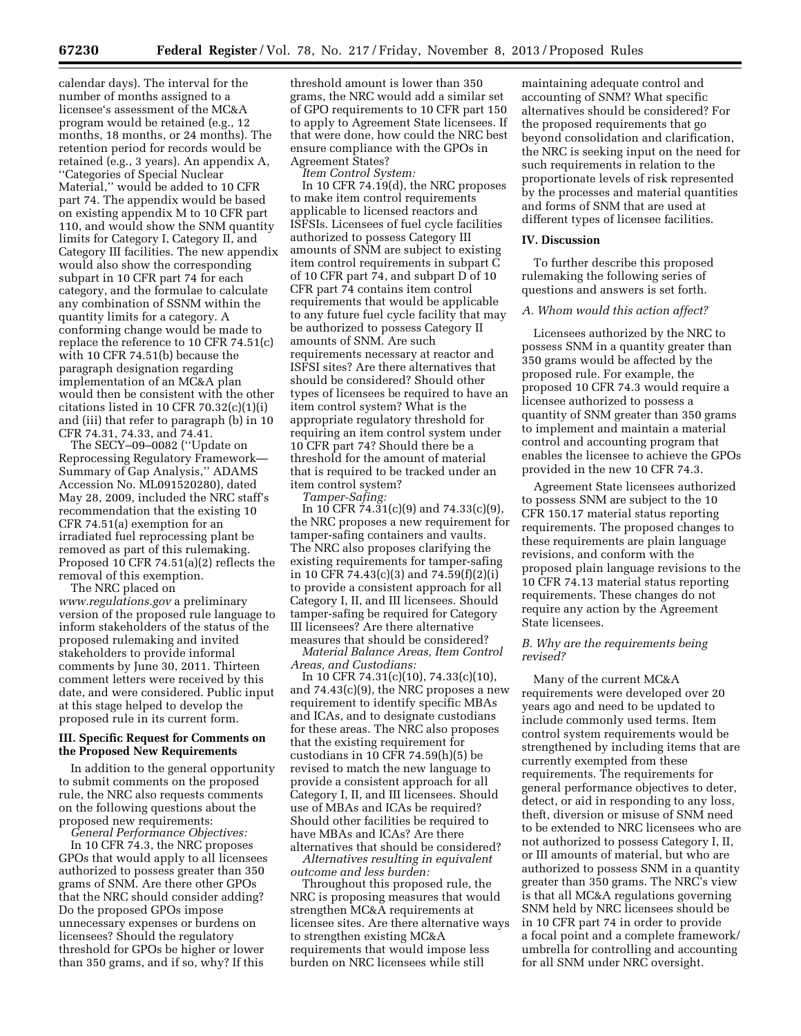calendar days). The interval for the number of months assigned to a licensee's assessment of the MC&A program would be retained (e.g., 12 months, 18 months, or 24 months). The retention period for records would be retained (e.g., 3 years). An appendix A, ''Categories of Special Nuclear Material,'' would be added to 10 CFR part 74. The appendix would be based on existing appendix M to 10 CFR part 110, and would show the SNM quantity limits for Category I, Category II, and Category III facilities. The new appendix would also show the corresponding subpart in 10 CFR part 74 for each category, and the formulae to calculate any combination of SSNM within the quantity limits for a category. A conforming change would be made to replace the reference to 10 CFR 74.51(c) with 10 CFR 74.51(b) because the paragraph designation regarding implementation of an MC&A plan would then be consistent with the other citations listed in 10 CFR 70.32(c)(1)(i) and (iii) that refer to paragraph (b) in 10 CFR 74.31, 74.33, and 74.41.

The SECY–09–0082 (''Update on Reprocessing Regulatory Framework—Summary of Gap Analysis,'' ADAMS Accession No. ML091520280), dated May 28, 2009, included the NRC staff's recommendation that the existing 10 CFR 74.51(a) exemption for an irradiated fuel reprocessing plant be removed as part of this rulemaking. Proposed 10 CFR 74.51(a)(2) reflects the removal of this exemption.

The NRC placed on *www.regulations.gov* a preliminary version of the proposed rule language to inform stakeholders of the status of the proposed rulemaking and invited stakeholders to provide informal comments by June 30, 2011. Thirteen comment letters were received by this date, and were considered. Public input at this stage helped to develop the proposed rule in its current form.

## III. Specific Request for Comments on the Proposed New Requirements

In addition to the general opportunity to submit comments on the proposed rule, the NRC also requests comments on the following questions about the proposed new requirements:

*General Performance Objectives:*

In 10 CFR 74.3, the NRC proposes GPOs that would apply to all licensees authorized to possess greater than 350 grams of SNM. Are there other GPOs that the NRC should consider adding? Do the proposed GPOs impose unnecessary expenses or burdens on licensees? Should the regulatory threshold for GPOs be higher or lower than 350 grams, and if so, why? If this threshold amount is lower than 350 grams, the NRC would add a similar set of GPO requirements to 10 CFR part 150 to apply to Agreement State licensees. If that were done, how could the NRC best ensure compliance with the GPOs in Agreement States?

*Item Control System:*

In 10 CFR 74.19(d), the NRC proposes to make item control requirements applicable to licensed reactors and ISFSIs. Licensees of fuel cycle facilities authorized to possess Category III amounts of SNM are subject to existing item control requirements in subpart C of 10 CFR part 74, and subpart D of 10 CFR part 74 contains item control requirements that would be applicable to any future fuel cycle facility that may be authorized to possess Category II amounts of SNM. Are such requirements necessary at reactor and ISFSI sites? Are there alternatives that should be considered? Should other types of licensees be required to have an item control system? What is the appropriate regulatory threshold for requiring an item control system under 10 CFR part 74? Should there be a threshold for the amount of material that is required to be tracked under an item control system?

*Tamper-Safing:*

In 10 CFR 74.31(c)(9) and 74.33(c)(9), the NRC proposes a new requirement for tamper-safing containers and vaults. The NRC also proposes clarifying the existing requirements for tamper-safing in 10 CFR 74.43(c)(3) and 74.59(f)(2)(i) to provide a consistent approach for all Category I, II, and III licensees. Should tamper-safing be required for Category III licensees? Are there alternative measures that should be considered?

*Material Balance Areas, Item Control Areas, and Custodians:*

In 10 CFR 74.31(c)(10), 74.33(c)(10), and 74.43(c)(9), the NRC proposes a new requirement to identify specific MBAs and ICAs, and to designate custodians for these areas. The NRC also proposes that the existing requirement for custodians in 10 CFR 74.59(h)(5) be revised to match the new language to provide a consistent approach for all Category I, II, and III licensees. Should use of MBAs and ICAs be required? Should other facilities be required to have MBAs and ICAs? Are there alternatives that should be considered?

*Alternatives resulting in equivalent outcome and less burden:*

Throughout this proposed rule, the NRC is proposing measures that would strengthen MC&A requirements at licensee sites. Are there alternative ways to strengthen existing MC&A requirements that would impose less burden on NRC licensees while still maintaining adequate control and accounting of SNM? What specific alternatives should be considered? For the proposed requirements that go beyond consolidation and clarification, the NRC is seeking input on the need for such requirements in relation to the proportionate levels of risk represented by the processes and material quantities and forms of SNM that are used at different types of licensee facilities.

## IV. Discussion

To further describe this proposed rulemaking the following series of questions and answers is set forth.

### A. Whom would this action affect?

Licensees authorized by the NRC to possess SNM in a quantity greater than 350 grams would be affected by the proposed rule. For example, the proposed 10 CFR 74.3 would require a licensee authorized to possess a quantity of SNM greater than 350 grams to implement and maintain a material control and accounting program that enables the licensee to achieve the GPOs provided in the new 10 CFR 74.3.

Agreement State licensees authorized to possess SNM are subject to the 10 CFR 150.17 material status reporting requirements. The proposed changes to these requirements are plain language revisions, and conform with the proposed plain language revisions to the 10 CFR 74.13 material status reporting requirements. These changes do not require any action by the Agreement State licensees.

### B. Why are the requirements being revised?

Many of the current MC&A requirements were developed over 20 years ago and need to be updated to include commonly used terms. Item control system requirements would be strengthened by including items that are currently exempted from these requirements. The requirements for general performance objectives to deter, detect, or aid in responding to any loss, theft, diversion or misuse of SNM need to be extended to NRC licensees who are not authorized to possess Category I, II, or III amounts of material, but who are authorized to possess SNM in a quantity greater than 350 grams. The NRC's view is that all MC&A regulations governing SNM held by NRC licensees should be in 10 CFR part 74 in order to provide a focal point and a complete framework/umbrella for controlling and accounting for all SNM under NRC oversight.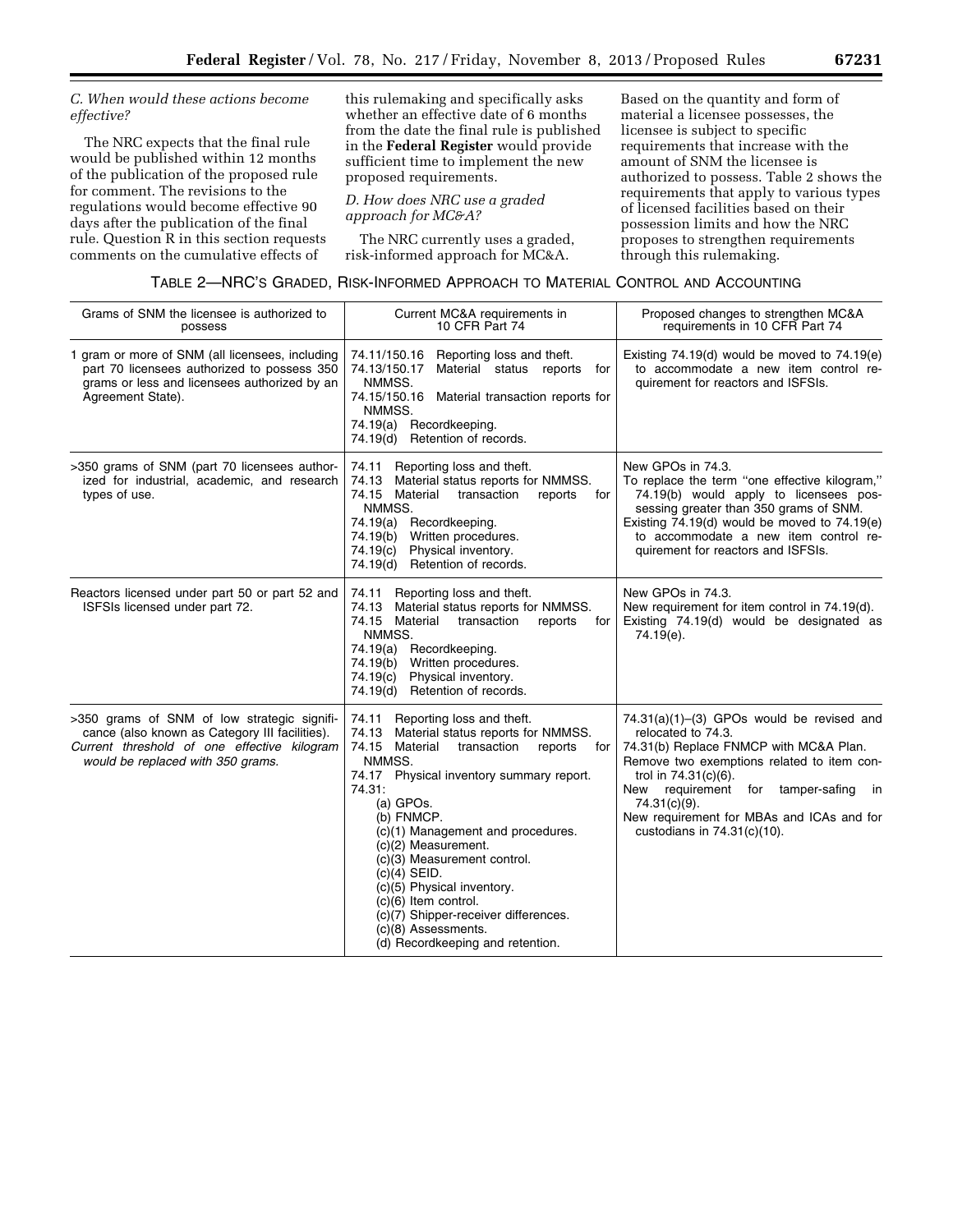### *C. When would these actions become effective?*

The NRC expects that the final rule would be published within 12 months of the publication of the proposed rule for comment. The revisions to the regulations would become effective 90 days after the publication of the final rule. Question R in this section requests comments on the cumulative effects of this rulemaking and specifically asks whether an effective date of 6 months from the date the final rule is published in the **Federal Register** would provide sufficient time to implement the new proposed requirements.

### *D. How does NRC use a graded approach for MC&A?*

The NRC currently uses a graded, risk-informed approach for MC&A. Based on the quantity and form of material a licensee possesses, the licensee is subject to specific requirements that increase with the amount of SNM the licensee is authorized to possess. Table 2 shows the requirements that apply to various types of licensed facilities based on their possession limits and how the NRC proposes to strengthen requirements through this rulemaking.

TABLE 2—NRC'S GRADED, RISK-INFORMED APPROACH TO MATERIAL CONTROL AND ACCOUNTING

| Grams of SNM the licensee is authorized to possess | Current MC&A requirements in 10 CFR Part 74 | Proposed changes to strengthen MC&A requirements in 10 CFR Part 74 |
| --- | --- | --- |
| 1 gram or more of SNM (all licensees, including part 70 licensees authorized to possess 350 grams or less and licensees authorized by an Agreement State). | 74.11/150.16 Reporting loss and theft.<br>74.13/150.17 Material status reports for NMMSS.<br>74.15/150.16 Material transaction reports for NMMSS.<br>74.19(a) Recordkeeping.<br>74.19(d) Retention of records. | Existing 74.19(d) would be moved to 74.19(e) to accommodate a new item control requirement for reactors and ISFSIs. |
| >350 grams of SNM (part 70 licensees authorized for industrial, academic, and research types of use. | 74.11 Reporting loss and theft.<br>74.13 Material status reports for NMMSS.<br>74.15 Material transaction reports for NMMSS.<br>74.19(a) Recordkeeping.<br>74.19(b) Written procedures.<br>74.19(c) Physical inventory.<br>74.19(d) Retention of records. | New GPOs in 74.3.<br>To replace the term "one effective kilogram," 74.19(b) would apply to licensees possessing greater than 350 grams of SNM.<br>Existing 74.19(d) would be moved to 74.19(e) to accommodate a new item control requirement for reactors and ISFSIs. |
| Reactors licensed under part 50 or part 52 and ISFSIs licensed under part 72. | 74.11 Reporting loss and theft.<br>74.13 Material status reports for NMMSS.<br>74.15 Material transaction reports for NMMSS.<br>74.19(a) Recordkeeping.<br>74.19(b) Written procedures.<br>74.19(c) Physical inventory.<br>74.19(d) Retention of records. | New GPOs in 74.3.<br>New requirement for item control in 74.19(d).<br>Existing 74.19(d) would be designated as 74.19(e). |
| >350 grams of SNM of low strategic significance (also known as Category III facilities).<br>*Current threshold of one effective kilogram would be replaced with 350 grams.* | 74.11 Reporting loss and theft.<br>74.13 Material status reports for NMMSS.<br>74.15 Material transaction reports for NMMSS.<br>74.17 Physical inventory summary report.<br>74.31:<br>(a) GPOs.<br>(b) FNMCP.<br>(c)(1) Management and procedures.<br>(c)(2) Measurement.<br>(c)(3) Measurement control.<br>(c)(4) SEID.<br>(c)(5) Physical inventory.<br>(c)(6) Item control.<br>(c)(7) Shipper-receiver differences.<br>(c)(8) Assessments.<br>(d) Recordkeeping and retention. | 74.31(a)(1)–(3) GPOs would be revised and relocated to 74.3.<br>74.31(b) Replace FNMCP with MC&A Plan.<br>Remove two exemptions related to item control in 74.31(c)(6).<br>New requirement for tamper-safing in 74.31(c)(9).<br>New requirement for MBAs and ICAs and for custodians in 74.31(c)(10). |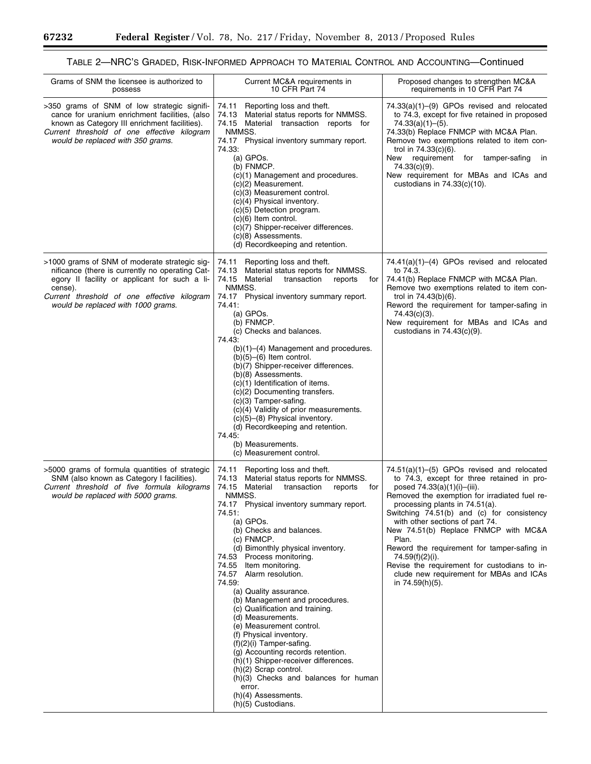## TABLE 2—NRC'S GRADED, RISK-INFORMED APPROACH TO MATERIAL CONTROL AND ACCOUNTING—Continued

| Grams of SNM the licensee is authorized to possess | Current MC&A requirements in 10 CFR Part 74 | Proposed changes to strengthen MC&A requirements in 10 CFR Part 74 |
|---|---|---|
| >350 grams of SNM of low strategic significance for uranium enrichment facilities, (also known as Category III enrichment facilities). *Current threshold of one effective kilogram would be replaced with 350 grams.* | 74.11 Reporting loss and theft.<br>74.13 Material status reports for NMMSS.<br>74.15 Material transaction reports for NMMSS.<br>74.17 Physical inventory summary report.<br>74.33:<br>(a) GPOs.<br>(b) FNMCP.<br>(c)(1) Management and procedures.<br>(c)(2) Measurement.<br>(c)(3) Measurement control.<br>(c)(4) Physical inventory.<br>(c)(5) Detection program.<br>(c)(6) Item control.<br>(c)(7) Shipper-receiver differences.<br>(c)(8) Assessments.<br>(d) Recordkeeping and retention. | 74.33(a)(1)–(9) GPOs revised and relocated to 74.3, except for five retained in proposed 74.33(a)(1)–(5).<br>74.33(b) Replace FNMCP with MC&A Plan.<br>Remove two exemptions related to item control in 74.33(c)(6).<br>New requirement for tamper-safing in 74.33(c)(9).<br>New requirement for MBAs and ICAs and custodians in 74.33(c)(10). |
| >1000 grams of SNM of moderate strategic significance (there is currently no operating Category II facility or applicant for such a license). *Current threshold of one effective kilogram would be replaced with 1000 grams.* | 74.11 Reporting loss and theft.<br>74.13 Material status reports for NMMSS.<br>74.15 Material transaction reports for NMMSS.<br>74.17 Physical inventory summary report.<br>74.41:<br>(a) GPOs.<br>(b) FNMCP.<br>(c) Checks and balances.<br>74.43:<br>(b)(1)–(4) Management and procedures.<br>(b)(5)–(6) Item control.<br>(b)(7) Shipper-receiver differences.<br>(b)(8) Assessments.<br>(c)(1) Identification of items.<br>(c)(2) Documenting transfers.<br>(c)(3) Tamper-safing.<br>(c)(4) Validity of prior measurements.<br>(c)(5)–(8) Physical inventory.<br>(d) Recordkeeping and retention.<br>74.45:<br>(b) Measurements.<br>(c) Measurement control. | 74.41(a)(1)–(4) GPOs revised and relocated to 74.3.<br>74.41(b) Replace FNMCP with MC&A Plan.<br>Remove two exemptions related to item control in 74.43(b)(6).<br>Reword the requirement for tamper-safing in 74.43(c)(3).<br>New requirement for MBAs and ICAs and custodians in 74.43(c)(9). |
| >5000 grams of formula quantities of strategic SNM (also known as Category I facilities). *Current threshold of five formula kilograms would be replaced with 5000 grams.* | 74.11 Reporting loss and theft.<br>74.13 Material status reports for NMMSS.<br>74.15 Material transaction reports for NMMSS.<br>74.17 Physical inventory summary report.<br>74.51:<br>(a) GPOs.<br>(b) Checks and balances.<br>(c) FNMCP.<br>(d) Bimonthly physical inventory.<br>74.53 Process monitoring.<br>74.55 Item monitoring.<br>74.57 Alarm resolution.<br>74.59:<br>(a) Quality assurance.<br>(b) Management and procedures.<br>(c) Qualification and training.<br>(d) Measurements.<br>(e) Measurement control.<br>(f) Physical inventory.<br>(f)(2)(i) Tamper-safing.<br>(g) Accounting records retention.<br>(h)(1) Shipper-receiver differences.<br>(h)(2) Scrap control.<br>(h)(3) Checks and balances for human error.<br>(h)(4) Assessments.<br>(h)(5) Custodians. | 74.51(a)(1)–(5) GPOs revised and relocated to 74.3, except for three retained in proposed 74.33(a)(1)(i)–(iii).<br>Removed the exemption for irradiated fuel reprocessing plants in 74.51(a).<br>Switching 74.51(b) and (c) for consistency with other sections of part 74.<br>New 74.51(b) Replace FNMCP with MC&A Plan.<br>Reword the requirement for tamper-safing in 74.59(f)(2)(i).<br>Revise the requirement for custodians to include new requirement for MBAs and ICAs in 74.59(h)(5). |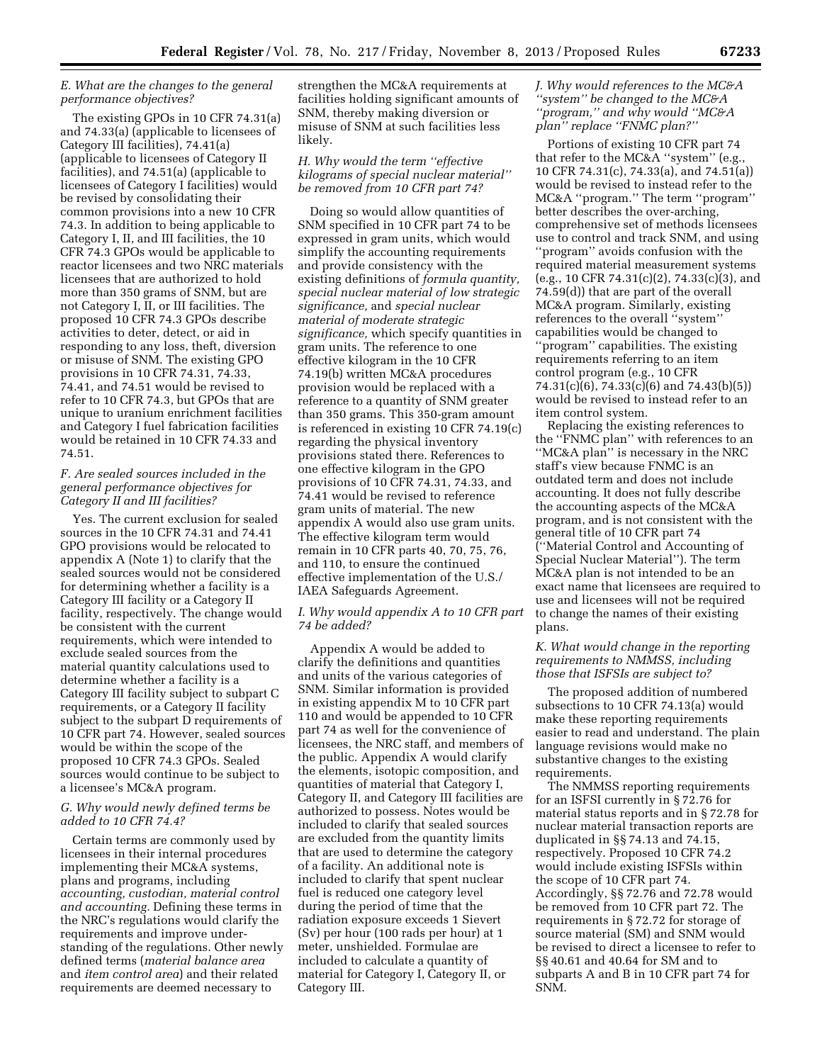### E. What are the changes to the general performance objectives?

The existing GPOs in 10 CFR 74.31(a) and 74.33(a) (applicable to licensees of Category III facilities), 74.41(a) (applicable to licensees of Category II facilities), and 74.51(a) (applicable to licensees of Category I facilities) would be revised by consolidating their common provisions into a new 10 CFR 74.3. In addition to being applicable to Category I, II, and III facilities, the 10 CFR 74.3 GPOs would be applicable to reactor licensees and two NRC materials licensees that are authorized to hold more than 350 grams of SNM, but are not Category I, II, or III facilities. The proposed 10 CFR 74.3 GPOs describe activities to deter, detect, or aid in responding to any loss, theft, diversion or misuse of SNM. The existing GPO provisions in 10 CFR 74.31, 74.33, 74.41, and 74.51 would be revised to refer to 10 CFR 74.3, but GPOs that are unique to uranium enrichment facilities and Category I fuel fabrication facilities would be retained in 10 CFR 74.33 and 74.51.

### F. Are sealed sources included in the general performance objectives for Category II and III facilities?

Yes. The current exclusion for sealed sources in the 10 CFR 74.31 and 74.41 GPO provisions would be relocated to appendix A (Note 1) to clarify that the sealed sources would not be considered for determining whether a facility is a Category III facility or a Category II facility, respectively. The change would be consistent with the current requirements, which were intended to exclude sealed sources from the material quantity calculations used to determine whether a facility is a Category III facility subject to subpart C requirements, or a Category II facility subject to the subpart D requirements of 10 CFR part 74. However, sealed sources would be within the scope of the proposed 10 CFR 74.3 GPOs. Sealed sources would continue to be subject to a licensee's MC&A program.

### G. Why would newly defined terms be added to 10 CFR 74.4?

Certain terms are commonly used by licensees in their internal procedures implementing their MC&A systems, plans and programs, including *accounting, custodian, material control and accounting.* Defining these terms in the NRC's regulations would clarify the requirements and improve understanding of the regulations. Other newly defined terms (*material balance area* and *item control area*) and their related requirements are deemed necessary to strengthen the MC&A requirements at facilities holding significant amounts of SNM, thereby making diversion or misuse of SNM at such facilities less likely.

### H. Why would the term "effective kilograms of special nuclear material" be removed from 10 CFR part 74?

Doing so would allow quantities of SNM specified in 10 CFR part 74 to be expressed in gram units, which would simplify the accounting requirements and provide consistency with the existing definitions of *formula quantity, special nuclear material of low strategic significance,* and *special nuclear material of moderate strategic significance,* which specify quantities in gram units. The reference to one effective kilogram in the 10 CFR 74.19(b) written MC&A procedures provision would be replaced with a reference to a quantity of SNM greater than 350 grams. This 350-gram amount is referenced in existing 10 CFR 74.19(c) regarding the physical inventory provisions stated there. References to one effective kilogram in the GPO provisions of 10 CFR 74.31, 74.33, and 74.41 would be revised to reference gram units of material. The new appendix A would also use gram units. The effective kilogram term would remain in 10 CFR parts 40, 70, 75, 76, and 110, to ensure the continued effective implementation of the U.S./IAEA Safeguards Agreement.

### I. Why would appendix A to 10 CFR part 74 be added?

Appendix A would be added to clarify the definitions and quantities and units of the various categories of SNM. Similar information is provided in existing appendix M to 10 CFR part 110 and would be appended to 10 CFR part 74 as well for the convenience of licensees, the NRC staff, and members of the public. Appendix A would clarify the elements, isotopic composition, and quantities of material that Category I, Category II, and Category III facilities are authorized to possess. Notes would be included to clarify that sealed sources are excluded from the quantity limits that are used to determine the category of a facility. An additional note is included to clarify that spent nuclear fuel is reduced one category level during the period of time that the radiation exposure exceeds 1 Sievert (Sv) per hour (100 rads per hour) at 1 meter, unshielded. Formulae are included to calculate a quantity of material for Category I, Category II, or Category III.

### J. Why would references to the MC&A "system" be changed to the MC&A "program," and why would "MC&A plan" replace "FNMC plan?"

Portions of existing 10 CFR part 74 that refer to the MC&A "system" (e.g., 10 CFR 74.31(c), 74.33(a), and 74.51(a)) would be revised to instead refer to the MC&A "program." The term "program" better describes the over-arching, comprehensive set of methods licensees use to control and track SNM, and using "program" avoids confusion with the required material measurement systems (e.g., 10 CFR 74.31(c)(2), 74.33(c)(3), and 74.59(d)) that are part of the overall MC&A program. Similarly, existing references to the overall "system" capabilities would be changed to "program" capabilities. The existing requirements referring to an item control program (e.g., 10 CFR 74.31(c)(6), 74.33(c)(6) and 74.43(b)(5)) would be revised to instead refer to an item control system.

Replacing the existing references to the "FNMC plan" with references to an "MC&A plan" is necessary in the NRC staff's view because FNMC is an outdated term and does not include accounting. It does not fully describe the accounting aspects of the MC&A program, and is not consistent with the general title of 10 CFR part 74 ("Material Control and Accounting of Special Nuclear Material"). The term MC&A plan is not intended to be an exact name that licensees are required to use and licensees will not be required to change the names of their existing plans.

### K. What would change in the reporting requirements to NMMSS, including those that ISFSIs are subject to?

The proposed addition of numbered subsections to 10 CFR 74.13(a) would make these reporting requirements easier to read and understand. The plain language revisions would make no substantive changes to the existing requirements.

The NMMSS reporting requirements for an ISFSI currently in § 72.76 for material status reports and in § 72.78 for nuclear material transaction reports are duplicated in §§ 74.13 and 74.15, respectively. Proposed 10 CFR 74.2 would include existing ISFSIs within the scope of 10 CFR part 74. Accordingly, §§ 72.76 and 72.78 would be removed from 10 CFR part 72. The requirements in § 72.72 for storage of source material (SM) and SNM would be revised to direct a licensee to refer to §§ 40.61 and 40.64 for SM and to subparts A and B in 10 CFR part 74 for SNM.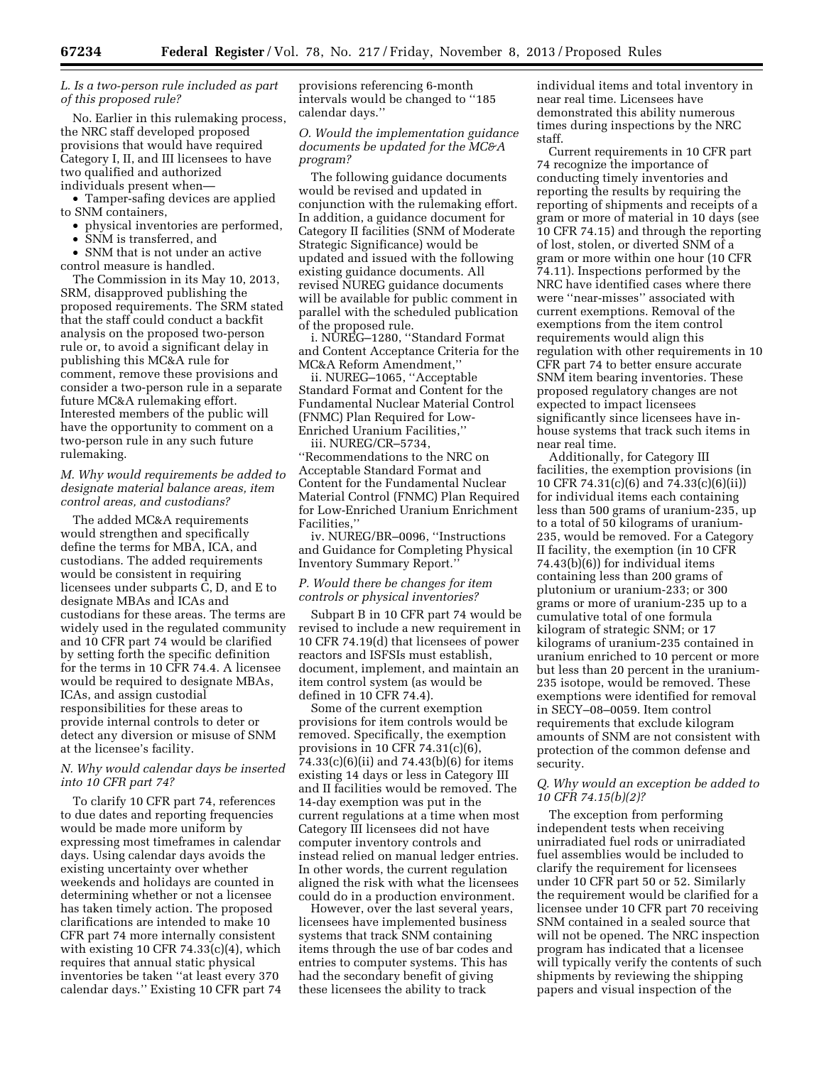*L. Is a two-person rule included as part of this proposed rule?*

No. Earlier in this rulemaking process, the NRC staff developed proposed provisions that would have required Category I, II, and III licensees to have two qualified and authorized individuals present when—

- Tamper-safing devices are applied to SNM containers,
- physical inventories are performed,
- SNM is transferred, and
- SNM that is not under an active control measure is handled.

The Commission in its May 10, 2013, SRM, disapproved publishing the proposed requirements. The SRM stated that the staff could conduct a backfit analysis on the proposed two-person rule or, to avoid a significant delay in publishing this MC&A rule for comment, remove these provisions and consider a two-person rule in a separate future MC&A rulemaking effort. Interested members of the public will have the opportunity to comment on a two-person rule in any such future rulemaking.

*M. Why would requirements be added to designate material balance areas, item control areas, and custodians?*

The added MC&A requirements would strengthen and specifically define the terms for MBA, ICA, and custodians. The added requirements would be consistent in requiring licensees under subparts C, D, and E to designate MBAs and ICAs and custodians for these areas. The terms are widely used in the regulated community and 10 CFR part 74 would be clarified by setting forth the specific definition for the terms in 10 CFR 74.4. A licensee would be required to designate MBAs, ICAs, and assign custodial responsibilities for these areas to provide internal controls to deter or detect any diversion or misuse of SNM at the licensee's facility.

*N. Why would calendar days be inserted into 10 CFR part 74?*

To clarify 10 CFR part 74, references to due dates and reporting frequencies would be made more uniform by expressing most timeframes in calendar days. Using calendar days avoids the existing uncertainty over whether weekends and holidays are counted in determining whether or not a licensee has taken timely action. The proposed clarifications are intended to make 10 CFR part 74 more internally consistent with existing 10 CFR 74.33(c)(4), which requires that annual static physical inventories be taken ''at least every 370 calendar days.'' Existing 10 CFR part 74 provisions referencing 6-month intervals would be changed to ''185 calendar days.''

*O. Would the implementation guidance documents be updated for the MC&A program?*

The following guidance documents would be revised and updated in conjunction with the rulemaking effort. In addition, a guidance document for Category II facilities (SNM of Moderate Strategic Significance) would be updated and issued with the following existing guidance documents. All revised NUREG guidance documents will be available for public comment in parallel with the scheduled publication of the proposed rule.

i. NUREG–1280, ''Standard Format and Content Acceptance Criteria for the MC&A Reform Amendment,''

ii. NUREG–1065, ''Acceptable Standard Format and Content for the Fundamental Nuclear Material Control (FNMC) Plan Required for Low-Enriched Uranium Facilities,''

iii. NUREG/CR–5734, ''Recommendations to the NRC on Acceptable Standard Format and Content for the Fundamental Nuclear Material Control (FNMC) Plan Required for Low-Enriched Uranium Enrichment Facilities,''

iv. NUREG/BR–0096, ''Instructions and Guidance for Completing Physical Inventory Summary Report.''

*P. Would there be changes for item controls or physical inventories?*

Subpart B in 10 CFR part 74 would be revised to include a new requirement in 10 CFR 74.19(d) that licensees of power reactors and ISFSIs must establish, document, implement, and maintain an item control system (as would be defined in 10 CFR 74.4).

Some of the current exemption provisions for item controls would be removed. Specifically, the exemption provisions in 10 CFR 74.31(c)(6), 74.33(c)(6)(ii) and 74.43(b)(6) for items existing 14 days or less in Category III and II facilities would be removed. The 14-day exemption was put in the current regulations at a time when most Category III licensees did not have computer inventory controls and instead relied on manual ledger entries. In other words, the current regulation aligned the risk with what the licensees could do in a production environment.

However, over the last several years, licensees have implemented business systems that track SNM containing items through the use of bar codes and entries to computer systems. This has had the secondary benefit of giving these licensees the ability to track individual items and total inventory in near real time. Licensees have demonstrated this ability numerous times during inspections by the NRC staff.

Current requirements in 10 CFR part 74 recognize the importance of conducting timely inventories and reporting the results by requiring the reporting of shipments and receipts of a gram or more of material in 10 days (see 10 CFR 74.15) and through the reporting of lost, stolen, or diverted SNM of a gram or more within one hour (10 CFR 74.11). Inspections performed by the NRC have identified cases where there were ''near-misses'' associated with current exemptions. Removal of the exemptions from the item control requirements would align this regulation with other requirements in 10 CFR part 74 to better ensure accurate SNM item bearing inventories. These proposed regulatory changes are not expected to impact licensees significantly since licensees have in-house systems that track such items in near real time.

Additionally, for Category III facilities, the exemption provisions (in 10 CFR 74.31(c)(6) and 74.33(c)(6)(ii)) for individual items each containing less than 500 grams of uranium-235, up to a total of 50 kilograms of uranium-235, would be removed. For a Category II facility, the exemption (in 10 CFR 74.43(b)(6)) for individual items containing less than 200 grams of plutonium or uranium-233; or 300 grams or more of uranium-235 up to a cumulative total of one formula kilogram of strategic SNM; or 17 kilograms of uranium-235 contained in uranium enriched to 10 percent or more but less than 20 percent in the uranium-235 isotope, would be removed. These exemptions were identified for removal in SECY–08–0059. Item control requirements that exclude kilogram amounts of SNM are not consistent with protection of the common defense and security.

*Q. Why would an exception be added to 10 CFR 74.15(b)(2)?*

The exception from performing independent tests when receiving unirradiated fuel rods or unirradiated fuel assemblies would be included to clarify the requirement for licensees under 10 CFR part 50 or 52. Similarly the requirement would be clarified for a licensee under 10 CFR part 70 receiving SNM contained in a sealed source that will not be opened. The NRC inspection program has indicated that a licensee will typically verify the contents of such shipments by reviewing the shipping papers and visual inspection of the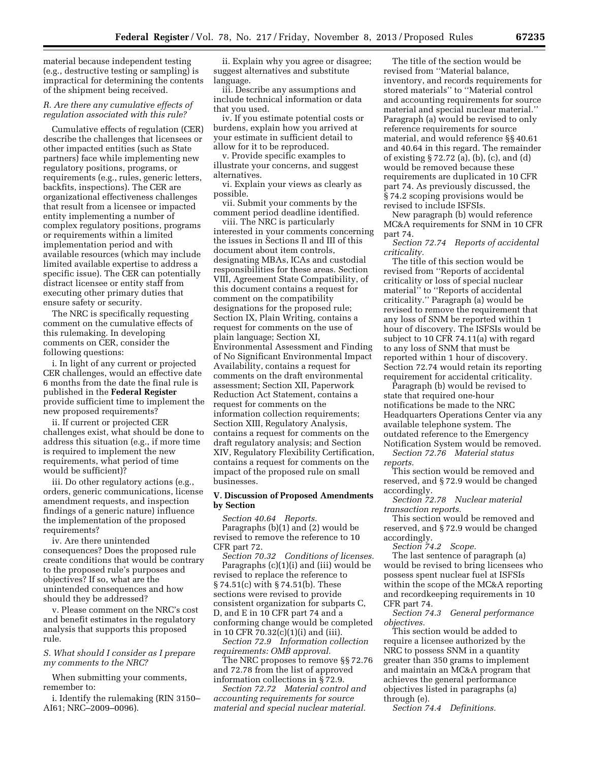material because independent testing (e.g., destructive testing or sampling) is impractical for determining the contents of the shipment being received.

### *R. Are there any cumulative effects of regulation associated with this rule?*

Cumulative effects of regulation (CER) describe the challenges that licensees or other impacted entities (such as State partners) face while implementing new regulatory positions, programs, or requirements (e.g., rules, generic letters, backfits, inspections). The CER are organizational effectiveness challenges that result from a licensee or impacted entity implementing a number of complex regulatory positions, programs or requirements within a limited implementation period and with available resources (which may include limited available expertise to address a specific issue). The CER can potentially distract licensee or entity staff from executing other primary duties that ensure safety or security.

The NRC is specifically requesting comment on the cumulative effects of this rulemaking. In developing comments on CER, consider the following questions:

i. In light of any current or projected CER challenges, would an effective date 6 months from the date the final rule is published in the **Federal Register** provide sufficient time to implement the new proposed requirements?

ii. If current or projected CER challenges exist, what should be done to address this situation (e.g., if more time is required to implement the new requirements, what period of time would be sufficient)?

iii. Do other regulatory actions (e.g., orders, generic communications, license amendment requests, and inspection findings of a generic nature) influence the implementation of the proposed requirements?

iv. Are there unintended consequences? Does the proposed rule create conditions that would be contrary to the proposed rule's purposes and objectives? If so, what are the unintended consequences and how should they be addressed?

v. Please comment on the NRC's cost and benefit estimates in the regulatory analysis that supports this proposed rule.

### *S. What should I consider as I prepare my comments to the NRC?*

When submitting your comments, remember to:

i. Identify the rulemaking (RIN 3150–AI61; NRC–2009–0096).

ii. Explain why you agree or disagree; suggest alternatives and substitute language.

iii. Describe any assumptions and include technical information or data that you used.

iv. If you estimate potential costs or burdens, explain how you arrived at your estimate in sufficient detail to allow for it to be reproduced.

v. Provide specific examples to illustrate your concerns, and suggest alternatives.

vi. Explain your views as clearly as possible.

vii. Submit your comments by the comment period deadline identified.

viii. The NRC is particularly interested in your comments concerning the issues in Sections II and III of this document about item controls, designating MBAs, ICAs and custodial responsibilities for these areas. Section VIII, Agreement State Compatibility, of this document contains a request for comment on the compatibility designations for the proposed rule; Section IX, Plain Writing, contains a request for comments on the use of plain language; Section XI, Environmental Assessment and Finding of No Significant Environmental Impact Availability, contains a request for comments on the draft environmental assessment; Section XII, Paperwork Reduction Act Statement, contains a request for comments on the information collection requirements; Section XIII, Regulatory Analysis, contains a request for comments on the draft regulatory analysis; and Section XIV, Regulatory Flexibility Certification, contains a request for comments on the impact of the proposed rule on small businesses.

## V. Discussion of Proposed Amendments by Section

*Section 40.64 Reports.*

Paragraphs (b)(1) and (2) would be revised to remove the reference to 10 CFR part 72.

*Section 70.32 Conditions of licenses.*

Paragraphs (c)(1)(i) and (iii) would be revised to replace the reference to § 74.51(c) with § 74.51(b). These sections were revised to provide consistent organization for subparts C, D, and E in 10 CFR part 74 and a conforming change would be completed in 10 CFR 70.32(c)(1)(i) and (iii).

*Section 72.9 Information collection requirements: OMB approval.*

The NRC proposes to remove §§ 72.76 and 72.78 from the list of approved information collections in § 72.9.

*Section 72.72 Material control and accounting requirements for source material and special nuclear material.*

The title of the section would be revised from ''Material balance, inventory, and records requirements for stored materials'' to ''Material control and accounting requirements for source material and special nuclear material.'' Paragraph (a) would be revised to only reference requirements for source material, and would reference §§ 40.61 and 40.64 in this regard. The remainder of existing § 72.72 (a), (b), (c), and (d) would be removed because these requirements are duplicated in 10 CFR part 74. As previously discussed, the § 74.2 scoping provisions would be revised to include ISFSIs.

New paragraph (b) would reference MC&A requirements for SNM in 10 CFR part 74.

*Section 72.74 Reports of accidental criticality.*

The title of this section would be revised from ''Reports of accidental criticality or loss of special nuclear material'' to ''Reports of accidental criticality.'' Paragraph (a) would be revised to remove the requirement that any loss of SNM be reported within 1 hour of discovery. The ISFSIs would be subject to 10 CFR 74.11(a) with regard to any loss of SNM that must be reported within 1 hour of discovery. Section 72.74 would retain its reporting requirement for accidental criticality.

Paragraph (b) would be revised to state that required one-hour notifications be made to the NRC Headquarters Operations Center via any available telephone system. The outdated reference to the Emergency Notification System would be removed.

*Section 72.76 Material status reports.*

This section would be removed and reserved, and § 72.9 would be changed accordingly.

*Section 72.78 Nuclear material transaction reports.*

This section would be removed and reserved, and § 72.9 would be changed accordingly.

*Section 74.2 Scope.*

The last sentence of paragraph (a) would be revised to bring licensees who possess spent nuclear fuel at ISFSIs within the scope of the MC&A reporting and recordkeeping requirements in 10 CFR part 74.

*Section 74.3 General performance objectives.*

This section would be added to require a licensee authorized by the NRC to possess SNM in a quantity greater than 350 grams to implement and maintain an MC&A program that achieves the general performance objectives listed in paragraphs (a) through (e).

*Section 74.4 Definitions.*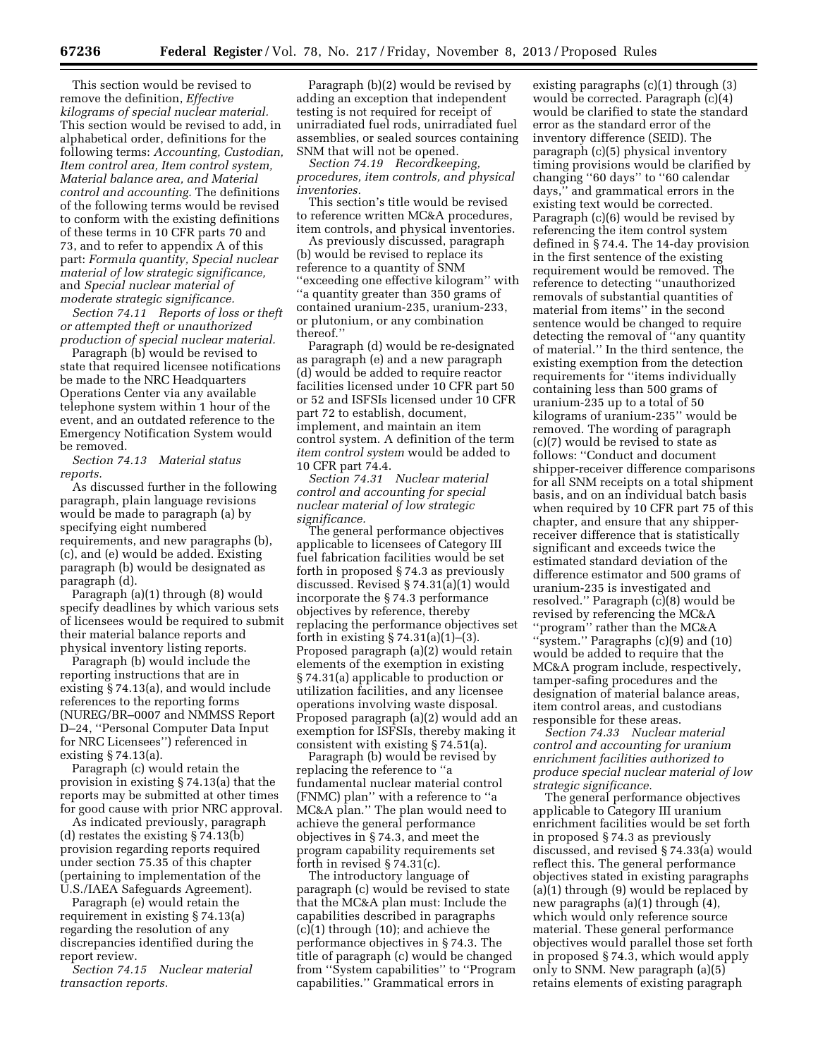This section would be revised to remove the definition, *Effective kilograms of special nuclear material.* This section would be revised to add, in alphabetical order, definitions for the following terms: *Accounting, Custodian, Item control area, Item control system, Material balance area, and Material control and accounting.* The definitions of the following terms would be revised to conform with the existing definitions of these terms in 10 CFR parts 70 and 73, and to refer to appendix A of this part: *Formula quantity, Special nuclear material of low strategic significance,* and *Special nuclear material of moderate strategic significance.*

*Section 74.11 Reports of loss or theft or attempted theft or unauthorized production of special nuclear material.*

Paragraph (b) would be revised to state that required licensee notifications be made to the NRC Headquarters Operations Center via any available telephone system within 1 hour of the event, and an outdated reference to the Emergency Notification System would be removed.

*Section 74.13 Material status reports.*

As discussed further in the following paragraph, plain language revisions would be made to paragraph (a) by specifying eight numbered requirements, and new paragraphs (b), (c), and (e) would be added. Existing paragraph (b) would be designated as paragraph (d).

Paragraph (a)(1) through (8) would specify deadlines by which various sets of licensees would be required to submit their material balance reports and physical inventory listing reports.

Paragraph (b) would include the reporting instructions that are in existing § 74.13(a), and would include references to the reporting forms (NUREG/BR–0007 and NMMSS Report D–24, ''Personal Computer Data Input for NRC Licensees'') referenced in existing § 74.13(a).

Paragraph (c) would retain the provision in existing § 74.13(a) that the reports may be submitted at other times for good cause with prior NRC approval.

As indicated previously, paragraph (d) restates the existing § 74.13(b) provision regarding reports required under section 75.35 of this chapter (pertaining to implementation of the U.S./IAEA Safeguards Agreement).

Paragraph (e) would retain the requirement in existing § 74.13(a) regarding the resolution of any discrepancies identified during the report review.

*Section 74.15 Nuclear material transaction reports.*

Paragraph (b)(2) would be revised by adding an exception that independent testing is not required for receipt of unirradiated fuel rods, unirradiated fuel assemblies, or sealed sources containing SNM that will not be opened.

*Section 74.19 Recordkeeping, procedures, item controls, and physical inventories.*

This section's title would be revised to reference written MC&A procedures, item controls, and physical inventories.

As previously discussed, paragraph (b) would be revised to replace its reference to a quantity of SNM ''exceeding one effective kilogram'' with ''a quantity greater than 350 grams of contained uranium-235, uranium-233, or plutonium, or any combination thereof.''

Paragraph (d) would be re-designated as paragraph (e) and a new paragraph (d) would be added to require reactor facilities licensed under 10 CFR part 50 or 52 and ISFSIs licensed under 10 CFR part 72 to establish, document, implement, and maintain an item control system. A definition of the term *item control system* would be added to 10 CFR part 74.4.

*Section 74.31 Nuclear material control and accounting for special nuclear material of low strategic significance.*

The general performance objectives applicable to licensees of Category III fuel fabrication facilities would be set forth in proposed § 74.3 as previously discussed. Revised § 74.31(a)(1) would incorporate the § 74.3 performance objectives by reference, thereby replacing the performance objectives set forth in existing § 74.31(a)(1)–(3). Proposed paragraph (a)(2) would retain elements of the exemption in existing § 74.31(a) applicable to production or utilization facilities, and any licensee operations involving waste disposal. Proposed paragraph (a)(2) would add an exemption for ISFSIs, thereby making it consistent with existing § 74.51(a).

Paragraph (b) would be revised by replacing the reference to ''a fundamental nuclear material control (FNMC) plan'' with a reference to ''a MC&A plan.'' The plan would need to achieve the general performance objectives in § 74.3, and meet the program capability requirements set forth in revised § 74.31(c).

The introductory language of paragraph (c) would be revised to state that the MC&A plan must: Include the capabilities described in paragraphs (c)(1) through (10); and achieve the performance objectives in § 74.3. The title of paragraph (c) would be changed from ''System capabilities'' to ''Program capabilities.'' Grammatical errors in existing paragraphs (c)(1) through (3) would be corrected. Paragraph (c)(4) would be clarified to state the standard error as the standard error of the inventory difference (SEID). The paragraph (c)(5) physical inventory timing provisions would be clarified by changing ''60 days'' to ''60 calendar days,'' and grammatical errors in the existing text would be corrected. Paragraph (c)(6) would be revised by referencing the item control system defined in § 74.4. The 14-day provision in the first sentence of the existing requirement would be removed. The reference to detecting ''unauthorized removals of substantial quantities of material from items'' in the second sentence would be changed to require detecting the removal of ''any quantity of material.'' In the third sentence, the existing exemption from the detection requirements for ''items individually containing less than 500 grams of uranium-235 up to a total of 50 kilograms of uranium-235'' would be removed. The wording of paragraph (c)(7) would be revised to state as follows: ''Conduct and document shipper-receiver difference comparisons for all SNM receipts on a total shipment basis, and on an individual batch basis when required by 10 CFR part 75 of this chapter, and ensure that any shipper-receiver difference that is statistically significant and exceeds twice the estimated standard deviation of the difference estimator and 500 grams of uranium-235 is investigated and resolved.'' Paragraph (c)(8) would be revised by referencing the MC&A ''program'' rather than the MC&A ''system.'' Paragraphs (c)(9) and (10) would be added to require that the MC&A program include, respectively, tamper-safing procedures and the designation of material balance areas, item control areas, and custodians responsible for these areas.

*Section 74.33 Nuclear material control and accounting for uranium enrichment facilities authorized to produce special nuclear material of low strategic significance.*

The general performance objectives applicable to Category III uranium enrichment facilities would be set forth in proposed § 74.3 as previously discussed, and revised § 74.33(a) would reflect this. The general performance objectives stated in existing paragraphs (a)(1) through (9) would be replaced by new paragraphs (a)(1) through (4), which would only reference source material. These general performance objectives would parallel those set forth in proposed § 74.3, which would apply only to SNM. New paragraph (a)(5) retains elements of existing paragraph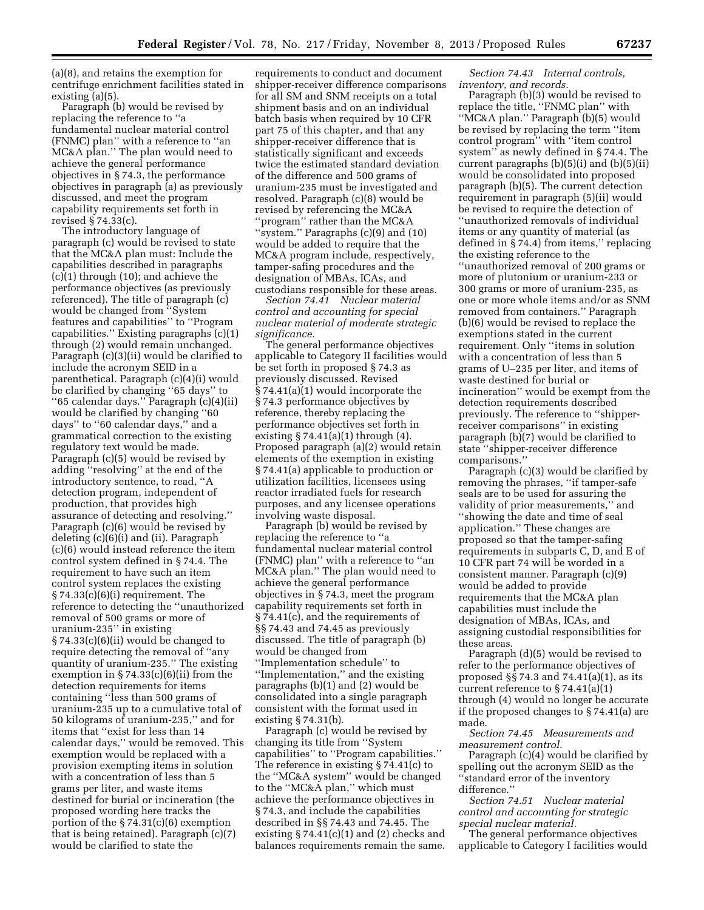(a)(8), and retains the exemption for centrifuge enrichment facilities stated in existing (a)(5).

Paragraph (b) would be revised by replacing the reference to ''a fundamental nuclear material control (FNMC) plan'' with a reference to ''an MC&A plan.'' The plan would need to achieve the general performance objectives in § 74.3, the performance objectives in paragraph (a) as previously discussed, and meet the program capability requirements set forth in revised § 74.33(c).

The introductory language of paragraph (c) would be revised to state that the MC&A plan must: Include the capabilities described in paragraphs (c)(1) through (10); and achieve the performance objectives (as previously referenced). The title of paragraph (c) would be changed from ''System features and capabilities'' to ''Program capabilities.'' Existing paragraphs (c)(1) through (2) would remain unchanged. Paragraph (c)(3)(ii) would be clarified to include the acronym SEID in a parenthetical. Paragraph (c)(4)(i) would be clarified by changing ''65 days'' to ''65 calendar days.'' Paragraph (c)(4)(ii) would be clarified by changing ''60 days'' to ''60 calendar days,'' and a grammatical correction to the existing regulatory text would be made. Paragraph (c)(5) would be revised by adding ''resolving'' at the end of the introductory sentence, to read, ''A detection program, independent of production, that provides high assurance of detecting and resolving.'' Paragraph (c)(6) would be revised by deleting (c)(6)(i) and (ii). Paragraph (c)(6) would instead reference the item control system defined in § 74.4. The requirement to have such an item control system replaces the existing § 74.33(c)(6)(i) requirement. The reference to detecting the ''unauthorized removal of 500 grams or more of uranium-235'' in existing § 74.33(c)(6)(ii) would be changed to require detecting the removal of ''any quantity of uranium-235.'' The existing exemption in § 74.33(c)(6)(ii) from the detection requirements for items containing ''less than 500 grams of uranium-235 up to a cumulative total of 50 kilograms of uranium-235,'' and for items that ''exist for less than 14 calendar days,'' would be removed. This exemption would be replaced with a provision exempting items in solution with a concentration of less than 5 grams per liter, and waste items destined for burial or incineration (the proposed wording here tracks the portion of the § 74.31(c)(6) exemption that is being retained). Paragraph (c)(7) would be clarified to state the requirements to conduct and document shipper-receiver difference comparisons for all SM and SNM receipts on a total shipment basis and on an individual batch basis when required by 10 CFR part 75 of this chapter, and that any shipper-receiver difference that is statistically significant and exceeds twice the estimated standard deviation of the difference and 500 grams of uranium-235 must be investigated and resolved. Paragraph (c)(8) would be revised by referencing the MC&A ''program'' rather than the MC&A ''system.'' Paragraphs (c)(9) and (10) would be added to require that the MC&A program include, respectively, tamper-safing procedures and the designation of MBAs, ICAs, and custodians responsible for these areas.

*Section 74.41 Nuclear material control and accounting for special nuclear material of moderate strategic significance.*

The general performance objectives applicable to Category II facilities would be set forth in proposed § 74.3 as previously discussed. Revised § 74.41(a)(1) would incorporate the § 74.3 performance objectives by reference, thereby replacing the performance objectives set forth in existing § 74.41(a)(1) through (4). Proposed paragraph (a)(2) would retain elements of the exemption in existing § 74.41(a) applicable to production or utilization facilities, licensees using reactor irradiated fuels for research purposes, and any licensee operations involving waste disposal.

Paragraph (b) would be revised by replacing the reference to ''a fundamental nuclear material control (FNMC) plan'' with a reference to ''an MC&A plan.'' The plan would need to achieve the general performance objectives in § 74.3, meet the program capability requirements set forth in § 74.41(c), and the requirements of §§ 74.43 and 74.45 as previously discussed. The title of paragraph (b) would be changed from ''Implementation schedule'' to ''Implementation,'' and the existing paragraphs (b)(1) and (2) would be consolidated into a single paragraph consistent with the format used in existing § 74.31(b).

Paragraph (c) would be revised by changing its title from ''System capabilities'' to ''Program capabilities.'' The reference in existing § 74.41(c) to the ''MC&A system'' would be changed to the ''MC&A plan,'' which must achieve the performance objectives in § 74.3, and include the capabilities described in §§ 74.43 and 74.45. The existing § 74.41(c)(1) and (2) checks and balances requirements remain the same.

*Section 74.43 Internal controls, inventory, and records.*

Paragraph (b)(3) would be revised to replace the title, ''FNMC plan'' with ''MC&A plan.'' Paragraph (b)(5) would be revised by replacing the term ''item control program'' with ''item control system'' as newly defined in § 74.4. The current paragraphs (b)(5)(i) and (b)(5)(ii) would be consolidated into proposed paragraph (b)(5). The current detection requirement in paragraph (5)(ii) would be revised to require the detection of ''unauthorized removals of individual items or any quantity of material (as defined in § 74.4) from items,'' replacing the existing reference to the ''unauthorized removal of 200 grams or more of plutonium or uranium-233 or 300 grams or more of uranium-235, as one or more whole items and/or as SNM removed from containers.'' Paragraph (b)(6) would be revised to replace the exemptions stated in the current requirement. Only ''items in solution with a concentration of less than 5 grams of U–235 per liter, and items of waste destined for burial or incineration'' would be exempt from the detection requirements described previously. The reference to ''shipper-receiver comparisons'' in existing paragraph (b)(7) would be clarified to state ''shipper-receiver difference comparisons.''

Paragraph (c)(3) would be clarified by removing the phrases, ''if tamper-safe seals are to be used for assuring the validity of prior measurements,'' and ''showing the date and time of seal application.'' These changes are proposed so that the tamper-safing requirements in subparts C, D, and E of 10 CFR part 74 will be worded in a consistent manner. Paragraph (c)(9) would be added to provide requirements that the MC&A plan capabilities must include the designation of MBAs, ICAs, and assigning custodial responsibilities for these areas.

Paragraph (d)(5) would be revised to refer to the performance objectives of proposed §§ 74.3 and 74.41(a)(1), as its current reference to § 74.41(a)(1) through (4) would no longer be accurate if the proposed changes to § 74.41(a) are made.

*Section 74.45 Measurements and measurement control.*

Paragraph (c)(4) would be clarified by spelling out the acronym SEID as the ''standard error of the inventory difference.''

*Section 74.51 Nuclear material control and accounting for strategic special nuclear material.*

The general performance objectives applicable to Category I facilities would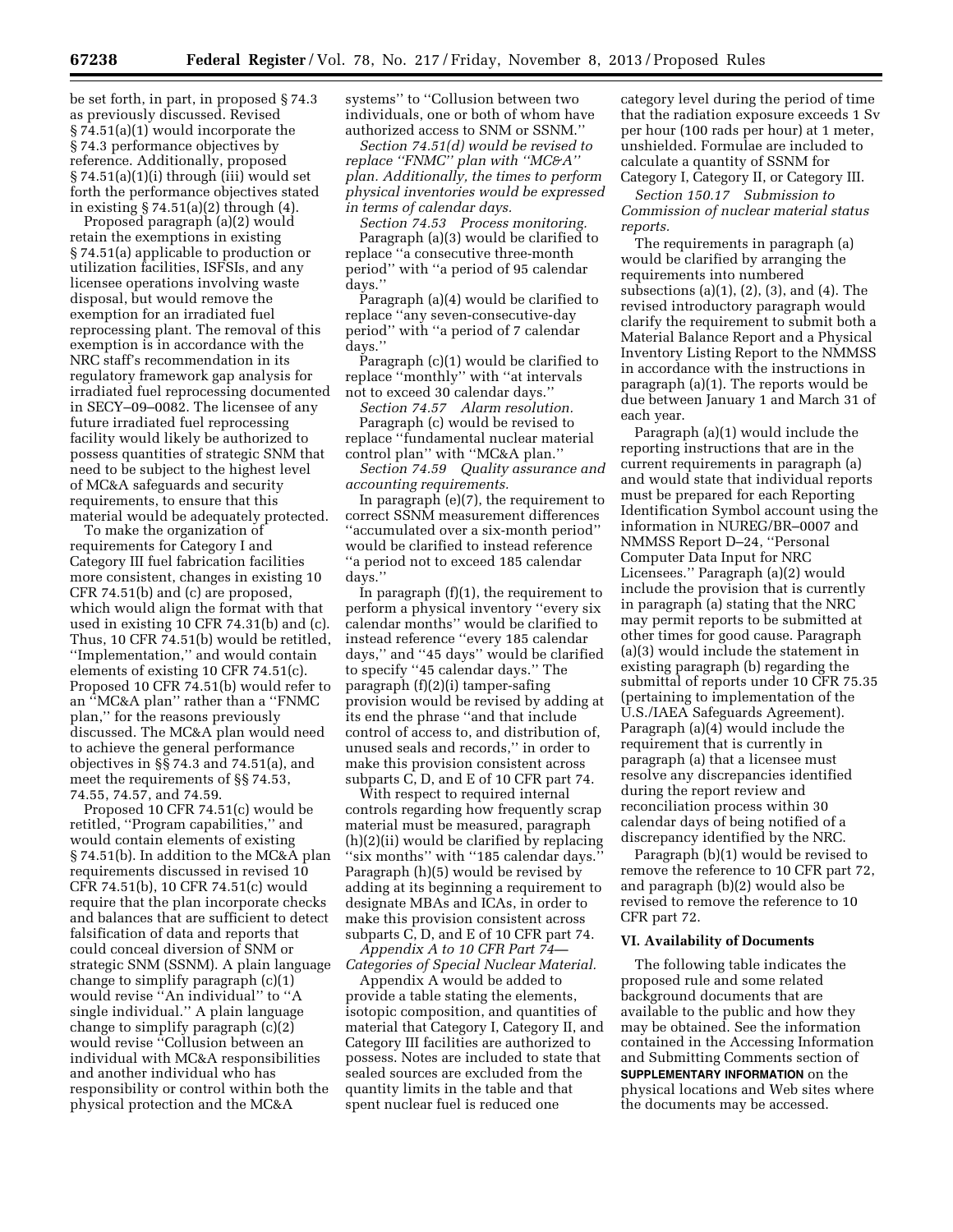be set forth, in part, in proposed § 74.3 as previously discussed. Revised § 74.51(a)(1) would incorporate the § 74.3 performance objectives by reference. Additionally, proposed § 74.51(a)(1)(i) through (iii) would set forth the performance objectives stated in existing § 74.51(a)(2) through (4).

Proposed paragraph (a)(2) would retain the exemptions in existing § 74.51(a) applicable to production or utilization facilities, ISFSIs, and any licensee operations involving waste disposal, but would remove the exemption for an irradiated fuel reprocessing plant. The removal of this exemption is in accordance with the NRC staff's recommendation in its regulatory framework gap analysis for irradiated fuel reprocessing documented in SECY–09–0082. The licensee of any future irradiated fuel reprocessing facility would likely be authorized to possess quantities of strategic SNM that need to be subject to the highest level of MC&A safeguards and security requirements, to ensure that this material would be adequately protected.

To make the organization of requirements for Category I and Category III fuel fabrication facilities more consistent, changes in existing 10 CFR 74.51(b) and (c) are proposed, which would align the format with that used in existing 10 CFR 74.31(b) and (c). Thus, 10 CFR 74.51(b) would be retitled, ''Implementation,'' and would contain elements of existing 10 CFR 74.51(c). Proposed 10 CFR 74.51(b) would refer to an ''MC&A plan'' rather than a ''FNMC plan,'' for the reasons previously discussed. The MC&A plan would need to achieve the general performance objectives in §§ 74.3 and 74.51(a), and meet the requirements of §§ 74.53, 74.55, 74.57, and 74.59.

Proposed 10 CFR 74.51(c) would be retitled, ''Program capabilities,'' and would contain elements of existing § 74.51(b). In addition to the MC&A plan requirements discussed in revised 10 CFR 74.51(b), 10 CFR 74.51(c) would require that the plan incorporate checks and balances that are sufficient to detect falsification of data and reports that could conceal diversion of SNM or strategic SNM (SSNM). A plain language change to simplify paragraph (c)(1) would revise ''An individual'' to ''A single individual.'' A plain language change to simplify paragraph (c)(2) would revise ''Collusion between an individual with MC&A responsibilities and another individual who has responsibility or control within both the physical protection and the MC&A systems'' to ''Collusion between two individuals, one or both of whom have authorized access to SNM or SSNM.''

*Section 74.51(d) would be revised to replace ''FNMC'' plan with ''MC&A'' plan. Additionally, the times to perform physical inventories would be expressed in terms of calendar days.*

*Section 74.53 Process monitoring.*

Paragraph (a)(3) would be clarified to replace ''a consecutive three-month period'' with ''a period of 95 calendar days.''

Paragraph (a)(4) would be clarified to replace ''any seven-consecutive-day period'' with ''a period of 7 calendar days.''

Paragraph (c)(1) would be clarified to replace ''monthly'' with ''at intervals not to exceed 30 calendar days.''

*Section 74.57 Alarm resolution.*

Paragraph (c) would be revised to replace ''fundamental nuclear material control plan'' with ''MC&A plan.''

*Section 74.59 Quality assurance and accounting requirements.*

In paragraph (e)(7), the requirement to correct SSNM measurement differences ''accumulated over a six-month period'' would be clarified to instead reference ''a period not to exceed 185 calendar days.''

In paragraph (f)(1), the requirement to perform a physical inventory ''every six calendar months'' would be clarified to instead reference ''every 185 calendar days,'' and ''45 days'' would be clarified to specify ''45 calendar days.'' The paragraph (f)(2)(i) tamper-safing provision would be revised by adding at its end the phrase ''and that include control of access to, and distribution of, unused seals and records,'' in order to make this provision consistent across subparts C, D, and E of 10 CFR part 74.

With respect to required internal controls regarding how frequently scrap material must be measured, paragraph (h)(2)(ii) would be clarified by replacing ''six months'' with ''185 calendar days.'' Paragraph (h)(5) would be revised by adding at its beginning a requirement to designate MBAs and ICAs, in order to make this provision consistent across subparts C, D, and E of 10 CFR part 74.

*Appendix A to 10 CFR Part 74—Categories of Special Nuclear Material.*

Appendix A would be added to provide a table stating the elements, isotopic composition, and quantities of material that Category I, Category II, and Category III facilities are authorized to possess. Notes are included to state that sealed sources are excluded from the quantity limits in the table and that spent nuclear fuel is reduced one category level during the period of time that the radiation exposure exceeds 1 Sv per hour (100 rads per hour) at 1 meter, unshielded. Formulae are included to calculate a quantity of SSNM for Category I, Category II, or Category III.

*Section 150.17 Submission to Commission of nuclear material status reports.*

The requirements in paragraph (a) would be clarified by arranging the requirements into numbered subsections (a)(1), (2), (3), and (4). The revised introductory paragraph would clarify the requirement to submit both a Material Balance Report and a Physical Inventory Listing Report to the NMMSS in accordance with the instructions in paragraph (a)(1). The reports would be due between January 1 and March 31 of each year.

Paragraph (a)(1) would include the reporting instructions that are in the current requirements in paragraph (a) and would state that individual reports must be prepared for each Reporting Identification Symbol account using the information in NUREG/BR–0007 and NMMSS Report D–24, ''Personal Computer Data Input for NRC Licensees.'' Paragraph (a)(2) would include the provision that is currently in paragraph (a) stating that the NRC may permit reports to be submitted at other times for good cause. Paragraph (a)(3) would include the statement in existing paragraph (b) regarding the submittal of reports under 10 CFR 75.35 (pertaining to implementation of the U.S./IAEA Safeguards Agreement). Paragraph (a)(4) would include the requirement that is currently in paragraph (a) that a licensee must resolve any discrepancies identified during the report review and reconciliation process within 30 calendar days of being notified of a discrepancy identified by the NRC.

Paragraph (b)(1) would be revised to remove the reference to 10 CFR part 72, and paragraph (b)(2) would also be revised to remove the reference to 10 CFR part 72.

## VI. Availability of Documents

The following table indicates the proposed rule and some related background documents that are available to the public and how they may be obtained. See the information contained in the Accessing Information and Submitting Comments section of **SUPPLEMENTARY INFORMATION** on the physical locations and Web sites where the documents may be accessed.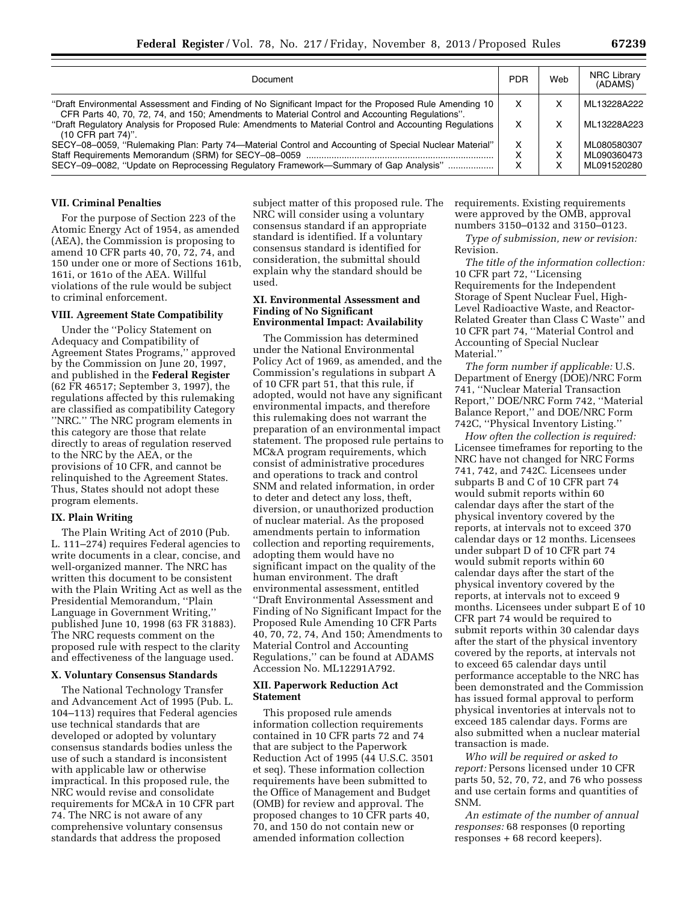| Document | PDR | Web | NRC Library (ADAMS) |
|---|---|---|---|
| "Draft Environmental Assessment and Finding of No Significant Impact for the Proposed Rule Amending 10 CFR Parts 40, 70, 72, 74, and 150; Amendments to Material Control and Accounting Regulations". | X | X | ML13228A222 |
| "Draft Regulatory Analysis for Proposed Rule: Amendments to Material Control and Accounting Regulations (10 CFR part 74)". | X | X | ML13228A223 |
| SECY–08–0059, "Rulemaking Plan: Party 74—Material Control and Accounting of Special Nuclear Material" | X | X | ML080580307 |
| Staff Requirements Memorandum (SRM) for SECY–08–0059 | X | X | ML090360473 |
| SECY–09–0082, "Update on Reprocessing Regulatory Framework—Summary of Gap Analysis" | X | X | ML091520280 |

## VII. Criminal Penalties

For the purpose of Section 223 of the Atomic Energy Act of 1954, as amended (AEA), the Commission is proposing to amend 10 CFR parts 40, 70, 72, 74, and 150 under one or more of Sections 161b, 161i, or 161o of the AEA. Willful violations of the rule would be subject to criminal enforcement.

## VIII. Agreement State Compatibility

Under the "Policy Statement on Adequacy and Compatibility of Agreement States Programs," approved by the Commission on June 20, 1997, and published in the **Federal Register** (62 FR 46517; September 3, 1997), the regulations affected by this rulemaking are classified as compatibility Category "NRC." The NRC program elements in this category are those that relate directly to areas of regulation reserved to the NRC by the AEA, or the provisions of 10 CFR, and cannot be relinquished to the Agreement States. Thus, States should not adopt these program elements.

## IX. Plain Writing

The Plain Writing Act of 2010 (Pub. L. 111–274) requires Federal agencies to write documents in a clear, concise, and well-organized manner. The NRC has written this document to be consistent with the Plain Writing Act as well as the Presidential Memorandum, "Plain Language in Government Writing," published June 10, 1998 (63 FR 31883). The NRC requests comment on the proposed rule with respect to the clarity and effectiveness of the language used.

## X. Voluntary Consensus Standards

The National Technology Transfer and Advancement Act of 1995 (Pub. L. 104–113) requires that Federal agencies use technical standards that are developed or adopted by voluntary consensus standards bodies unless the use of such a standard is inconsistent with applicable law or otherwise impractical. In this proposed rule, the NRC would revise and consolidate requirements for MC&A in 10 CFR part 74. The NRC is not aware of any comprehensive voluntary consensus standards that address the proposed subject matter of this proposed rule. The NRC will consider using a voluntary consensus standard if an appropriate standard is identified. If a voluntary consensus standard is identified for consideration, the submittal should explain why the standard should be used.

## XI. Environmental Assessment and Finding of No Significant Environmental Impact: Availability

The Commission has determined under the National Environmental Policy Act of 1969, as amended, and the Commission's regulations in subpart A of 10 CFR part 51, that this rule, if adopted, would not have any significant environmental impacts, and therefore this rulemaking does not warrant the preparation of an environmental impact statement. The proposed rule pertains to MC&A program requirements, which consist of administrative procedures and operations to track and control SNM and related information, in order to deter and detect any loss, theft, diversion, or unauthorized production of nuclear material. As the proposed amendments pertain to information collection and reporting requirements, adopting them would have no significant impact on the quality of the human environment. The draft environmental assessment, entitled "Draft Environmental Assessment and Finding of No Significant Impact for the Proposed Rule Amending 10 CFR Parts 40, 70, 72, 74, And 150; Amendments to Material Control and Accounting Regulations," can be found at ADAMS Accession No. ML12291A792.

## XII. Paperwork Reduction Act Statement

This proposed rule amends information collection requirements contained in 10 CFR parts 72 and 74 that are subject to the Paperwork Reduction Act of 1995 (44 U.S.C. 3501 et seq). These information collection requirements have been submitted to the Office of Management and Budget (OMB) for review and approval. The proposed changes to 10 CFR parts 40, 70, and 150 do not contain new or amended information collection requirements. Existing requirements were approved by the OMB, approval numbers 3150–0132 and 3150–0123.

*Type of submission, new or revision:* Revision.

*The title of the information collection:* 10 CFR part 72, "Licensing Requirements for the Independent Storage of Spent Nuclear Fuel, High-Level Radioactive Waste, and Reactor-Related Greater than Class C Waste" and 10 CFR part 74, "Material Control and Accounting of Special Nuclear Material."

*The form number if applicable:* U.S. Department of Energy (DOE)/NRC Form 741, "Nuclear Material Transaction Report," DOE/NRC Form 742, "Material Balance Report," and DOE/NRC Form 742C, "Physical Inventory Listing."

*How often the collection is required:* Licensee timeframes for reporting to the NRC have not changed for NRC Forms 741, 742, and 742C. Licensees under subparts B and C of 10 CFR part 74 would submit reports within 60 calendar days after the start of the physical inventory covered by the reports, at intervals not to exceed 370 calendar days or 12 months. Licensees under subpart D of 10 CFR part 74 would submit reports within 60 calendar days after the start of the physical inventory covered by the reports, at intervals not to exceed 9 months. Licensees under subpart E of 10 CFR part 74 would be required to submit reports within 30 calendar days after the start of the physical inventory covered by the reports, at intervals not to exceed 65 calendar days until performance acceptable to the NRC has been demonstrated and the Commission has issued formal approval to perform physical inventories at intervals not to exceed 185 calendar days. Forms are also submitted when a nuclear material transaction is made.

*Who will be required or asked to report:* Persons licensed under 10 CFR parts 50, 52, 70, 72, and 76 who possess and use certain forms and quantities of SNM.

*An estimate of the number of annual responses:* 68 responses (0 reporting responses + 68 record keepers).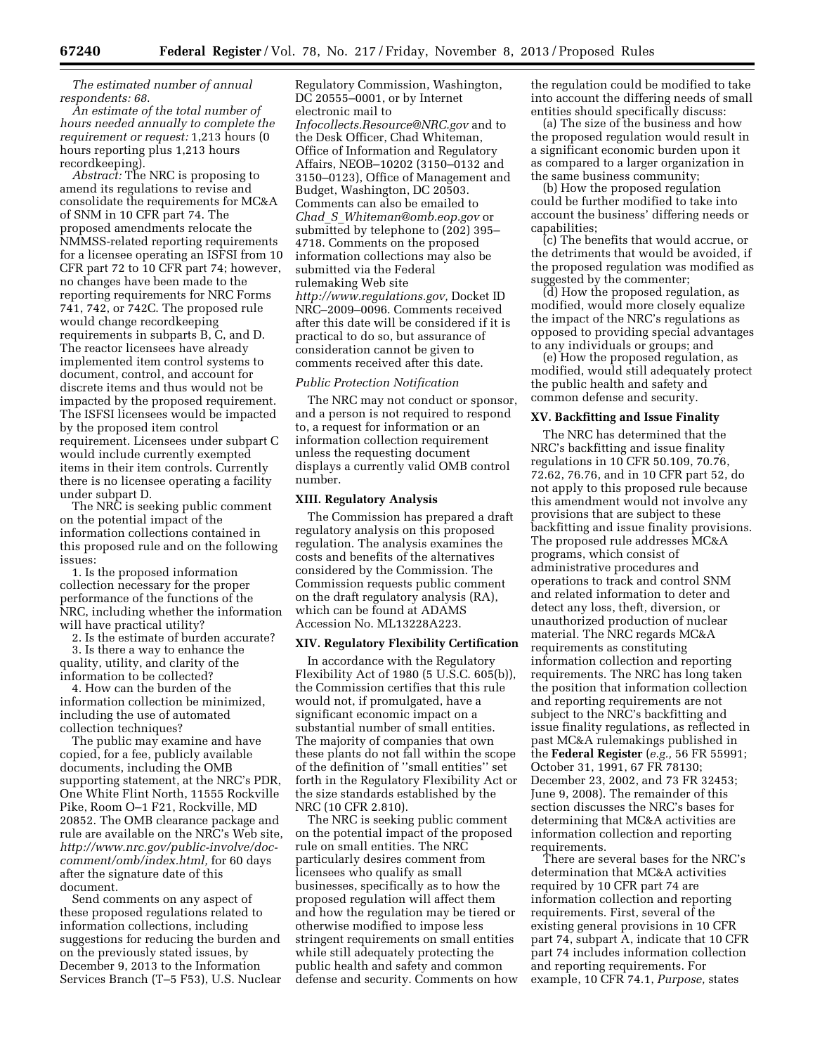*The estimated number of annual respondents:* 68.

*An estimate of the total number of hours needed annually to complete the requirement or request:* 1,213 hours (0 hours reporting plus 1,213 hours recordkeeping).

*Abstract:* The NRC is proposing to amend its regulations to revise and consolidate the requirements for MC&A of SNM in 10 CFR part 74. The proposed amendments relocate the NMMSS-related reporting requirements for a licensee operating an ISFSI from 10 CFR part 72 to 10 CFR part 74; however, no changes have been made to the reporting requirements for NRC Forms 741, 742, or 742C. The proposed rule would change recordkeeping requirements in subparts B, C, and D. The reactor licensees have already implemented item control systems to document, control, and account for discrete items and thus would not be impacted by the proposed requirement. The ISFSI licensees would be impacted by the proposed item control requirement. Licensees under subpart C would include currently exempted items in their item controls. Currently there is no licensee operating a facility under subpart D.

The NRC is seeking public comment on the potential impact of the information collections contained in this proposed rule and on the following issues:

1. Is the proposed information collection necessary for the proper performance of the functions of the NRC, including whether the information will have practical utility?

2. Is the estimate of burden accurate?

3. Is there a way to enhance the quality, utility, and clarity of the information to be collected?

4. How can the burden of the information collection be minimized, including the use of automated collection techniques?

The public may examine and have copied, for a fee, publicly available documents, including the OMB supporting statement, at the NRC's PDR, One White Flint North, 11555 Rockville Pike, Room O–1 F21, Rockville, MD 20852. The OMB clearance package and rule are available on the NRC's Web site, *http://www.nrc.gov/public-involve/doc-comment/omb/index.html,* for 60 days after the signature date of this document.

Send comments on any aspect of these proposed regulations related to information collections, including suggestions for reducing the burden and on the previously stated issues, by December 9, 2013 to the Information Services Branch (T–5 F53), U.S. Nuclear Regulatory Commission, Washington, DC 20555–0001, or by Internet electronic mail to *Infocollects.Resource@NRC.gov* and to the Desk Officer, Chad Whiteman, Office of Information and Regulatory Affairs, NEOB–10202 (3150–0132 and 3150–0123), Office of Management and Budget, Washington, DC 20503. Comments can also be emailed to *Chad_S_Whiteman@omb.eop.gov* or submitted by telephone to (202) 395–4718. Comments on the proposed information collections may also be submitted via the Federal rulemaking Web site *http://www.regulations.gov,* Docket ID NRC–2009–0096. Comments received after this date will be considered if it is practical to do so, but assurance of consideration cannot be given to comments received after this date.

*Public Protection Notification*

The NRC may not conduct or sponsor, and a person is not required to respond to, a request for information or an information collection requirement unless the requesting document displays a currently valid OMB control number.

## XIII. Regulatory Analysis

The Commission has prepared a draft regulatory analysis on this proposed regulation. The analysis examines the costs and benefits of the alternatives considered by the Commission. The Commission requests public comment on the draft regulatory analysis (RA), which can be found at ADAMS Accession No. ML13228A223.

## XIV. Regulatory Flexibility Certification

In accordance with the Regulatory Flexibility Act of 1980 (5 U.S.C. 605(b)), the Commission certifies that this rule would not, if promulgated, have a significant economic impact on a substantial number of small entities. The majority of companies that own these plants do not fall within the scope of the definition of ''small entities'' set forth in the Regulatory Flexibility Act or the size standards established by the NRC (10 CFR 2.810).

The NRC is seeking public comment on the potential impact of the proposed rule on small entities. The NRC particularly desires comment from licensees who qualify as small businesses, specifically as to how the proposed regulation will affect them and how the regulation may be tiered or otherwise modified to impose less stringent requirements on small entities while still adequately protecting the public health and safety and common defense and security. Comments on how the regulation could be modified to take into account the differing needs of small entities should specifically discuss:

(a) The size of the business and how the proposed regulation would result in a significant economic burden upon it as compared to a larger organization in the same business community;

(b) How the proposed regulation could be further modified to take into account the business' differing needs or capabilities;

(c) The benefits that would accrue, or the detriments that would be avoided, if the proposed regulation was modified as suggested by the commenter;

(d) How the proposed regulation, as modified, would more closely equalize the impact of the NRC's regulations as opposed to providing special advantages to any individuals or groups; and

(e) How the proposed regulation, as modified, would still adequately protect the public health and safety and common defense and security.

## XV. Backfitting and Issue Finality

The NRC has determined that the NRC's backfitting and issue finality regulations in 10 CFR 50.109, 70.76, 72.62, 76.76, and in 10 CFR part 52, do not apply to this proposed rule because this amendment would not involve any provisions that are subject to these backfitting and issue finality provisions. The proposed rule addresses MC&A programs, which consist of administrative procedures and operations to track and control SNM and related information to deter and detect any loss, theft, diversion, or unauthorized production of nuclear material. The NRC regards MC&A requirements as constituting information collection and reporting requirements. The NRC has long taken the position that information collection and reporting requirements are not subject to the NRC's backfitting and issue finality regulations, as reflected in past MC&A rulemakings published in the **Federal Register** (*e.g.,* 56 FR 55991; October 31, 1991, 67 FR 78130; December 23, 2002, and 73 FR 32453; June 9, 2008). The remainder of this section discusses the NRC's bases for determining that MC&A activities are information collection and reporting requirements.

There are several bases for the NRC's determination that MC&A activities required by 10 CFR part 74 are information collection and reporting requirements. First, several of the existing general provisions in 10 CFR part 74, subpart A, indicate that 10 CFR part 74 includes information collection and reporting requirements. For example, 10 CFR 74.1, *Purpose,* states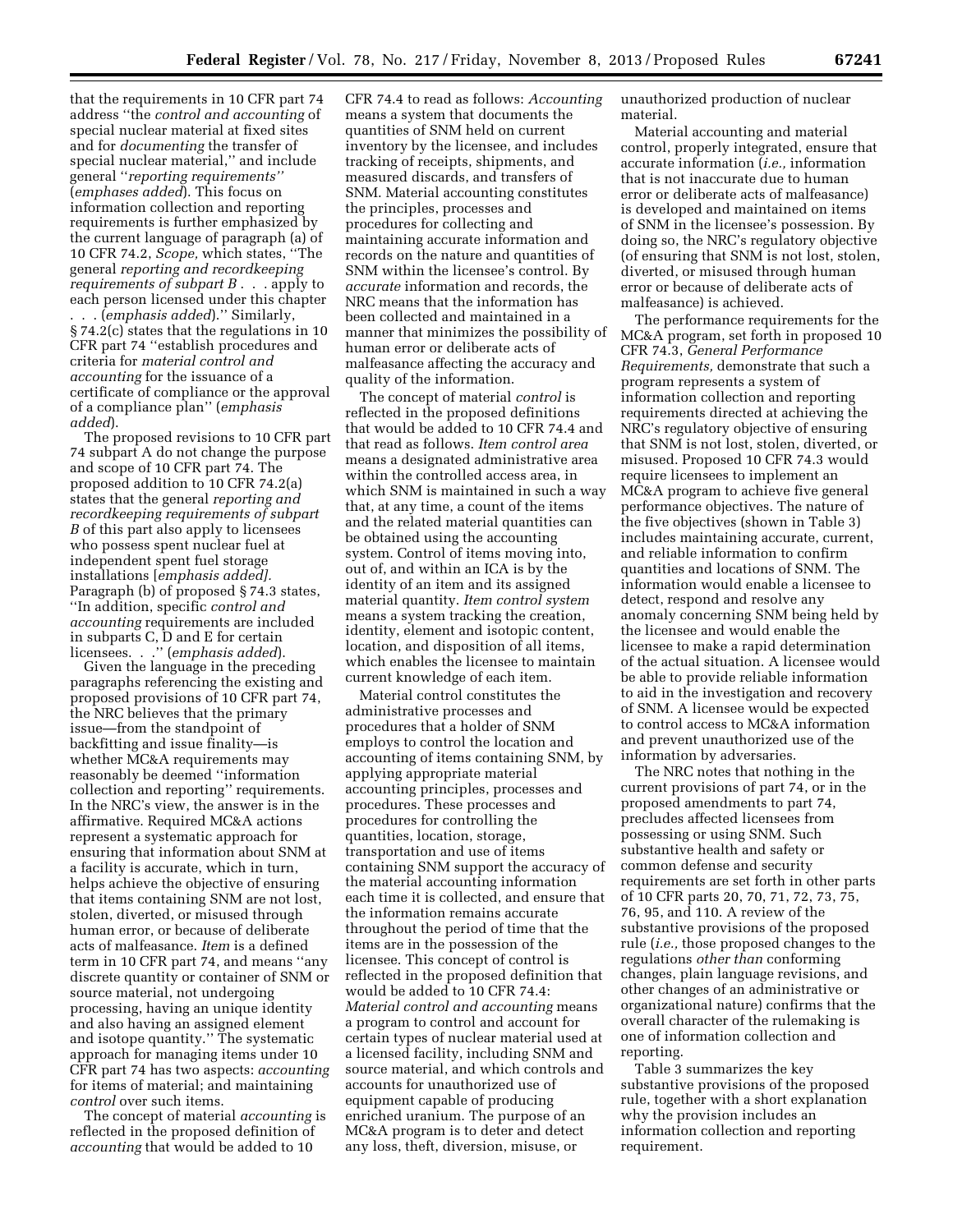that the requirements in 10 CFR part 74 address ''the *control and accounting* of special nuclear material at fixed sites and for *documenting* the transfer of special nuclear material,'' and include general ''*reporting requirements''* (*emphases added*). This focus on information collection and reporting requirements is further emphasized by the current language of paragraph (a) of 10 CFR 74.2, *Scope,* which states, ''The general *reporting and recordkeeping requirements of subpart B* . . . apply to each person licensed under this chapter . . . (*emphasis added*).'' Similarly, § 74.2(c) states that the regulations in 10 CFR part 74 ''establish procedures and criteria for *material control and accounting* for the issuance of a certificate of compliance or the approval of a compliance plan'' (*emphasis added*).

The proposed revisions to 10 CFR part 74 subpart A do not change the purpose and scope of 10 CFR part 74. The proposed addition to 10 CFR 74.2(a) states that the general *reporting and recordkeeping requirements of subpart B* of this part also apply to licensees who possess spent nuclear fuel at independent spent fuel storage installations [*emphasis added].* Paragraph (b) of proposed § 74.3 states, ''In addition, specific *control and accounting* requirements are included in subparts C, D and E for certain licensees. . .'' (*emphasis added*).

Given the language in the preceding paragraphs referencing the existing and proposed provisions of 10 CFR part 74, the NRC believes that the primary issue—from the standpoint of backfitting and issue finality—is whether MC&A requirements may reasonably be deemed ''information collection and reporting'' requirements. In the NRC's view, the answer is in the affirmative. Required MC&A actions represent a systematic approach for ensuring that information about SNM at a facility is accurate, which in turn, helps achieve the objective of ensuring that items containing SNM are not lost, stolen, diverted, or misused through human error, or because of deliberate acts of malfeasance. *Item* is a defined term in 10 CFR part 74, and means ''any discrete quantity or container of SNM or source material, not undergoing processing, having an unique identity and also having an assigned element and isotope quantity.'' The systematic approach for managing items under 10 CFR part 74 has two aspects: *accounting* for items of material; and maintaining *control* over such items.

The concept of material *accounting* is reflected in the proposed definition of *accounting* that would be added to 10 CFR 74.4 to read as follows: *Accounting* means a system that documents the quantities of SNM held on current inventory by the licensee, and includes tracking of receipts, shipments, and measured discards, and transfers of SNM. Material accounting constitutes the principles, processes and procedures for collecting and maintaining accurate information and records on the nature and quantities of SNM within the licensee's control. By *accurate* information and records, the NRC means that the information has been collected and maintained in a manner that minimizes the possibility of human error or deliberate acts of malfeasance affecting the accuracy and quality of the information.

The concept of material *control* is reflected in the proposed definitions that would be added to 10 CFR 74.4 and that read as follows. *Item control area* means a designated administrative area within the controlled access area, in which SNM is maintained in such a way that, at any time, a count of the items and the related material quantities can be obtained using the accounting system. Control of items moving into, out of, and within an ICA is by the identity of an item and its assigned material quantity. *Item control system* means a system tracking the creation, identity, element and isotopic content, location, and disposition of all items, which enables the licensee to maintain current knowledge of each item.

Material control constitutes the administrative processes and procedures that a holder of SNM employs to control the location and accounting of items containing SNM, by applying appropriate material accounting principles, processes and procedures. These processes and procedures for controlling the quantities, location, storage, transportation and use of items containing SNM support the accuracy of the material accounting information each time it is collected, and ensure that the information remains accurate throughout the period of time that the items are in the possession of the licensee. This concept of control is reflected in the proposed definition that would be added to 10 CFR 74.4: *Material control and accounting* means a program to control and account for certain types of nuclear material used at a licensed facility, including SNM and source material, and which controls and accounts for unauthorized use of equipment capable of producing enriched uranium. The purpose of an MC&A program is to deter and detect any loss, theft, diversion, misuse, or unauthorized production of nuclear material.

Material accounting and material control, properly integrated, ensure that accurate information (*i.e.,* information that is not inaccurate due to human error or deliberate acts of malfeasance) is developed and maintained on items of SNM in the licensee's possession. By doing so, the NRC's regulatory objective (of ensuring that SNM is not lost, stolen, diverted, or misused through human error or because of deliberate acts of malfeasance) is achieved.

The performance requirements for the MC&A program, set forth in proposed 10 CFR 74.3, *General Performance Requirements,* demonstrate that such a program represents a system of information collection and reporting requirements directed at achieving the NRC's regulatory objective of ensuring that SNM is not lost, stolen, diverted, or misused. Proposed 10 CFR 74.3 would require licensees to implement an MC&A program to achieve five general performance objectives. The nature of the five objectives (shown in Table 3) includes maintaining accurate, current, and reliable information to confirm quantities and locations of SNM. The information would enable a licensee to detect, respond and resolve any anomaly concerning SNM being held by the licensee and would enable the licensee to make a rapid determination of the actual situation. A licensee would be able to provide reliable information to aid in the investigation and recovery of SNM. A licensee would be expected to control access to MC&A information and prevent unauthorized use of the information by adversaries.

The NRC notes that nothing in the current provisions of part 74, or in the proposed amendments to part 74, precludes affected licensees from possessing or using SNM. Such substantive health and safety or common defense and security requirements are set forth in other parts of 10 CFR parts 20, 70, 71, 72, 73, 75, 76, 95, and 110. A review of the substantive provisions of the proposed rule (*i.e.,* those proposed changes to the regulations *other than* conforming changes, plain language revisions, and other changes of an administrative or organizational nature) confirms that the overall character of the rulemaking is one of information collection and reporting.

Table 3 summarizes the key substantive provisions of the proposed rule, together with a short explanation why the provision includes an information collection and reporting requirement.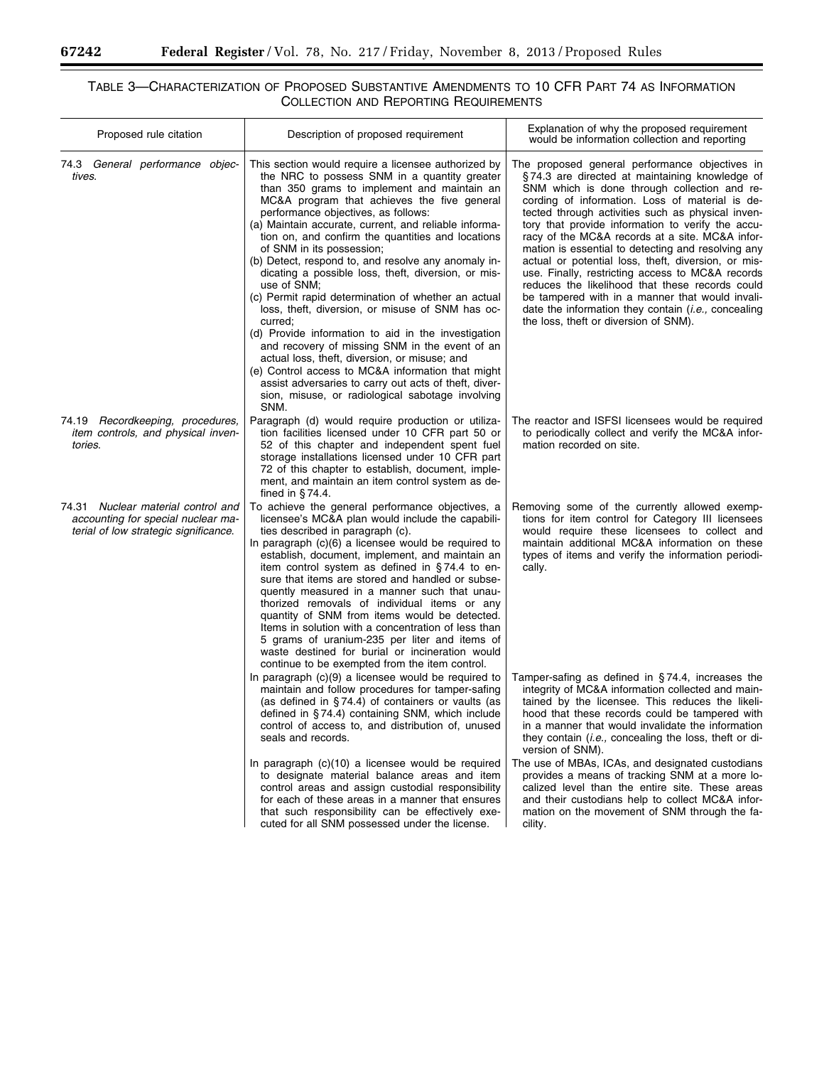## TABLE 3—CHARACTERIZATION OF PROPOSED SUBSTANTIVE AMENDMENTS TO 10 CFR PART 74 AS INFORMATION COLLECTION AND REPORTING REQUIREMENTS

| Proposed rule citation | Description of proposed requirement | Explanation of why the proposed requirement would be information collection and reporting |
|---|---|---|
| 74.3 *General performance objectives.* | This section would require a licensee authorized by the NRC to possess SNM in a quantity greater than 350 grams to implement and maintain an MC&A program that achieves the five general performance objectives, as follows:<br>(a) Maintain accurate, current, and reliable information on, and confirm the quantities and locations of SNM in its possession;<br>(b) Detect, respond to, and resolve any anomaly indicating a possible loss, theft, diversion, or misuse of SNM;<br>(c) Permit rapid determination of whether an actual loss, theft, diversion, or misuse of SNM has occurred;<br>(d) Provide information to aid in the investigation and recovery of missing SNM in the event of an actual loss, theft, diversion, or misuse; and<br>(e) Control access to MC&A information that might assist adversaries to carry out acts of theft, diversion, misuse, or radiological sabotage involving SNM. | The proposed general performance objectives in § 74.3 are directed at maintaining knowledge of SNM which is done through collection and recording of information. Loss of material is detected through activities such as physical inventory that provide information to verify the accuracy of the MC&A records at a site. MC&A information is essential to detecting and resolving any actual or potential loss, theft, diversion, or misuse. Finally, restricting access to MC&A records reduces the likelihood that these records could be tampered with in a manner that would invalidate the information they contain (*i.e.,* concealing the loss, theft or diversion of SNM). |
| 74.19 *Recordkeeping, procedures, item controls, and physical inventories.* | Paragraph (d) would require production or utilization facilities licensed under 10 CFR part 50 or 52 of this chapter and independent spent fuel storage installations licensed under 10 CFR part 72 of this chapter to establish, document, implement, and maintain an item control system as defined in § 74.4. | The reactor and ISFSI licensees would be required to periodically collect and verify the MC&A information recorded on site. |
| 74.31 *Nuclear material control and accounting for special nuclear material of low strategic significance.* | To achieve the general performance objectives, a licensee's MC&A plan would include the capabilities described in paragraph (c).<br>In paragraph (c)(6) a licensee would be required to establish, document, implement, and maintain an item control system as defined in § 74.4 to ensure that items are stored and handled or subsequently measured in a manner such that unauthorized removals of individual items or any quantity of SNM from items would be detected. Items in solution with a concentration of less than 5 grams of uranium-235 per liter and items of waste destined for burial or incineration would continue to be exempted from the item control. | Removing some of the currently allowed exemptions for item control for Category III licensees would require these licensees to collect and maintain additional MC&A information on these types of items and verify the information periodically. |
| | In paragraph (c)(9) a licensee would be required to maintain and follow procedures for tamper-safing (as defined in § 74.4) of containers or vaults (as defined in § 74.4) containing SNM, which include control of access to, and distribution of, unused seals and records. | Tamper-safing as defined in § 74.4, increases the integrity of MC&A information collected and maintained by the licensee. This reduces the likelihood that these records could be tampered with in a manner that would invalidate the information they contain (*i.e.,* concealing the loss, theft or diversion of SNM). |
| | In paragraph (c)(10) a licensee would be required to designate material balance areas and item control areas and assign custodial responsibility for each of these areas in a manner that ensures that such responsibility can be effectively executed for all SNM possessed under the license. | The use of MBAs, ICAs, and designated custodians provides a means of tracking SNM at a more localized level than the entire site. These areas and their custodians help to collect MC&A information on the movement of SNM through the facility. |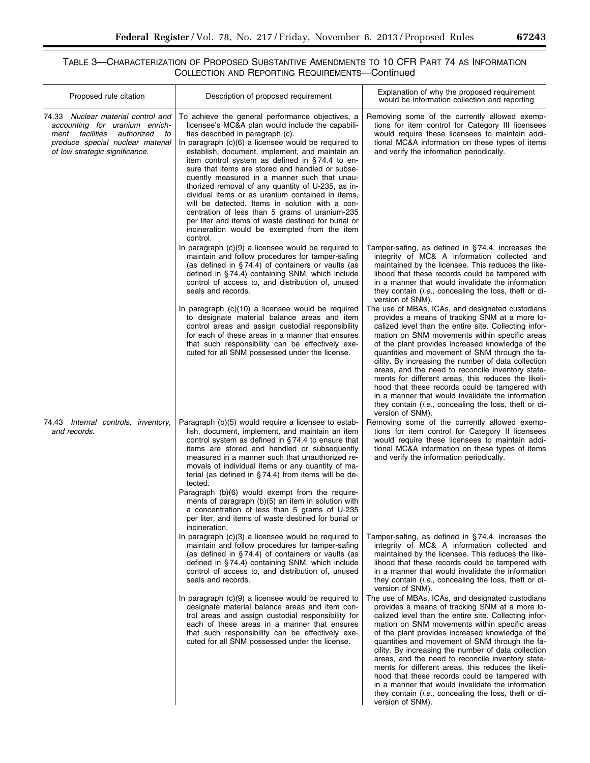## TABLE 3—CHARACTERIZATION OF PROPOSED SUBSTANTIVE AMENDMENTS TO 10 CFR PART 74 AS INFORMATION COLLECTION AND REPORTING REQUIREMENTS—Continued

| Proposed rule citation | Description of proposed requirement | Explanation of why the proposed requirement would be information collection and reporting |
|---|---|---|
| 74.33 *Nuclear material control and accounting for uranium enrichment facilities authorized to produce special nuclear material of low strategic significance.* | To achieve the general performance objectives, a licensee's MC&A plan would include the capabilities described in paragraph (c). In paragraph (c)(6) a licensee would be required to establish, document, implement, and maintain an item control system as defined in § 74.4 to ensure that items are stored and handled or subsequently measured in a manner such that unauthorized removal of any quantity of U-235, as individual items or as uranium contained in items, will be detected. Items in solution with a concentration of less than 5 grams of uranium-235 per liter and items of waste destined for burial or incineration would be exempted from the item control. | Removing some of the currently allowed exemptions for item control for Category III licensees would require these licensees to maintain additional MC&A information on these types of items and verify the information periodically. |
| | In paragraph (c)(9) a licensee would be required to maintain and follow procedures for tamper-safing (as defined in § 74.4) of containers or vaults (as defined in § 74.4) containing SNM, which include control of access to, and distribution of, unused seals and records. | Tamper-safing, as defined in § 74.4, increases the integrity of MC& A information collected and maintained by the licensee. This reduces the likelihood that these records could be tampered with in a manner that would invalidate the information they contain (*i.e.,* concealing the loss, theft or diversion of SNM). |
| | In paragraph (c)(10) a licensee would be required to designate material balance areas and item control areas and assign custodial responsibility for each of these areas in a manner that ensures that such responsibility can be effectively executed for all SNM possessed under the license. | The use of MBAs, ICAs, and designated custodians provides a means of tracking SNM at a more localized level than the entire site. Collecting information on SNM movements within specific areas of the plant provides increased knowledge of the quantities and movement of SNM through the facility. By increasing the number of data collection areas, and the need to reconcile inventory statements for different areas, this reduces the likelihood that these records could be tampered with in a manner that would invalidate the information they contain (*i.e.,* concealing the loss, theft or diversion of SNM). |
| 74.43 *Internal controls, inventory, and records.* | Paragraph (b)(5) would require a licensee to establish, document, implement, and maintain an item control system as defined in § 74.4 to ensure that items are stored and handled or subsequently measured in a manner such that unauthorized removals of individual items or any quantity of material (as defined in § 74.4) from items will be detected. Paragraph (b)(6) would exempt from the requirements of paragraph (b)(5) an item in solution with a concentration of less than 5 grams of U-235 per liter, and items of waste destined for burial or incineration. | Removing some of the currently allowed exemptions for item control for Category II licensees would require these licensees to maintain additional MC&A information on these types of items and verify the information periodically. |
| | In paragraph (c)(3) a licensee would be required to maintain and follow procedures for tamper-safing (as defined in § 74.4) of containers or vaults (as defined in § 74.4) containing SNM, which include control of access to, and distribution of, unused seals and records. | Tamper-safing, as defined in § 74.4, increases the integrity of MC& A information collected and maintained by the licensee. This reduces the likelihood that these records could be tampered with in a manner that would invalidate the information they contain (*i.e.,* concealing the loss, theft or diversion of SNM). |
| | In paragraph (c)(9) a licensee would be required to designate material balance areas and item control areas and assign custodial responsibility for each of these areas in a manner that ensures that such responsibility can be effectively executed for all SNM possessed under the license. | The use of MBAs, ICAs, and designated custodians provides a means of tracking SNM at a more localized level than the entire site. Collecting information on SNM movements within specific areas of the plant provides increased knowledge of the quantities and movement of SNM through the facility. By increasing the number of data collection areas, and the need to reconcile inventory statements for different areas, this reduces the likelihood that these records could be tampered with in a manner that would invalidate the information they contain (*i.e.,* concealing the loss, theft or diversion of SNM). |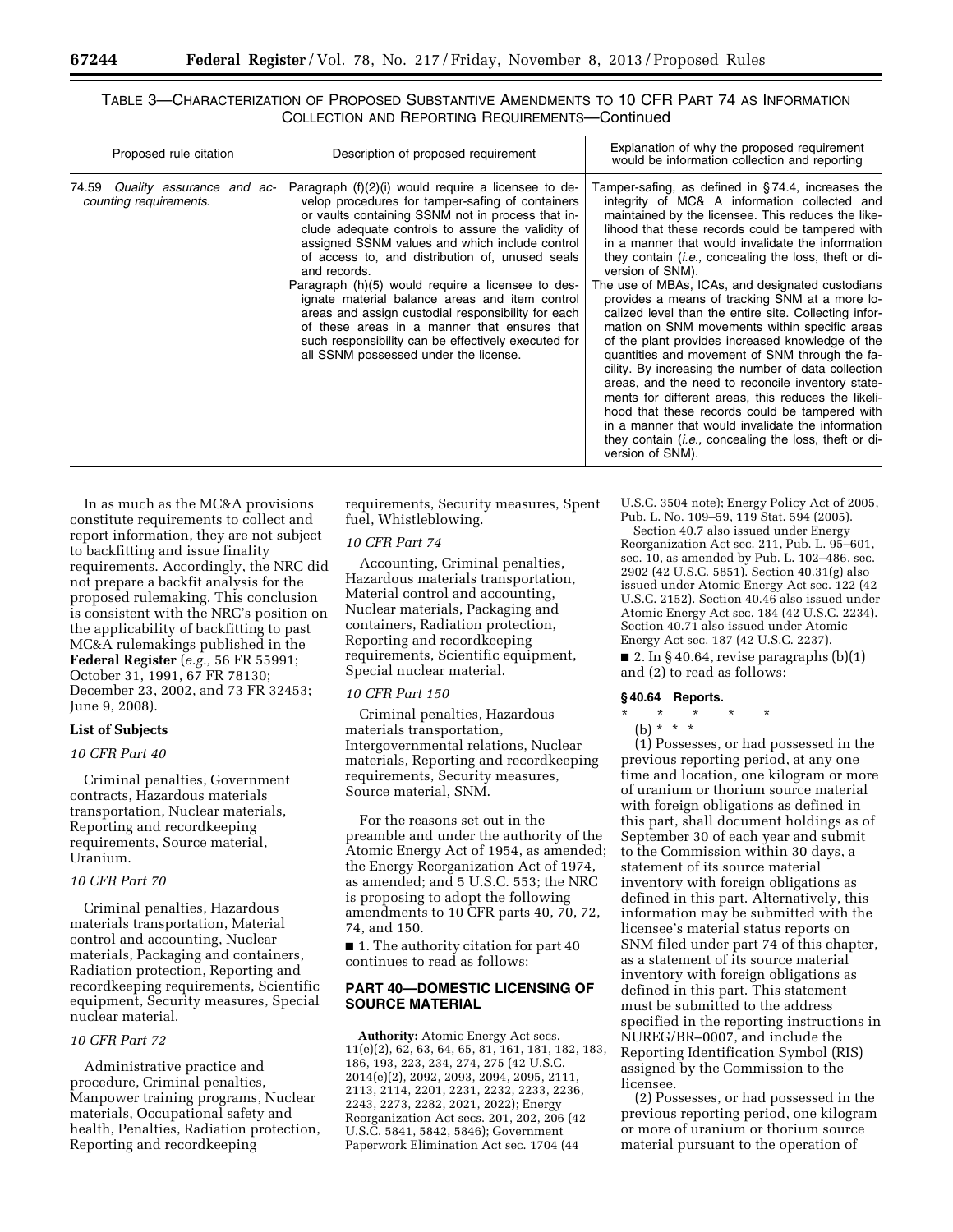TABLE 3—CHARACTERIZATION OF PROPOSED SUBSTANTIVE AMENDMENTS TO 10 CFR PART 74 AS INFORMATION COLLECTION AND REPORTING REQUIREMENTS—Continued

| Proposed rule citation | Description of proposed requirement | Explanation of why the proposed requirement would be information collection and reporting |
| --- | --- | --- |
| 74.59 *Quality assurance and accounting requirements.* | Paragraph (f)(2)(i) would require a licensee to develop procedures for tamper-safing of containers or vaults containing SSNM not in process that include adequate controls to assure the validity of assigned SSNM values and which include control of access to, and distribution of, unused seals and records.<br>Paragraph (h)(5) would require a licensee to designate material balance areas and item control areas and assign custodial responsibility for each of these areas in a manner that ensures that such responsibility can be effectively executed for all SSNM possessed under the license. | Tamper-safing, as defined in § 74.4, increases the integrity of MC& A information collected and maintained by the licensee. This reduces the likelihood that these records could be tampered with in a manner that would invalidate the information they contain (*i.e.,* concealing the loss, theft or diversion of SNM).<br>The use of MBAs, ICAs, and designated custodians provides a means of tracking SNM at a more localized level than the entire site. Collecting information on SNM movements within specific areas of the plant provides increased knowledge of the quantities and movement of SNM through the facility. By increasing the number of data collection areas, and the need to reconcile inventory statements for different areas, this reduces the likelihood that these records could be tampered with in a manner that would invalidate the information they contain (*i.e.,* concealing the loss, theft or diversion of SNM). |

In as much as the MC&A provisions constitute requirements to collect and report information, they are not subject to backfitting and issue finality requirements. Accordingly, the NRC did not prepare a backfit analysis for the proposed rulemaking. This conclusion is consistent with the NRC's position on the applicability of backfitting to past MC&A rulemakings published in the **Federal Register** (*e.g.,* 56 FR 55991; October 31, 1991, 67 FR 78130; December 23, 2002, and 73 FR 32453; June 9, 2008).

**List of Subjects**

*10 CFR Part 40*

Criminal penalties, Government contracts, Hazardous materials transportation, Nuclear materials, Reporting and recordkeeping requirements, Source material, Uranium.

*10 CFR Part 70*

Criminal penalties, Hazardous materials transportation, Material control and accounting, Nuclear materials, Packaging and containers, Radiation protection, Reporting and recordkeeping requirements, Scientific equipment, Security measures, Special nuclear material.

*10 CFR Part 72*

Administrative practice and procedure, Criminal penalties, Manpower training programs, Nuclear materials, Occupational safety and health, Penalties, Radiation protection, Reporting and recordkeeping requirements, Security measures, Spent fuel, Whistleblowing.

*10 CFR Part 74*

Accounting, Criminal penalties, Hazardous materials transportation, Material control and accounting, Nuclear materials, Packaging and containers, Radiation protection, Reporting and recordkeeping requirements, Scientific equipment, Special nuclear material.

*10 CFR Part 150*

Criminal penalties, Hazardous materials transportation, Intergovernmental relations, Nuclear materials, Reporting and recordkeeping requirements, Security measures, Source material, SNM.

For the reasons set out in the preamble and under the authority of the Atomic Energy Act of 1954, as amended; the Energy Reorganization Act of 1974, as amended; and 5 U.S.C. 553; the NRC is proposing to adopt the following amendments to 10 CFR parts 40, 70, 72, 74, and 150.

■ 1. The authority citation for part 40 continues to read as follows:

## PART 40—DOMESTIC LICENSING OF SOURCE MATERIAL

**Authority:** Atomic Energy Act secs. 11(e)(2), 62, 63, 64, 65, 81, 161, 181, 182, 183, 186, 193, 223, 234, 274, 275 (42 U.S.C. 2014(e)(2), 2092, 2093, 2094, 2095, 2111, 2113, 2114, 2201, 2231, 2232, 2233, 2236, 2243, 2273, 2282, 2021, 2022); Energy Reorganization Act secs. 201, 202, 206 (42 U.S.C. 5841, 5842, 5846); Government Paperwork Elimination Act sec. 1704 (44 U.S.C. 3504 note); Energy Policy Act of 2005, Pub. L. No. 109–59, 119 Stat. 594 (2005).

Section 40.7 also issued under Energy Reorganization Act sec. 211, Pub. L. 95–601, sec. 10, as amended by Pub. L. 102–486, sec. 2902 (42 U.S.C. 5851). Section 40.31(g) also issued under Atomic Energy Act sec. 122 (42 U.S.C. 2152). Section 40.46 also issued under Atomic Energy Act sec. 184 (42 U.S.C. 2234). Section 40.71 also issued under Atomic Energy Act sec. 187 (42 U.S.C. 2237).

■ 2. In § 40.64, revise paragraphs (b)(1) and (2) to read as follows:

### § 40.64 Reports.

\* \* \* \* \*

(b) \* \* \*

(1) Possesses, or had possessed in the previous reporting period, at any one time and location, one kilogram or more of uranium or thorium source material with foreign obligations as defined in this part, shall document holdings as of September 30 of each year and submit to the Commission within 30 days, a statement of its source material inventory with foreign obligations as defined in this part. Alternatively, this information may be submitted with the licensee's material status reports on SNM filed under part 74 of this chapter, as a statement of its source material inventory with foreign obligations as defined in this part. This statement must be submitted to the address specified in the reporting instructions in NUREG/BR–0007, and include the Reporting Identification Symbol (RIS) assigned by the Commission to the licensee.

(2) Possesses, or had possessed in the previous reporting period, one kilogram or more of uranium or thorium source material pursuant to the operation of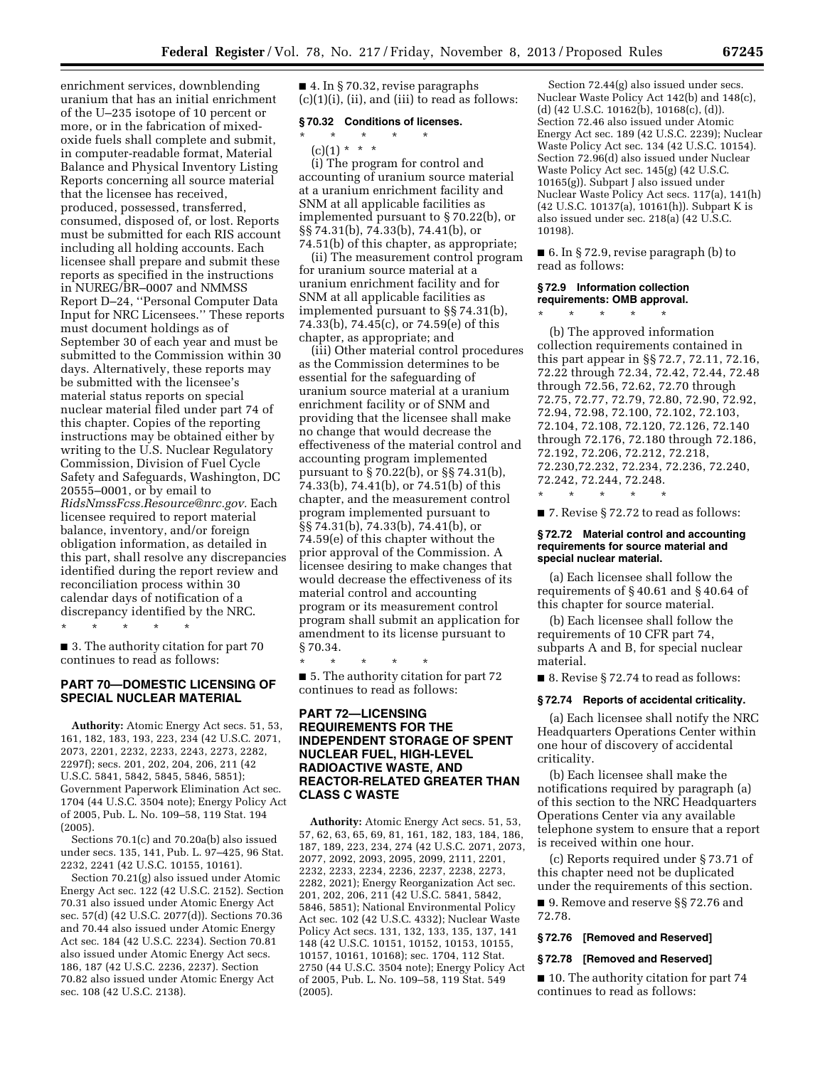enrichment services, downblending uranium that has an initial enrichment of the U–235 isotope of 10 percent or more, or in the fabrication of mixed-oxide fuels shall complete and submit, in computer-readable format, Material Balance and Physical Inventory Listing Reports concerning all source material that the licensee has received, produced, possessed, transferred, consumed, disposed of, or lost. Reports must be submitted for each RIS account including all holding accounts. Each licensee shall prepare and submit these reports as specified in the instructions in NUREG/BR–0007 and NMMSS Report D–24, ''Personal Computer Data Input for NRC Licensees.'' These reports must document holdings as of September 30 of each year and must be submitted to the Commission within 30 days. Alternatively, these reports may be submitted with the licensee's material status reports on special nuclear material filed under part 74 of this chapter. Copies of the reporting instructions may be obtained either by writing to the U.S. Nuclear Regulatory Commission, Division of Fuel Cycle Safety and Safeguards, Washington, DC 20555–0001, or by email to *RidsNmssFcss.Resource@nrc.gov.* Each licensee required to report material balance, inventory, and/or foreign obligation information, as detailed in this part, shall resolve any discrepancies identified during the report review and reconciliation process within 30 calendar days of notification of a discrepancy identified by the NRC.

\* \* \* \* \*

■ 3. The authority citation for part 70 continues to read as follows:

## PART 70—DOMESTIC LICENSING OF SPECIAL NUCLEAR MATERIAL

**Authority:** Atomic Energy Act secs. 51, 53, 161, 182, 183, 193, 223, 234 (42 U.S.C. 2071, 2073, 2201, 2232, 2233, 2243, 2273, 2282, 2297f); secs. 201, 202, 204, 206, 211 (42 U.S.C. 5841, 5842, 5845, 5846, 5851); Government Paperwork Elimination Act sec. 1704 (44 U.S.C. 3504 note); Energy Policy Act of 2005, Pub. L. No. 109–58, 119 Stat. 194 (2005).

Sections 70.1(c) and 70.20a(b) also issued under secs. 135, 141, Pub. L. 97–425, 96 Stat. 2232, 2241 (42 U.S.C. 10155, 10161).

Section 70.21(g) also issued under Atomic Energy Act sec. 122 (42 U.S.C. 2152). Section 70.31 also issued under Atomic Energy Act sec. 57(d) (42 U.S.C. 2077(d)). Sections 70.36 and 70.44 also issued under Atomic Energy Act sec. 184 (42 U.S.C. 2234). Section 70.81 also issued under Atomic Energy Act secs. 186, 187 (42 U.S.C. 2236, 2237). Section 70.82 also issued under Atomic Energy Act sec. 108 (42 U.S.C. 2138).

■ 4. In § 70.32, revise paragraphs (c)(1)(i), (ii), and (iii) to read as follows:

### § 70.32 Conditions of licenses.

\* \* \* \* \*

(c)(1) \* \* \*

(i) The program for control and accounting of uranium source material at a uranium enrichment facility and SNM at all applicable facilities as implemented pursuant to § 70.22(b), or §§ 74.31(b), 74.33(b), 74.41(b), or 74.51(b) of this chapter, as appropriate;

(ii) The measurement control program for uranium source material at a uranium enrichment facility and for SNM at all applicable facilities as implemented pursuant to §§ 74.31(b), 74.33(b), 74.45(c), or 74.59(e) of this chapter, as appropriate; and

(iii) Other material control procedures as the Commission determines to be essential for the safeguarding of uranium source material at a uranium enrichment facility or of SNM and providing that the licensee shall make no change that would decrease the effectiveness of the material control and accounting program implemented pursuant to § 70.22(b), or §§ 74.31(b), 74.33(b), 74.41(b), or 74.51(b) of this chapter, and the measurement control program implemented pursuant to §§ 74.31(b), 74.33(b), 74.41(b), or 74.59(e) of this chapter without the prior approval of the Commission. A licensee desiring to make changes that would decrease the effectiveness of its material control and accounting program or its measurement control program shall submit an application for amendment to its license pursuant to § 70.34.

\* \* \* \* \*

■ 5. The authority citation for part 72 continues to read as follows:

## PART 72—LICENSING REQUIREMENTS FOR THE INDEPENDENT STORAGE OF SPENT NUCLEAR FUEL, HIGH-LEVEL RADIOACTIVE WASTE, AND REACTOR-RELATED GREATER THAN CLASS C WASTE

**Authority:** Atomic Energy Act secs. 51, 53, 57, 62, 63, 65, 69, 81, 161, 182, 183, 184, 186, 187, 189, 223, 234, 274 (42 U.S.C. 2071, 2073, 2077, 2092, 2093, 2095, 2099, 2111, 2201, 2232, 2233, 2234, 2236, 2237, 2238, 2273, 2282, 2021); Energy Reorganization Act sec. 201, 202, 206, 211 (42 U.S.C. 5841, 5842, 5846, 5851); National Environmental Policy Act sec. 102 (42 U.S.C. 4332); Nuclear Waste Policy Act secs. 131, 132, 133, 135, 137, 141 148 (42 U.S.C. 10151, 10152, 10153, 10155, 10157, 10161, 10168); sec. 1704, 112 Stat. 2750 (44 U.S.C. 3504 note); Energy Policy Act of 2005, Pub. L. No. 109–58, 119 Stat. 549 (2005).

Section 72.44(g) also issued under secs. Nuclear Waste Policy Act 142(b) and 148(c), (d) (42 U.S.C. 10162(b), 10168(c), (d)). Section 72.46 also issued under Atomic Energy Act sec. 189 (42 U.S.C. 2239); Nuclear Waste Policy Act sec. 134 (42 U.S.C. 10154). Section 72.96(d) also issued under Nuclear Waste Policy Act sec. 145(g) (42 U.S.C. 10165(g)). Subpart J also issued under Nuclear Waste Policy Act secs. 117(a), 141(h) (42 U.S.C. 10137(a), 10161(h)). Subpart K is also issued under sec. 218(a) (42 U.S.C. 10198).

■ 6. In § 72.9, revise paragraph (b) to read as follows:

### § 72.9 Information collection requirements: OMB approval.

\* \* \* \* \*

(b) The approved information collection requirements contained in this part appear in §§ 72.7, 72.11, 72.16, 72.22 through 72.34, 72.42, 72.44, 72.48 through 72.56, 72.62, 72.70 through 72.75, 72.77, 72.79, 72.80, 72.90, 72.92, 72.94, 72.98, 72.100, 72.102, 72.103, 72.104, 72.108, 72.120, 72.126, 72.140 through 72.176, 72.180 through 72.186, 72.192, 72.206, 72.212, 72.218, 72.230,72.232, 72.234, 72.236, 72.240, 72.242, 72.244, 72.248.

\* \* \* \* \*

■ 7. Revise § 72.72 to read as follows:

### § 72.72 Material control and accounting requirements for source material and special nuclear material.

(a) Each licensee shall follow the requirements of § 40.61 and § 40.64 of this chapter for source material.

(b) Each licensee shall follow the requirements of 10 CFR part 74, subparts A and B, for special nuclear material.

■ 8. Revise § 72.74 to read as follows:

### § 72.74 Reports of accidental criticality.

(a) Each licensee shall notify the NRC Headquarters Operations Center within one hour of discovery of accidental criticality.

(b) Each licensee shall make the notifications required by paragraph (a) of this section to the NRC Headquarters Operations Center via any available telephone system to ensure that a report is received within one hour.

(c) Reports required under § 73.71 of this chapter need not be duplicated under the requirements of this section.

■ 9. Remove and reserve §§ 72.76 and 72.78.

### § 72.76 [Removed and Reserved]

### § 72.78 [Removed and Reserved]

■ 10. The authority citation for part 74 continues to read as follows: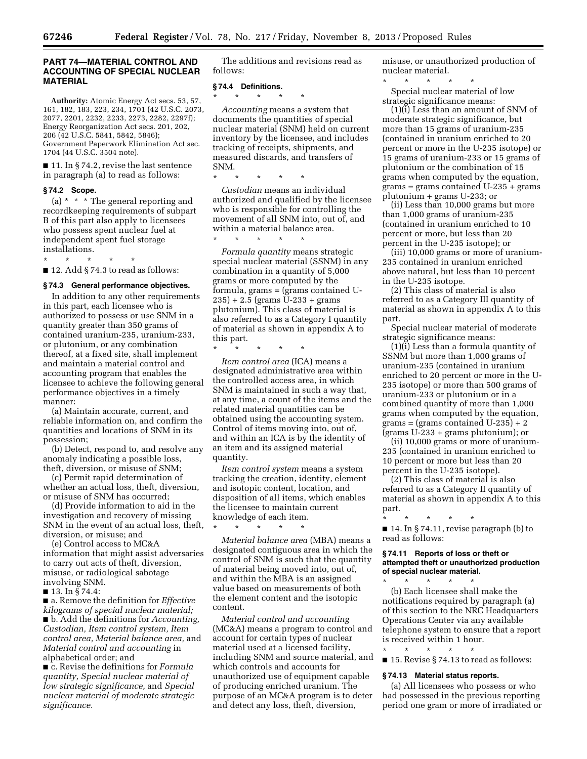## PART 74—MATERIAL CONTROL AND ACCOUNTING OF SPECIAL NUCLEAR MATERIAL

**Authority:** Atomic Energy Act secs. 53, 57, 161, 182, 183, 223, 234, 1701 (42 U.S.C. 2073, 2077, 2201, 2232, 2233, 2273, 2282, 2297f); Energy Reorganization Act secs. 201, 202, 206 (42 U.S.C. 5841, 5842, 5846); Government Paperwork Elimination Act sec. 1704 (44 U.S.C. 3504 note).

■ 11. In § 74.2, revise the last sentence in paragraph (a) to read as follows:

### § 74.2 Scope.

(a) * * * The general reporting and recordkeeping requirements of subpart B of this part also apply to licensees who possess spent nuclear fuel at independent spent fuel storage installations.

\* \* \* \* \*

■ 12. Add § 74.3 to read as follows:

### § 74.3 General performance objectives.

In addition to any other requirements in this part, each licensee who is authorized to possess or use SNM in a quantity greater than 350 grams of contained uranium-235, uranium-233, or plutonium, or any combination thereof, at a fixed site, shall implement and maintain a material control and accounting program that enables the licensee to achieve the following general performance objectives in a timely manner:

(a) Maintain accurate, current, and reliable information on, and confirm the quantities and locations of SNM in its possession;

(b) Detect, respond to, and resolve any anomaly indicating a possible loss, theft, diversion, or misuse of SNM;

(c) Permit rapid determination of whether an actual loss, theft, diversion, or misuse of SNM has occurred;

(d) Provide information to aid in the investigation and recovery of missing SNM in the event of an actual loss, theft, diversion, or misuse; and

(e) Control access to MC&A information that might assist adversaries to carry out acts of theft, diversion, misuse, or radiological sabotage involving SNM.

■ 13. In § 74.4:

■ a. Remove the definition for *Effective kilograms of special nuclear material;*

■ b. Add the definitions for *Accounting, Custodian, Item control system, Item control area, Material balance area,* and *Material control and accounting* in alphabetical order; and

■ c. Revise the definitions for *Formula quantity, Special nuclear material of low strategic significance,* and *Special nuclear material of moderate strategic significance.*

The additions and revisions read as follows:

### § 74.4 Definitions.

\* \* \* \* \*

*Accounting* means a system that documents the quantities of special nuclear material (SNM) held on current inventory by the licensee, and includes tracking of receipts, shipments, and measured discards, and transfers of SNM.

\* \* \* \* \*

*Custodian* means an individual authorized and qualified by the licensee who is responsible for controlling the movement of all SNM into, out of, and within a material balance area.

\* \* \* \* \*

*Formula quantity* means strategic special nuclear material (SSNM) in any combination in a quantity of 5,000 grams or more computed by the formula, grams = (grams contained U-235) + 2.5 (grams U-233 + grams plutonium). This class of material is also referred to as a Category I quantity of material as shown in appendix A to this part.

\* \* \* \* \*

*Item control area* (ICA) means a designated administrative area within the controlled access area, in which SNM is maintained in such a way that, at any time, a count of the items and the related material quantities can be obtained using the accounting system. Control of items moving into, out of, and within an ICA is by the identity of an item and its assigned material quantity.

*Item control system* means a system tracking the creation, identity, element and isotopic content, location, and disposition of all items, which enables the licensee to maintain current knowledge of each item.

\* \* \* \* \*

*Material balance area* (MBA) means a designated contiguous area in which the control of SNM is such that the quantity of material being moved into, out of, and within the MBA is an assigned value based on measurements of both the element content and the isotopic content.

*Material control and accounting* (MC&A) means a program to control and account for certain types of nuclear material used at a licensed facility, including SNM and source material, and which controls and accounts for unauthorized use of equipment capable of producing enriched uranium. The purpose of an MC&A program is to deter and detect any loss, theft, diversion, misuse, or unauthorized production of nuclear material.

\* \* \* \* \*

Special nuclear material of low strategic significance means:

(1)(i) Less than an amount of SNM of moderate strategic significance, but more than 15 grams of uranium-235 (contained in uranium enriched to 20 percent or more in the U-235 isotope) or 15 grams of uranium-233 or 15 grams of plutonium or the combination of 15 grams when computed by the equation, grams = grams contained U-235 + grams plutonium + grams U-233; or

(ii) Less than 10,000 grams but more than 1,000 grams of uranium-235 (contained in uranium enriched to 10 percent or more, but less than 20 percent in the U-235 isotope); or

(iii) 10,000 grams or more of uranium-235 contained in uranium enriched above natural, but less than 10 percent in the U-235 isotope.

(2) This class of material is also referred to as a Category III quantity of material as shown in appendix A to this part.

Special nuclear material of moderate strategic significance means:

(1)(i) Less than a formula quantity of SSNM but more than 1,000 grams of uranium-235 (contained in uranium enriched to 20 percent or more in the U-235 isotope) or more than 500 grams of uranium-233 or plutonium or in a combined quantity of more than 1,000 grams when computed by the equation, grams = (grams contained U-235) + 2 (grams U-233 + grams plutonium); or

(ii) 10,000 grams or more of uranium-235 (contained in uranium enriched to 10 percent or more but less than 20 percent in the U-235 isotope).

(2) This class of material is also referred to as a Category II quantity of material as shown in appendix A to this part.

\* \* \* \* \*

■ 14. In § 74.11, revise paragraph (b) to read as follows:

### § 74.11 Reports of loss or theft or attempted theft or unauthorized production of special nuclear material.

\* \* \* \* \*

(b) Each licensee shall make the notifications required by paragraph (a) of this section to the NRC Headquarters Operations Center via any available telephone system to ensure that a report is received within 1 hour.

\* \* \* \* \*

■ 15. Revise § 74.13 to read as follows:

### § 74.13 Material status reports.

(a) All licensees who possess or who had possessed in the previous reporting period one gram or more of irradiated or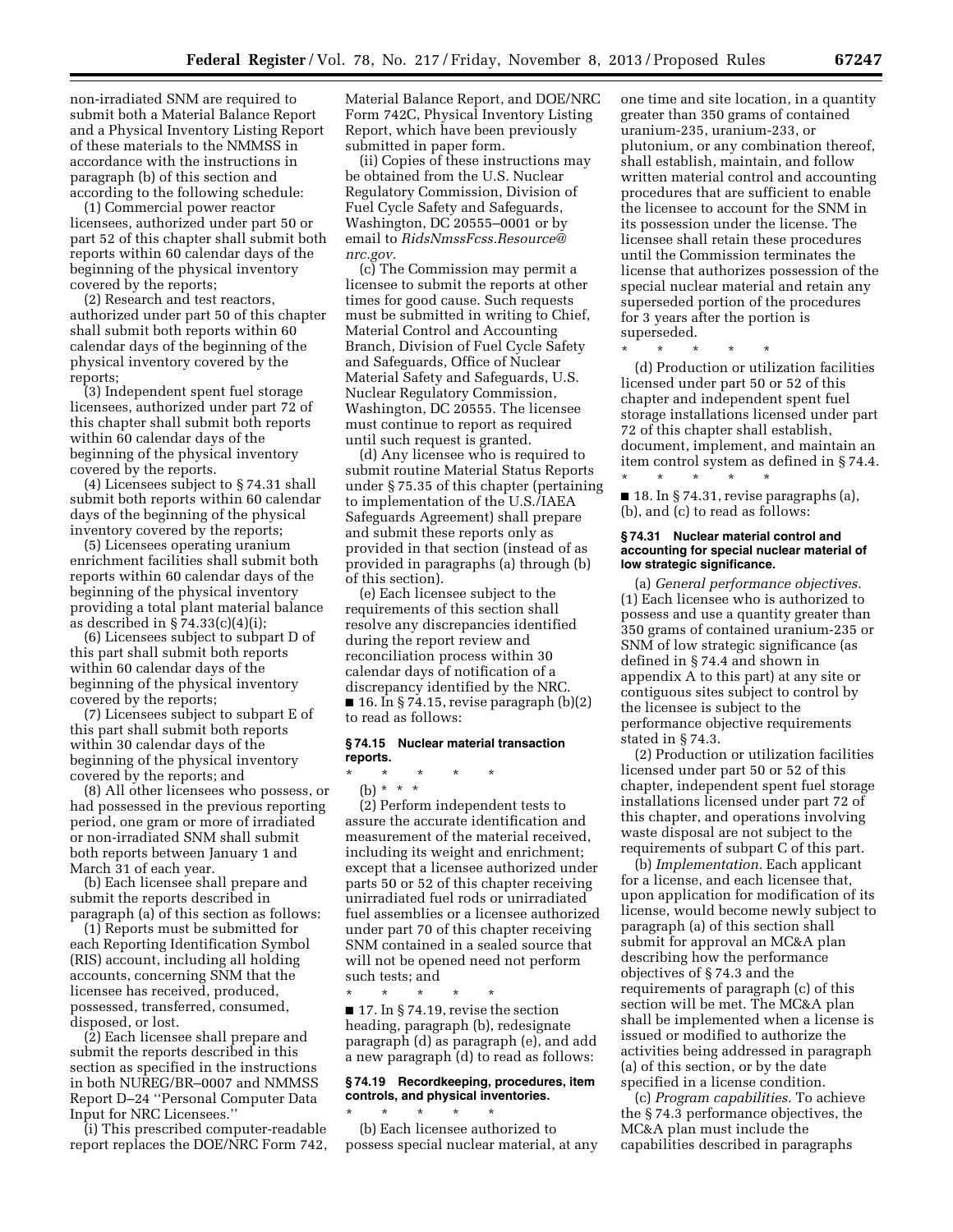non-irradiated SNM are required to submit both a Material Balance Report and a Physical Inventory Listing Report of these materials to the NMMSS in accordance with the instructions in paragraph (b) of this section and according to the following schedule:

(1) Commercial power reactor licensees, authorized under part 50 or part 52 of this chapter shall submit both reports within 60 calendar days of the beginning of the physical inventory covered by the reports;

(2) Research and test reactors, authorized under part 50 of this chapter shall submit both reports within 60 calendar days of the beginning of the physical inventory covered by the reports;

(3) Independent spent fuel storage licensees, authorized under part 72 of this chapter shall submit both reports within 60 calendar days of the beginning of the physical inventory covered by the reports.

(4) Licensees subject to § 74.31 shall submit both reports within 60 calendar days of the beginning of the physical inventory covered by the reports;

(5) Licensees operating uranium enrichment facilities shall submit both reports within 60 calendar days of the beginning of the physical inventory providing a total plant material balance as described in § 74.33(c)(4)(i);

(6) Licensees subject to subpart D of this part shall submit both reports within 60 calendar days of the beginning of the physical inventory covered by the reports;

(7) Licensees subject to subpart E of this part shall submit both reports within 30 calendar days of the beginning of the physical inventory covered by the reports; and

(8) All other licensees who possess, or had possessed in the previous reporting period, one gram or more of irradiated or non-irradiated SNM shall submit both reports between January 1 and March 31 of each year.

(b) Each licensee shall prepare and submit the reports described in paragraph (a) of this section as follows:

(1) Reports must be submitted for each Reporting Identification Symbol (RIS) account, including all holding accounts, concerning SNM that the licensee has received, produced, possessed, transferred, consumed, disposed, or lost.

(2) Each licensee shall prepare and submit the reports described in this section as specified in the instructions in both NUREG/BR–0007 and NMMSS Report D–24 ''Personal Computer Data Input for NRC Licensees.''

(i) This prescribed computer-readable report replaces the DOE/NRC Form 742, Material Balance Report, and DOE/NRC Form 742C, Physical Inventory Listing Report, which have been previously submitted in paper form.

(ii) Copies of these instructions may be obtained from the U.S. Nuclear Regulatory Commission, Division of Fuel Cycle Safety and Safeguards, Washington, DC 20555–0001 or by email to *RidsNmssFcss.Resource@nrc.gov.*

(c) The Commission may permit a licensee to submit the reports at other times for good cause. Such requests must be submitted in writing to Chief, Material Control and Accounting Branch, Division of Fuel Cycle Safety and Safeguards, Office of Nuclear Material Safety and Safeguards, U.S. Nuclear Regulatory Commission, Washington, DC 20555. The licensee must continue to report as required until such request is granted.

(d) Any licensee who is required to submit routine Material Status Reports under § 75.35 of this chapter (pertaining to implementation of the U.S./IAEA Safeguards Agreement) shall prepare and submit these reports only as provided in that section (instead of as provided in paragraphs (a) through (b) of this section).

(e) Each licensee subject to the requirements of this section shall resolve any discrepancies identified during the report review and reconciliation process within 30 calendar days of notification of a discrepancy identified by the NRC.

■ 16. In § 74.15, revise paragraph (b)(2) to read as follows:

**§ 74.15 Nuclear material transaction reports.**

\* \* \* \* \*

(b) \* \* \*

(2) Perform independent tests to assure the accurate identification and measurement of the material received, including its weight and enrichment; except that a licensee authorized under parts 50 or 52 of this chapter receiving unirradiated fuel rods or unirradiated fuel assemblies or a licensee authorized under part 70 of this chapter receiving SNM contained in a sealed source that will not be opened need not perform such tests; and

\* \* \* \* \*

■ 17. In § 74.19, revise the section heading, paragraph (b), redesignate paragraph (d) as paragraph (e), and add a new paragraph (d) to read as follows:

**§ 74.19 Recordkeeping, procedures, item controls, and physical inventories.**

\* \* \* \* \*

(b) Each licensee authorized to possess special nuclear material, at any one time and site location, in a quantity greater than 350 grams of contained uranium-235, uranium-233, or plutonium, or any combination thereof, shall establish, maintain, and follow written material control and accounting procedures that are sufficient to enable the licensee to account for the SNM in its possession under the license. The licensee shall retain these procedures until the Commission terminates the license that authorizes possession of the special nuclear material and retain any superseded portion of the procedures for 3 years after the portion is superseded.

\* \* \* \* \*

(d) Production or utilization facilities licensed under part 50 or 52 of this chapter and independent spent fuel storage installations licensed under part 72 of this chapter shall establish, document, implement, and maintain an item control system as defined in § 74.4.

\* \* \* \* \*

■ 18. In § 74.31, revise paragraphs (a), (b), and (c) to read as follows:

**§ 74.31 Nuclear material control and accounting for special nuclear material of low strategic significance.**

(a) *General performance objectives.* (1) Each licensee who is authorized to possess and use a quantity greater than 350 grams of contained uranium-235 or SNM of low strategic significance (as defined in § 74.4 and shown in appendix A to this part) at any site or contiguous sites subject to control by the licensee is subject to the performance objective requirements stated in § 74.3.

(2) Production or utilization facilities licensed under part 50 or 52 of this chapter, independent spent fuel storage installations licensed under part 72 of this chapter, and operations involving waste disposal are not subject to the requirements of subpart C of this part.

(b) *Implementation.* Each applicant for a license, and each licensee that, upon application for modification of its license, would become newly subject to paragraph (a) of this section shall submit for approval an MC&A plan describing how the performance objectives of § 74.3 and the requirements of paragraph (c) of this section will be met. The MC&A plan shall be implemented when a license is issued or modified to authorize the activities being addressed in paragraph (a) of this section, or by the date specified in a license condition.

(c) *Program capabilities.* To achieve the § 74.3 performance objectives, the MC&A plan must include the capabilities described in paragraphs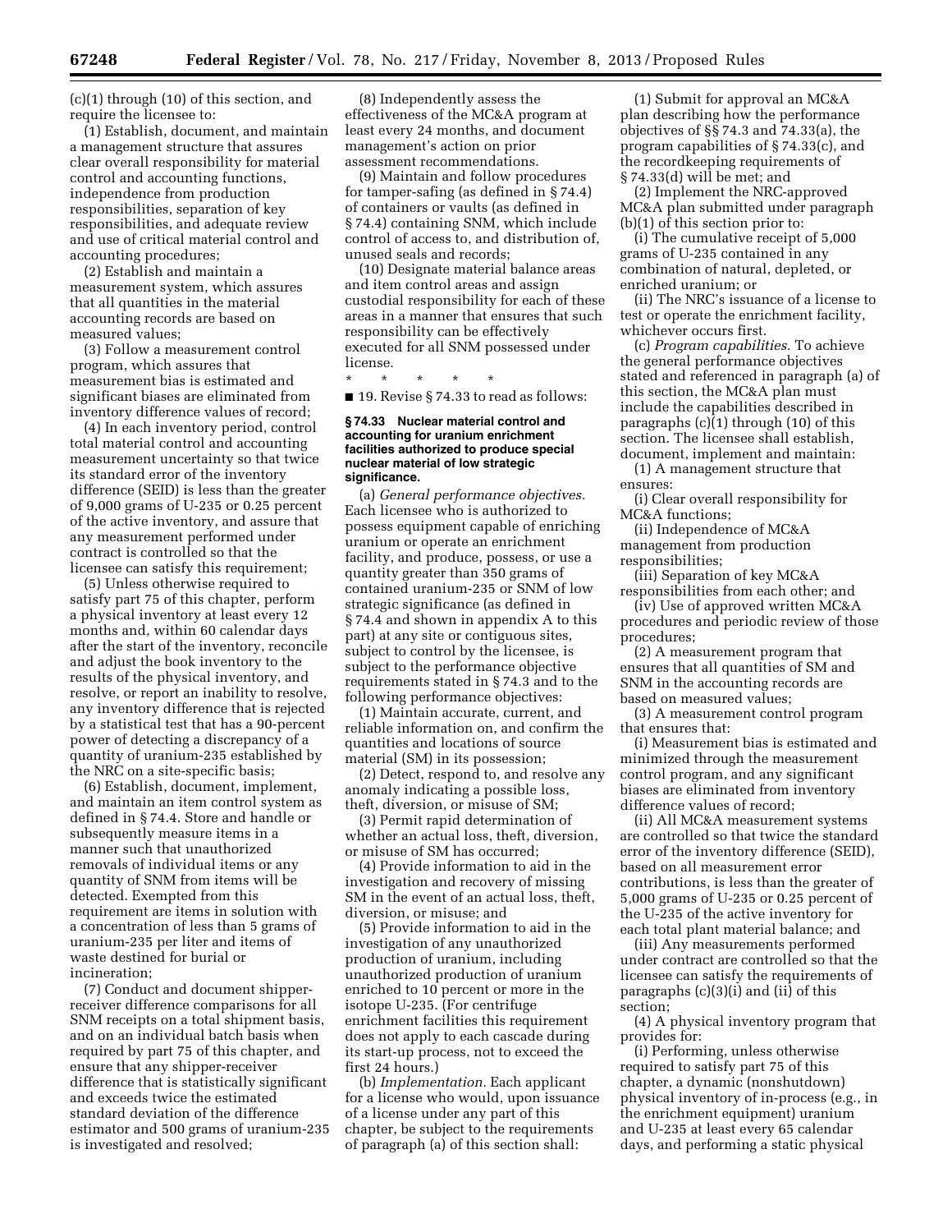(c)(1) through (10) of this section, and require the licensee to:

(1) Establish, document, and maintain a management structure that assures clear overall responsibility for material control and accounting functions, independence from production responsibilities, separation of key responsibilities, and adequate review and use of critical material control and accounting procedures;

(2) Establish and maintain a measurement system, which assures that all quantities in the material accounting records are based on measured values;

(3) Follow a measurement control program, which assures that measurement bias is estimated and significant biases are eliminated from inventory difference values of record;

(4) In each inventory period, control total material control and accounting measurement uncertainty so that twice its standard error of the inventory difference (SEID) is less than the greater of 9,000 grams of U-235 or 0.25 percent of the active inventory, and assure that any measurement performed under contract is controlled so that the licensee can satisfy this requirement;

(5) Unless otherwise required to satisfy part 75 of this chapter, perform a physical inventory at least every 12 months and, within 60 calendar days after the start of the inventory, reconcile and adjust the book inventory to the results of the physical inventory, and resolve, or report an inability to resolve, any inventory difference that is rejected by a statistical test that has a 90-percent power of detecting a discrepancy of a quantity of uranium-235 established by the NRC on a site-specific basis;

(6) Establish, document, implement, and maintain an item control system as defined in § 74.4. Store and handle or subsequently measure items in a manner such that unauthorized removals of individual items or any quantity of SNM from items will be detected. Exempted from this requirement are items in solution with a concentration of less than 5 grams of uranium-235 per liter and items of waste destined for burial or incineration;

(7) Conduct and document shipper-receiver difference comparisons for all SNM receipts on a total shipment basis, and on an individual batch basis when required by part 75 of this chapter, and ensure that any shipper-receiver difference that is statistically significant and exceeds twice the estimated standard deviation of the difference estimator and 500 grams of uranium-235 is investigated and resolved;

(8) Independently assess the effectiveness of the MC&A program at least every 24 months, and document management's action on prior assessment recommendations.

(9) Maintain and follow procedures for tamper-safing (as defined in § 74.4) of containers or vaults (as defined in § 74.4) containing SNM, which include control of access to, and distribution of, unused seals and records;

(10) Designate material balance areas and item control areas and assign custodial responsibility for each of these areas in a manner that ensures that such responsibility can be effectively executed for all SNM possessed under license.

\* \* \* \* \*

■ 19. Revise § 74.33 to read as follows:

**§ 74.33 Nuclear material control and accounting for uranium enrichment facilities authorized to produce special nuclear material of low strategic significance.**

(a) *General performance objectives.* Each licensee who is authorized to possess equipment capable of enriching uranium or operate an enrichment facility, and produce, possess, or use a quantity greater than 350 grams of contained uranium-235 or SNM of low strategic significance (as defined in § 74.4 and shown in appendix A to this part) at any site or contiguous sites, subject to control by the licensee, is subject to the performance objective requirements stated in § 74.3 and to the following performance objectives:

(1) Maintain accurate, current, and reliable information on, and confirm the quantities and locations of source material (SM) in its possession;

(2) Detect, respond to, and resolve any anomaly indicating a possible loss, theft, diversion, or misuse of SM;

(3) Permit rapid determination of whether an actual loss, theft, diversion, or misuse of SM has occurred;

(4) Provide information to aid in the investigation and recovery of missing SM in the event of an actual loss, theft, diversion, or misuse; and

(5) Provide information to aid in the investigation of any unauthorized production of uranium, including unauthorized production of uranium enriched to 10 percent or more in the isotope U-235. (For centrifuge enrichment facilities this requirement does not apply to each cascade during its start-up process, not to exceed the first 24 hours.)

(b) *Implementation.* Each applicant for a license who would, upon issuance of a license under any part of this chapter, be subject to the requirements of paragraph (a) of this section shall:

(1) Submit for approval an MC&A plan describing how the performance objectives of §§ 74.3 and 74.33(a), the program capabilities of § 74.33(c), and the recordkeeping requirements of § 74.33(d) will be met; and

(2) Implement the NRC-approved MC&A plan submitted under paragraph (b)(1) of this section prior to:

(i) The cumulative receipt of 5,000 grams of U-235 contained in any combination of natural, depleted, or enriched uranium; or

(ii) The NRC's issuance of a license to test or operate the enrichment facility, whichever occurs first.

(c) *Program capabilities.* To achieve the general performance objectives stated and referenced in paragraph (a) of this section, the MC&A plan must include the capabilities described in paragraphs (c)(1) through (10) of this section. The licensee shall establish, document, implement and maintain:

(1) A management structure that ensures:

(i) Clear overall responsibility for MC&A functions;

(ii) Independence of MC&A management from production responsibilities;

(iii) Separation of key MC&A responsibilities from each other; and

(iv) Use of approved written MC&A procedures and periodic review of those procedures;

(2) A measurement program that ensures that all quantities of SM and SNM in the accounting records are based on measured values;

(3) A measurement control program that ensures that:

(i) Measurement bias is estimated and minimized through the measurement control program, and any significant biases are eliminated from inventory difference values of record;

(ii) All MC&A measurement systems are controlled so that twice the standard error of the inventory difference (SEID), based on all measurement error contributions, is less than the greater of 5,000 grams of U-235 or 0.25 percent of the U-235 of the active inventory for each total plant material balance; and

(iii) Any measurements performed under contract are controlled so that the licensee can satisfy the requirements of paragraphs (c)(3)(i) and (ii) of this section;

(4) A physical inventory program that provides for:

(i) Performing, unless otherwise required to satisfy part 75 of this chapter, a dynamic (nonshutdown) physical inventory of in-process (e.g., in the enrichment equipment) uranium and U-235 at least every 65 calendar days, and performing a static physical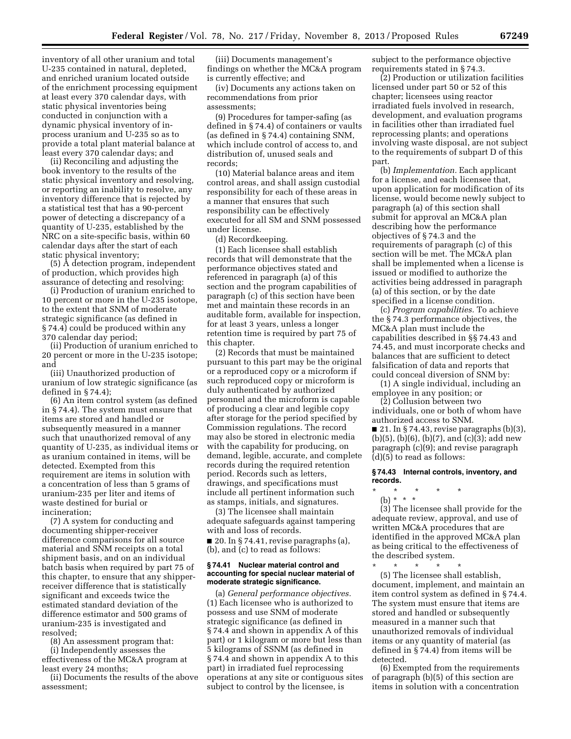inventory of all other uranium and total U-235 contained in natural, depleted, and enriched uranium located outside of the enrichment processing equipment at least every 370 calendar days, with static physical inventories being conducted in conjunction with a dynamic physical inventory of in-process uranium and U-235 so as to provide a total plant material balance at least every 370 calendar days; and

(ii) Reconciling and adjusting the book inventory to the results of the static physical inventory and resolving, or reporting an inability to resolve, any inventory difference that is rejected by a statistical test that has a 90-percent power of detecting a discrepancy of a quantity of U-235, established by the NRC on a site-specific basis, within 60 calendar days after the start of each static physical inventory;

(5) A detection program, independent of production, which provides high assurance of detecting and resolving:

(i) Production of uranium enriched to 10 percent or more in the U-235 isotope, to the extent that SNM of moderate strategic significance (as defined in § 74.4) could be produced within any 370 calendar day period;

(ii) Production of uranium enriched to 20 percent or more in the U-235 isotope; and

(iii) Unauthorized production of uranium of low strategic significance (as defined in § 74.4);

(6) An item control system (as defined in § 74.4). The system must ensure that items are stored and handled or subsequently measured in a manner such that unauthorized removal of any quantity of U-235, as individual items or as uranium contained in items, will be detected. Exempted from this requirement are items in solution with a concentration of less than 5 grams of uranium-235 per liter and items of waste destined for burial or incineration;

(7) A system for conducting and documenting shipper-receiver difference comparisons for all source material and SNM receipts on a total shipment basis, and on an individual batch basis when required by part 75 of this chapter, to ensure that any shipper-receiver difference that is statistically significant and exceeds twice the estimated standard deviation of the difference estimator and 500 grams of uranium-235 is investigated and resolved;

(8) An assessment program that:

(i) Independently assesses the effectiveness of the MC&A program at least every 24 months;

(ii) Documents the results of the above assessment;

(iii) Documents management's findings on whether the MC&A program is currently effective; and

(iv) Documents any actions taken on recommendations from prior assessments;

(9) Procedures for tamper-safing (as defined in § 74.4) of containers or vaults (as defined in § 74.4) containing SNM, which include control of access to, and distribution of, unused seals and records;

(10) Material balance areas and item control areas, and shall assign custodial responsibility for each of these areas in a manner that ensures that such responsibility can be effectively executed for all SM and SNM possessed under license.

(d) Recordkeeping.

(1) Each licensee shall establish records that will demonstrate that the performance objectives stated and referenced in paragraph (a) of this section and the program capabilities of paragraph (c) of this section have been met and maintain these records in an auditable form, available for inspection, for at least 3 years, unless a longer retention time is required by part 75 of this chapter.

(2) Records that must be maintained pursuant to this part may be the original or a reproduced copy or a microform if such reproduced copy or microform is duly authenticated by authorized personnel and the microform is capable of producing a clear and legible copy after storage for the period specified by Commission regulations. The record may also be stored in electronic media with the capability for producing, on demand, legible, accurate, and complete records during the required retention period. Records such as letters, drawings, and specifications must include all pertinent information such as stamps, initials, and signatures.

(3) The licensee shall maintain adequate safeguards against tampering with and loss of records.

■ 20. In § 74.41, revise paragraphs (a), (b), and (c) to read as follows:

### § 74.41 Nuclear material control and accounting for special nuclear material of moderate strategic significance.

(a) *General performance objectives.* (1) Each licensee who is authorized to possess and use SNM of moderate strategic significance (as defined in § 74.4 and shown in appendix A of this part) or 1 kilogram or more but less than 5 kilograms of SSNM (as defined in § 74.4 and shown in appendix A to this part) in irradiated fuel reprocessing operations at any site or contiguous sites subject to control by the licensee, is subject to the performance objective requirements stated in § 74.3.

(2) Production or utilization facilities licensed under part 50 or 52 of this chapter; licensees using reactor irradiated fuels involved in research, development, and evaluation programs in facilities other than irradiated fuel reprocessing plants; and operations involving waste disposal, are not subject to the requirements of subpart D of this part.

(b) *Implementation.* Each applicant for a license, and each licensee that, upon application for modification of its license, would become newly subject to paragraph (a) of this section shall submit for approval an MC&A plan describing how the performance objectives of § 74.3 and the requirements of paragraph (c) of this section will be met. The MC&A plan shall be implemented when a license is issued or modified to authorize the activities being addressed in paragraph (a) of this section, or by the date specified in a license condition.

(c) *Program capabilities.* To achieve the § 74.3 performance objectives, the MC&A plan must include the capabilities described in §§ 74.43 and 74.45, and must incorporate checks and balances that are sufficient to detect falsification of data and reports that could conceal diversion of SNM by:

(1) A single individual, including an employee in any position; or

(2) Collusion between two individuals, one or both of whom have authorized access to SNM.

■ 21. In § 74.43, revise paragraphs (b)(3), (b)(5), (b)(6), (b)(7), and (c)(3); add new paragraph (c)(9); and revise paragraph (d)(5) to read as follows:

### § 74.43 Internal controls, inventory, and records.

\* \* \* \* \*

(b) \* \* \*

(3) The licensee shall provide for the adequate review, approval, and use of written MC&A procedures that are identified in the approved MC&A plan as being critical to the effectiveness of the described system.

\* \* \* \* \*

(5) The licensee shall establish, document, implement, and maintain an item control system as defined in § 74.4. The system must ensure that items are stored and handled or subsequently measured in a manner such that unauthorized removals of individual items or any quantity of material (as defined in § 74.4) from items will be detected.

(6) Exempted from the requirements of paragraph (b)(5) of this section are items in solution with a concentration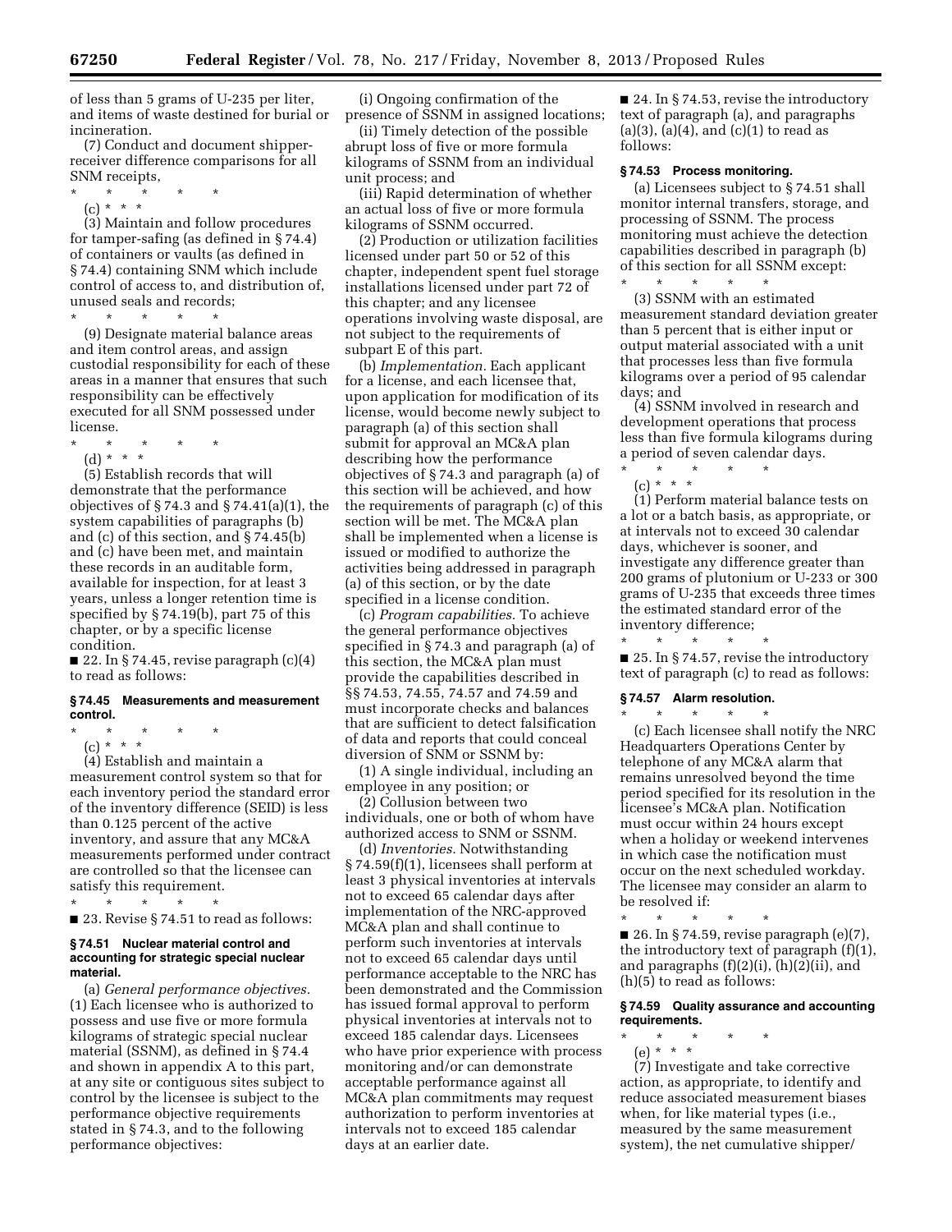of less than 5 grams of U-235 per liter, and items of waste destined for burial or incineration.

(7) Conduct and document shipper-receiver difference comparisons for all SNM receipts,

\* \* \* \* \*

(c) \* \* \*

(3) Maintain and follow procedures for tamper-safing (as defined in § 74.4) of containers or vaults (as defined in § 74.4) containing SNM which include control of access to, and distribution of, unused seals and records;

\* \* \* \* \*

(9) Designate material balance areas and item control areas, and assign custodial responsibility for each of these areas in a manner that ensures that such responsibility can be effectively executed for all SNM possessed under license.

\* \* \* \* \*

(d) \* \* \*

(5) Establish records that will demonstrate that the performance objectives of § 74.3 and § 74.41(a)(1), the system capabilities of paragraphs (b) and (c) of this section, and § 74.45(b) and (c) have been met, and maintain these records in an auditable form, available for inspection, for at least 3 years, unless a longer retention time is specified by § 74.19(b), part 75 of this chapter, or by a specific license condition.

■ 22. In § 74.45, revise paragraph (c)(4) to read as follows:

### § 74.45 Measurements and measurement control.

\* \* \* \* \*

(c) \* \* \*

(4) Establish and maintain a measurement control system so that for each inventory period the standard error of the inventory difference (SEID) is less than 0.125 percent of the active inventory, and assure that any MC&A measurements performed under contract are controlled so that the licensee can satisfy this requirement.

\* \* \* \* \*

■ 23. Revise § 74.51 to read as follows:

### § 74.51 Nuclear material control and accounting for strategic special nuclear material.

(a) *General performance objectives.* (1) Each licensee who is authorized to possess and use five or more formula kilograms of strategic special nuclear material (SSNM), as defined in § 74.4 and shown in appendix A to this part, at any site or contiguous sites subject to control by the licensee is subject to the performance objective requirements stated in § 74.3, and to the following performance objectives:

(i) Ongoing confirmation of the presence of SSNM in assigned locations;

(ii) Timely detection of the possible abrupt loss of five or more formula kilograms of SSNM from an individual unit process; and

(iii) Rapid determination of whether an actual loss of five or more formula kilograms of SSNM occurred.

(2) Production or utilization facilities licensed under part 50 or 52 of this chapter, independent spent fuel storage installations licensed under part 72 of this chapter; and any licensee operations involving waste disposal, are not subject to the requirements of subpart E of this part.

(b) *Implementation.* Each applicant for a license, and each licensee that, upon application for modification of its license, would become newly subject to paragraph (a) of this section shall submit for approval an MC&A plan describing how the performance objectives of § 74.3 and paragraph (a) of this section will be achieved, and how the requirements of paragraph (c) of this section will be met. The MC&A plan shall be implemented when a license is issued or modified to authorize the activities being addressed in paragraph (a) of this section, or by the date specified in a license condition.

(c) *Program capabilities.* To achieve the general performance objectives specified in § 74.3 and paragraph (a) of this section, the MC&A plan must provide the capabilities described in §§ 74.53, 74.55, 74.57 and 74.59 and must incorporate checks and balances that are sufficient to detect falsification of data and reports that could conceal diversion of SNM or SSNM by:

(1) A single individual, including an employee in any position; or

(2) Collusion between two individuals, one or both of whom have authorized access to SNM or SSNM.

(d) *Inventories.* Notwithstanding § 74.59(f)(1), licensees shall perform at least 3 physical inventories at intervals not to exceed 65 calendar days after implementation of the NRC-approved MC&A plan and shall continue to perform such inventories at intervals not to exceed 65 calendar days until performance acceptable to the NRC has been demonstrated and the Commission has issued formal approval to perform physical inventories at intervals not to exceed 185 calendar days. Licensees who have prior experience with process monitoring and/or can demonstrate acceptable performance against all MC&A plan commitments may request authorization to perform inventories at intervals not to exceed 185 calendar days at an earlier date.

■ 24. In § 74.53, revise the introductory text of paragraph (a), and paragraphs (a)(3), (a)(4), and (c)(1) to read as follows:

### § 74.53 Process monitoring.

(a) Licensees subject to § 74.51 shall monitor internal transfers, storage, and processing of SSNM. The process monitoring must achieve the detection capabilities described in paragraph (b) of this section for all SSNM except:

\* \* \* \* \*

(3) SSNM with an estimated measurement standard deviation greater than 5 percent that is either input or output material associated with a unit that processes less than five formula kilograms over a period of 95 calendar days; and

(4) SSNM involved in research and development operations that process less than five formula kilograms during a period of seven calendar days.

\* \* \* \* \*

(c) \* \* \*

(1) Perform material balance tests on a lot or a batch basis, as appropriate, or at intervals not to exceed 30 calendar days, whichever is sooner, and investigate any difference greater than 200 grams of plutonium or U-233 or 300 grams of U-235 that exceeds three times the estimated standard error of the inventory difference;

\* \* \* \* \*

■ 25. In § 74.57, revise the introductory text of paragraph (c) to read as follows:

### § 74.57 Alarm resolution.

\* \* \* \* \*

(c) Each licensee shall notify the NRC Headquarters Operations Center by telephone of any MC&A alarm that remains unresolved beyond the time period specified for its resolution in the licensee's MC&A plan. Notification must occur within 24 hours except when a holiday or weekend intervenes in which case the notification must occur on the next scheduled workday. The licensee may consider an alarm to be resolved if:

\* \* \* \* \*

■ 26. In § 74.59, revise paragraph (e)(7), the introductory text of paragraph (f)(1), and paragraphs (f)(2)(i), (h)(2)(ii), and (h)(5) to read as follows:

### § 74.59 Quality assurance and accounting requirements.

\* \* \* \* \*

(e) \* \* \*

(7) Investigate and take corrective action, as appropriate, to identify and reduce associated measurement biases when, for like material types (i.e., measured by the same measurement system), the net cumulative shipper/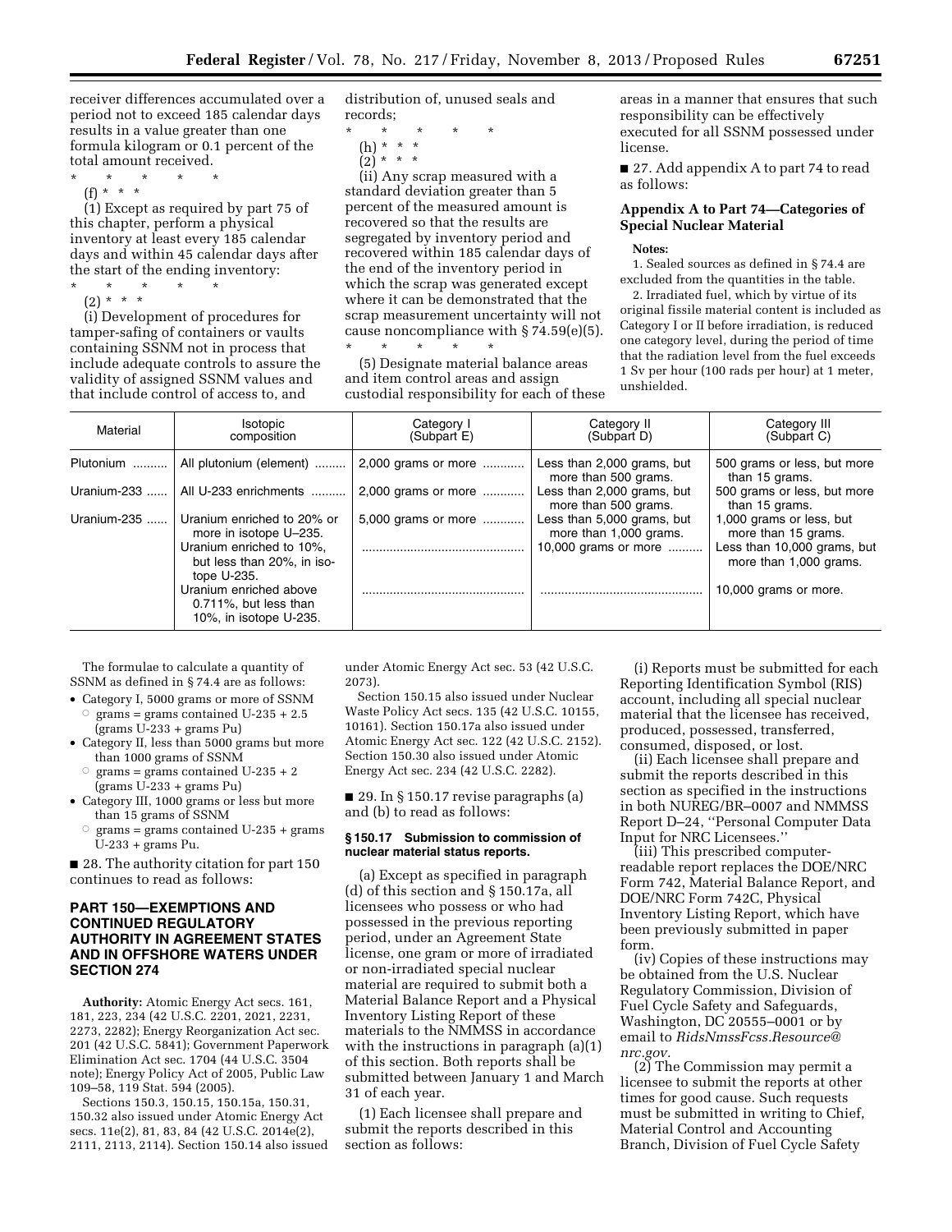receiver differences accumulated over a period not to exceed 185 calendar days results in a value greater than one formula kilogram or 0.1 percent of the total amount received.

\* \* \* \* \*

(f) \* \* \*

(1) Except as required by part 75 of this chapter, perform a physical inventory at least every 185 calendar days and within 45 calendar days after the start of the ending inventory:

\* \* \* \* \*

(2) \* \* \*

(i) Development of procedures for tamper-safing of containers or vaults containing SSNM not in process that include adequate controls to assure the validity of assigned SSNM values and that include control of access to, and distribution of, unused seals and records;

\* \* \* \* \*

(h) \* \* \*

(2) \* \* \*

(ii) Any scrap measured with a standard deviation greater than 5 percent of the measured amount is recovered so that the results are segregated by inventory period and recovered within 185 calendar days of the end of the inventory period in which the scrap was generated except where it can be demonstrated that the scrap measurement uncertainty will not cause noncompliance with § 74.59(e)(5).

\* \* \* \* \*

(5) Designate material balance areas and item control areas and assign custodial responsibility for each of these areas in a manner that ensures that such responsibility can be effectively executed for all SSNM possessed under license.

■ 27. Add appendix A to part 74 to read as follows:

## Appendix A to Part 74—Categories of Special Nuclear Material

**Notes:**

1. Sealed sources as defined in § 74.4 are excluded from the quantities in the table.

2. Irradiated fuel, which by virtue of its original fissile material content is included as Category I or II before irradiation, is reduced one category level, during the period of time that the radiation level from the fuel exceeds 1 Sv per hour (100 rads per hour) at 1 meter, unshielded.

| Material | Isotopic composition | Category I (Subpart E) | Category II (Subpart D) | Category III (Subpart C) |
|---|---|---|---|---|
| Plutonium | All plutonium (element) | 2,000 grams or more | Less than 2,000 grams, but more than 500 grams. | 500 grams or less, but more than 15 grams. |
| Uranium-233 | All U-233 enrichments | 2,000 grams or more | Less than 2,000 grams, but more than 500 grams. | 500 grams or less, but more than 15 grams. |
| Uranium-235 | Uranium enriched to 20% or more in isotope U–235. | 5,000 grams or more | Less than 5,000 grams, but more than 1,000 grams. | 1,000 grams or less, but more than 15 grams. |
| | Uranium enriched to 10%, but less than 20%, in isotope U-235. | | 10,000 grams or more | Less than 10,000 grams, but more than 1,000 grams. |
| | Uranium enriched above 0.711%, but less than 10%, in isotope U-235. | | | 10,000 grams or more. |

The formulae to calculate a quantity of SSNM as defined in § 74.4 are as follows:

- Category I, 5000 grams or more of SSNM
  - grams = grams contained U-235 + 2.5 (grams U-233 + grams Pu)
- Category II, less than 5000 grams but more than 1000 grams of SSNM
  - grams = grams contained U-235 + 2 (grams U-233 + grams Pu)
- Category III, 1000 grams or less but more than 15 grams of SSNM
  - grams = grams contained U-235 + grams U-233 + grams Pu.

■ 28. The authority citation for part 150 continues to read as follows:

## PART 150—EXEMPTIONS AND CONTINUED REGULATORY AUTHORITY IN AGREEMENT STATES AND IN OFFSHORE WATERS UNDER SECTION 274

**Authority:** Atomic Energy Act secs. 161, 181, 223, 234 (42 U.S.C. 2201, 2021, 2231, 2273, 2282); Energy Reorganization Act sec. 201 (42 U.S.C. 5841); Government Paperwork Elimination Act sec. 1704 (44 U.S.C. 3504 note); Energy Policy Act of 2005, Public Law 109–58, 119 Stat. 594 (2005).

Sections 150.3, 150.15, 150.15a, 150.31, 150.32 also issued under Atomic Energy Act secs. 11e(2), 81, 83, 84 (42 U.S.C. 2014e(2), 2111, 2113, 2114). Section 150.14 also issued under Atomic Energy Act sec. 53 (42 U.S.C. 2073).

Section 150.15 also issued under Nuclear Waste Policy Act secs. 135 (42 U.S.C. 10155, 10161). Section 150.17a also issued under Atomic Energy Act sec. 122 (42 U.S.C. 2152). Section 150.30 also issued under Atomic Energy Act sec. 234 (42 U.S.C. 2282).

■ 29. In § 150.17 revise paragraphs (a) and (b) to read as follows:

### § 150.17 Submission to commission of nuclear material status reports.

(a) Except as specified in paragraph (d) of this section and § 150.17a, all licensees who possess or who had possessed in the previous reporting period, under an Agreement State license, one gram or more of irradiated or non-irradiated special nuclear material are required to submit both a Material Balance Report and a Physical Inventory Listing Report of these materials to the NMMSS in accordance with the instructions in paragraph (a)(1) of this section. Both reports shall be submitted between January 1 and March 31 of each year.

(1) Each licensee shall prepare and submit the reports described in this section as follows:

(i) Reports must be submitted for each Reporting Identification Symbol (RIS) account, including all special nuclear material that the licensee has received, produced, possessed, transferred, consumed, disposed, or lost.

(ii) Each licensee shall prepare and submit the reports described in this section as specified in the instructions in both NUREG/BR–0007 and NMMSS Report D–24, ''Personal Computer Data Input for NRC Licensees.''

(iii) This prescribed computer-readable report replaces the DOE/NRC Form 742, Material Balance Report, and DOE/NRC Form 742C, Physical Inventory Listing Report, which have been previously submitted in paper form.

(iv) Copies of these instructions may be obtained from the U.S. Nuclear Regulatory Commission, Division of Fuel Cycle Safety and Safeguards, Washington, DC 20555–0001 or by email to *RidsNmssFcss.Resource@nrc.gov.*

(2) The Commission may permit a licensee to submit the reports at other times for good cause. Such requests must be submitted in writing to Chief, Material Control and Accounting Branch, Division of Fuel Cycle Safety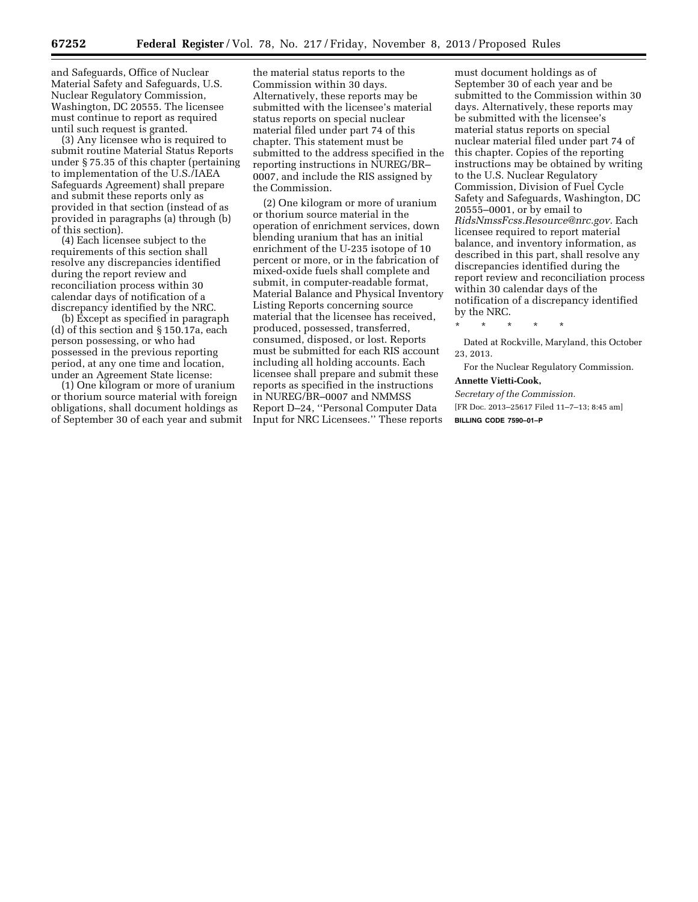and Safeguards, Office of Nuclear Material Safety and Safeguards, U.S. Nuclear Regulatory Commission, Washington, DC 20555. The licensee must continue to report as required until such request is granted.

(3) Any licensee who is required to submit routine Material Status Reports under § 75.35 of this chapter (pertaining to implementation of the U.S./IAEA Safeguards Agreement) shall prepare and submit these reports only as provided in that section (instead of as provided in paragraphs (a) through (b) of this section).

(4) Each licensee subject to the requirements of this section shall resolve any discrepancies identified during the report review and reconciliation process within 30 calendar days of notification of a discrepancy identified by the NRC.

(b) Except as specified in paragraph (d) of this section and § 150.17a, each person possessing, or who had possessed in the previous reporting period, at any one time and location, under an Agreement State license:

(1) One kilogram or more of uranium or thorium source material with foreign obligations, shall document holdings as of September 30 of each year and submit the material status reports to the Commission within 30 days. Alternatively, these reports may be submitted with the licensee's material status reports on special nuclear material filed under part 74 of this chapter. This statement must be submitted to the address specified in the reporting instructions in NUREG/BR–0007, and include the RIS assigned by the Commission.

(2) One kilogram or more of uranium or thorium source material in the operation of enrichment services, down blending uranium that has an initial enrichment of the U-235 isotope of 10 percent or more, or in the fabrication of mixed-oxide fuels shall complete and submit, in computer-readable format, Material Balance and Physical Inventory Listing Reports concerning source material that the licensee has received, produced, possessed, transferred, consumed, disposed, or lost. Reports must be submitted for each RIS account including all holding accounts. Each licensee shall prepare and submit these reports as specified in the instructions in NUREG/BR–0007 and NMMSS Report D–24, "Personal Computer Data Input for NRC Licensees." These reports must document holdings as of September 30 of each year and be submitted to the Commission within 30 days. Alternatively, these reports may be submitted with the licensee's material status reports on special nuclear material filed under part 74 of this chapter. Copies of the reporting instructions may be obtained by writing to the U.S. Nuclear Regulatory Commission, Division of Fuel Cycle Safety and Safeguards, Washington, DC 20555–0001, or by email to *RidsNmssFcss.Resource@nrc.gov.* Each licensee required to report material balance, and inventory information, as described in this part, shall resolve any discrepancies identified during the report review and reconciliation process within 30 calendar days of the notification of a discrepancy identified by the NRC.

\* \* \* \* \*

Dated at Rockville, Maryland, this October 23, 2013.

For the Nuclear Regulatory Commission.

**Annette Vietti-Cook,**

*Secretary of the Commission.*

[FR Doc. 2013–25617 Filed 11–7–13; 8:45 am]

**BILLING CODE 7590–01–P**